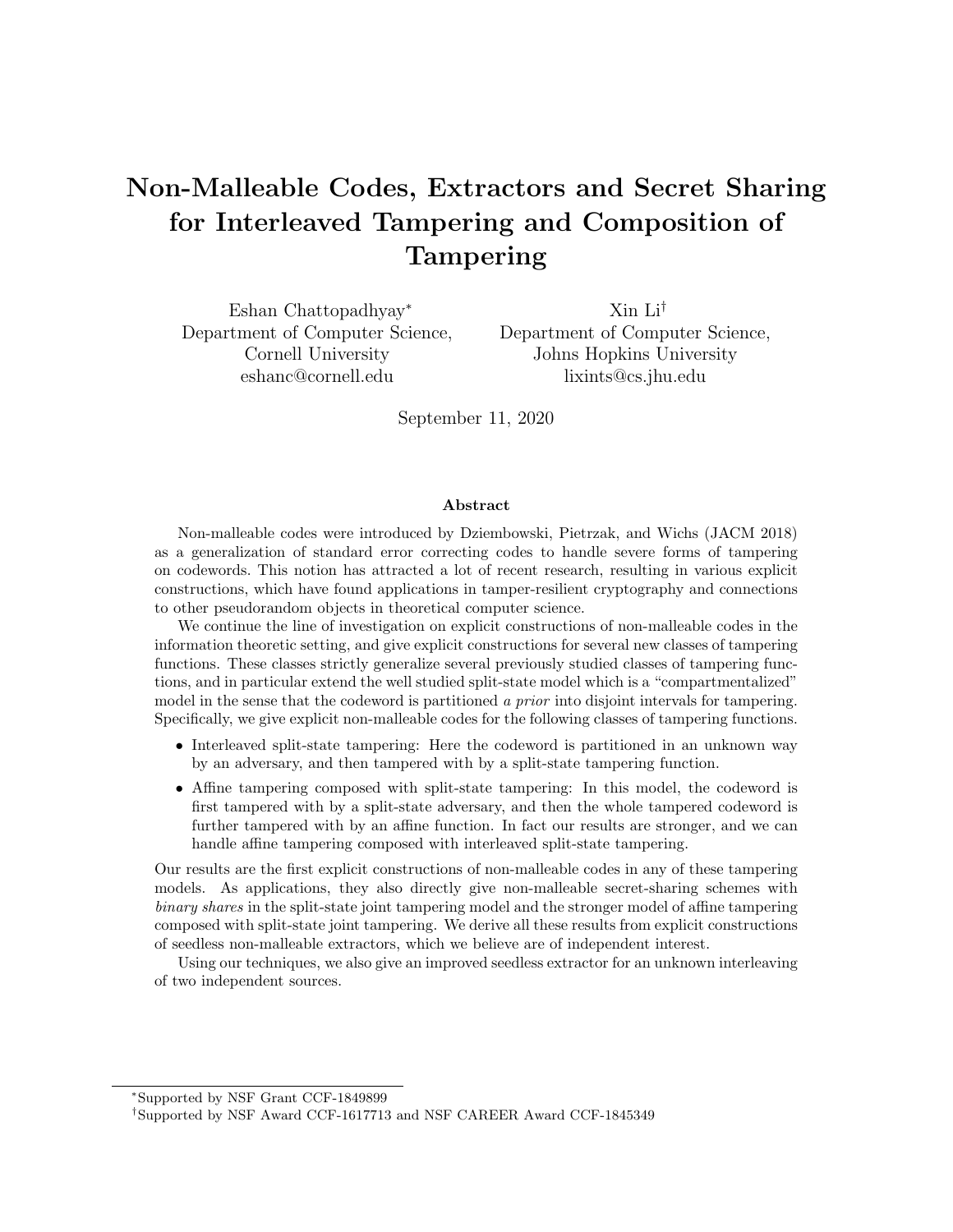# Non-Malleable Codes, Extractors and Secret Sharing for Interleaved Tampering and Composition of Tampering

Eshan Chattopadhyay*
Department of Computer Science,
Cornell University
eshanc@cornell.edu

Xin Li†
Department of Computer Science,
Johns Hopkins University
lixints@cs.jhu.edu

September 11, 2020

### Abstract

Non-malleable codes were introduced by Dziembowski, Pietrzak, and Wichs (JACM 2018) as a generalization of standard error correcting codes to handle severe forms of tampering on codewords. This notion has attracted a lot of recent research, resulting in various explicit constructions, which have found applications in tamper-resilient cryptography and connections to other pseudorandom objects in theoretical computer science.

We continue the line of investigation on explicit constructions of non-malleable codes in the information theoretic setting, and give explicit constructions for several new classes of tampering functions. These classes strictly generalize several previously studied classes of tampering functions, and in particular extend the well studied split-state model which is a "compartmentalized" model in the sense that the codeword is partitioned *a prior* into disjoint intervals for tampering. Specifically, we give explicit non-malleable codes for the following classes of tampering functions.

- Interleaved split-state tampering: Here the codeword is partitioned in an unknown way by an adversary, and then tampered with by a split-state tampering function.
- Affine tampering composed with split-state tampering: In this model, the codeword is first tampered with by a split-state adversary, and then the whole tampered codeword is further tampered with by an affine function. In fact our results are stronger, and we can handle affine tampering composed with interleaved split-state tampering.

Our results are the first explicit constructions of non-malleable codes in any of these tampering models. As applications, they also directly give non-malleable secret-sharing schemes with *binary shares* in the split-state joint tampering model and the stronger model of affine tampering composed with split-state joint tampering. We derive all these results from explicit constructions of seedless non-malleable extractors, which we believe are of independent interest.

Using our techniques, we also give an improved seedless extractor for an unknown interleaving of two independent sources.

*Supported by NSF Grant CCF-1849899
†Supported by NSF Award CCF-1617713 and NSF CAREER Award CCF-1845349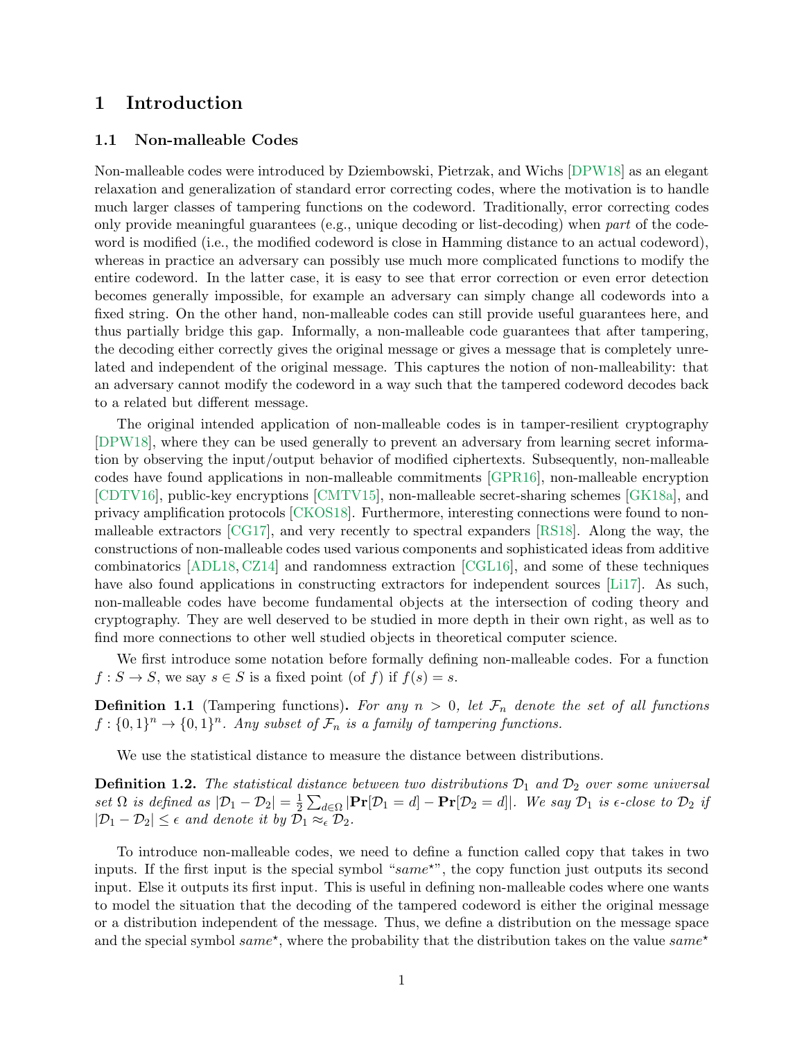# 1 Introduction

## 1.1 Non-malleable Codes

Non-malleable codes were introduced by Dziembowski, Pietrzak, and Wichs [DPW18] as an elegant relaxation and generalization of standard error correcting codes, where the motivation is to handle much larger classes of tampering functions on the codeword. Traditionally, error correcting codes only provide meaningful guarantees (e.g., unique decoding or list-decoding) when *part* of the codeword is modified (i.e., the modified codeword is close in Hamming distance to an actual codeword), whereas in practice an adversary can possibly use much more complicated functions to modify the entire codeword. In the latter case, it is easy to see that error correction or even error detection becomes generally impossible, for example an adversary can simply change all codewords into a fixed string. On the other hand, non-malleable codes can still provide useful guarantees here, and thus partially bridge this gap. Informally, a non-malleable code guarantees that after tampering, the decoding either correctly gives the original message or gives a message that is completely unrelated and independent of the original message. This captures the notion of non-malleability: that an adversary cannot modify the codeword in a way such that the tampered codeword decodes back to a related but different message.

The original intended application of non-malleable codes is in tamper-resilient cryptography [DPW18], where they can be used generally to prevent an adversary from learning secret information by observing the input/output behavior of modified ciphertexts. Subsequently, non-malleable codes have found applications in non-malleable commitments [GPR16], non-malleable encryption [CDTV16], public-key encryptions [CMTV15], non-malleable secret-sharing schemes [GK18a], and privacy amplification protocols [CKOS18]. Furthermore, interesting connections were found to non-malleable extractors [CG17], and very recently to spectral expanders [RS18]. Along the way, the constructions of non-malleable codes used various components and sophisticated ideas from additive combinatorics [ADL18, CZ14] and randomness extraction [CGL16], and some of these techniques have also found applications in constructing extractors for independent sources [Li17]. As such, non-malleable codes have become fundamental objects at the intersection of coding theory and cryptography. They are well deserved to be studied in more depth in their own right, as well as to find more connections to other well studied objects in theoretical computer science.

We first introduce some notation before formally defining non-malleable codes. For a function $f : S \to S$, we say $s \in S$ is a fixed point (of $f$) if $f(s) = s$.

**Definition 1.1** (Tampering functions)**.** *For any $n > 0$, let $\mathcal{F}_n$ denote the set of all functions $f : \{0,1\}^n \to \{0,1\}^n$. Any subset of $\mathcal{F}_n$ is a family of tampering functions.*

We use the statistical distance to measure the distance between distributions.

**Definition 1.2.** *The statistical distance between two distributions $\mathcal{D}_1$ and $\mathcal{D}_2$ over some universal set $\Omega$ is defined as $|\mathcal{D}_1 - \mathcal{D}_2| = \frac{1}{2}\sum_{d\in\Omega} |\mathbf{Pr}[\mathcal{D}_1 = d] - \mathbf{Pr}[\mathcal{D}_2 = d]|$. We say $\mathcal{D}_1$ is $\epsilon$-close to $\mathcal{D}_2$ if $|\mathcal{D}_1 - \mathcal{D}_2| \leq \epsilon$ and denote it by $\mathcal{D}_1 \approx_\epsilon \mathcal{D}_2$.*

To introduce non-malleable codes, we need to define a function called copy that takes in two inputs. If the first input is the special symbol "*same*$^\star$", the copy function just outputs its second input. Else it outputs its first input. This is useful in defining non-malleable codes where one wants to model the situation that the decoding of the tampered codeword is either the original message or a distribution independent of the message. Thus, we define a distribution on the message space and the special symbol *same*$^\star$, where the probability that the distribution takes on the value *same*$^\star$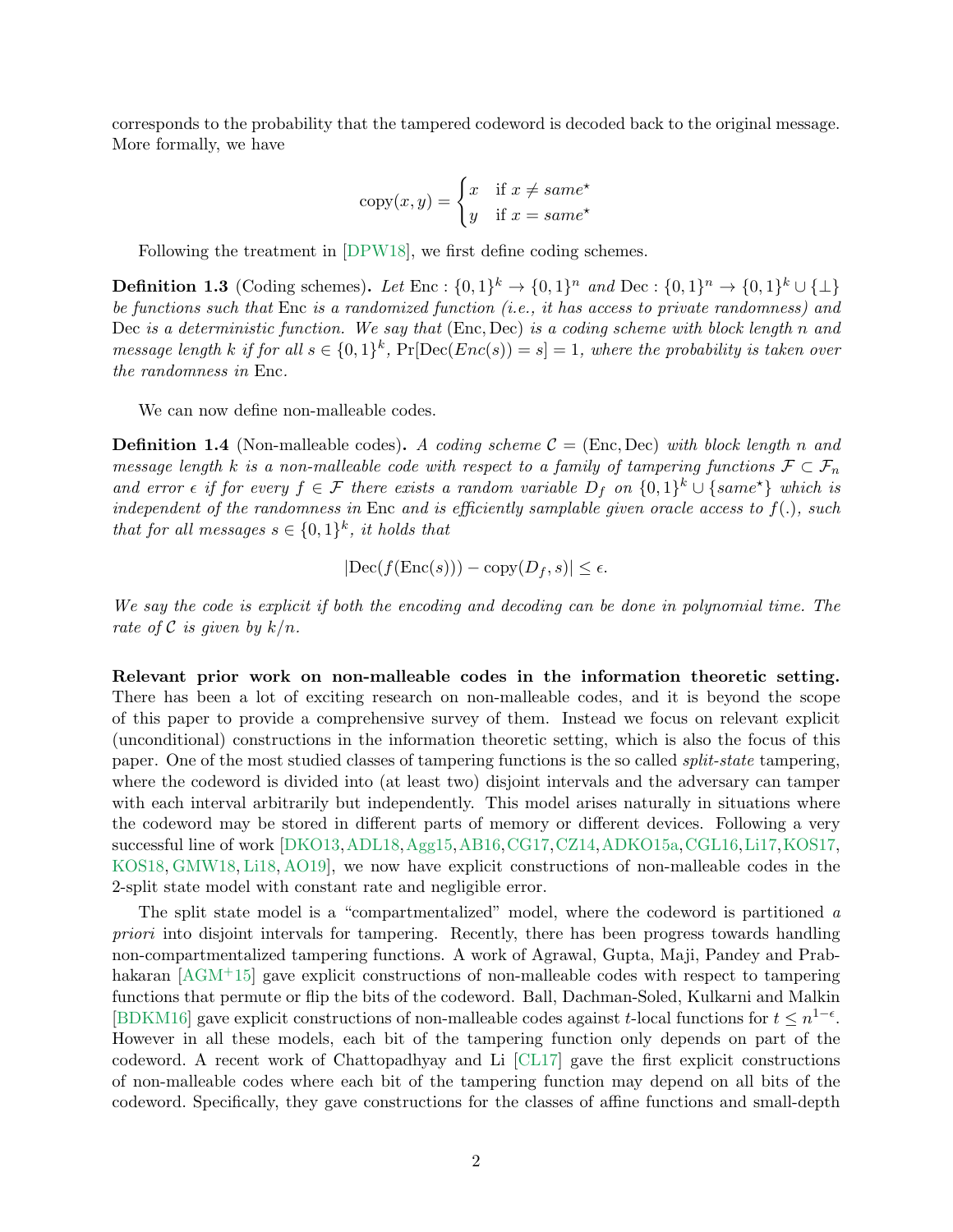corresponds to the probability that the tampered codeword is decoded back to the original message. More formally, we have

$$\text{copy}(x, y) = \begin{cases} x & \text{if } x \neq \textit{same}^\star \\ y & \text{if } x = \textit{same}^\star \end{cases}$$

Following the treatment in [DPW18], we first define coding schemes.

**Definition 1.3** (Coding schemes)**.** *Let* $\text{Enc} : \{0,1\}^k \to \{0,1\}^n$ *and* $\text{Dec} : \{0,1\}^n \to \{0,1\}^k \cup \{\perp\}$ *be functions such that* Enc *is a randomized function (i.e., it has access to private randomness) and* Dec *is a deterministic function. We say that* (Enc, Dec) *is a coding scheme with block length* $n$ *and message length* $k$ *if for all* $s \in \{0,1\}^k$*,* $\Pr[\text{Dec}(Enc(s)) = s] = 1$*, where the probability is taken over the randomness in* Enc*.*

We can now define non-malleable codes.

**Definition 1.4** (Non-malleable codes)**.** *A coding scheme* $\mathcal{C} = (\text{Enc}, \text{Dec})$ *with block length* $n$ *and message length* $k$ *is a non-malleable code with respect to a family of tampering functions* $\mathcal{F} \subset \mathcal{F}_n$ *and error* $\epsilon$ *if for every* $f \in \mathcal{F}$ *there exists a random variable* $D_f$ *on* $\{0,1\}^k \cup \{\textit{same}^\star\}$ *which is independent of the randomness in* Enc *and is efficiently samplable given oracle access to* $f(.)$*, such that for all messages* $s \in \{0,1\}^k$*, it holds that*

$$|\text{Dec}(f(\text{Enc}(s))) - \text{copy}(D_f, s)| \leq \epsilon.$$

*We say the code is explicit if both the encoding and decoding can be done in polynomial time. The rate of* $\mathcal{C}$ *is given by* $k/n$*.*

**Relevant prior work on non-malleable codes in the information theoretic setting.** There has been a lot of exciting research on non-malleable codes, and it is beyond the scope of this paper to provide a comprehensive survey of them. Instead we focus on relevant explicit (unconditional) constructions in the information theoretic setting, which is also the focus of this paper. One of the most studied classes of tampering functions is the so called *split-state* tampering, where the codeword is divided into (at least two) disjoint intervals and the adversary can tamper with each interval arbitrarily but independently. This model arises naturally in situations where the codeword may be stored in different parts of memory or different devices. Following a very successful line of work [DKO13, ADL18, Agg15, AB16, CG17, CZ14, ADKO15a, CGL16, Li17, KOS17, KOS18, GMW18, Li18, AO19], we now have explicit constructions of non-malleable codes in the 2-split state model with constant rate and negligible error.

The split state model is a "compartmentalized" model, where the codeword is partitioned *a priori* into disjoint intervals for tampering. Recently, there has been progress towards handling non-compartmentalized tampering functions. A work of Agrawal, Gupta, Maji, Pandey and Prabhakaran [AGM+15] gave explicit constructions of non-malleable codes with respect to tampering functions that permute or flip the bits of the codeword. Ball, Dachman-Soled, Kulkarni and Malkin [BDKM16] gave explicit constructions of non-malleable codes against $t$-local functions for $t \leq n^{1-\epsilon}$. However in all these models, each bit of the tampering function only depends on part of the codeword. A recent work of Chattopadhyay and Li [CL17] gave the first explicit constructions of non-malleable codes where each bit of the tampering function may depend on all bits of the codeword. Specifically, they gave constructions for the classes of affine functions and small-depth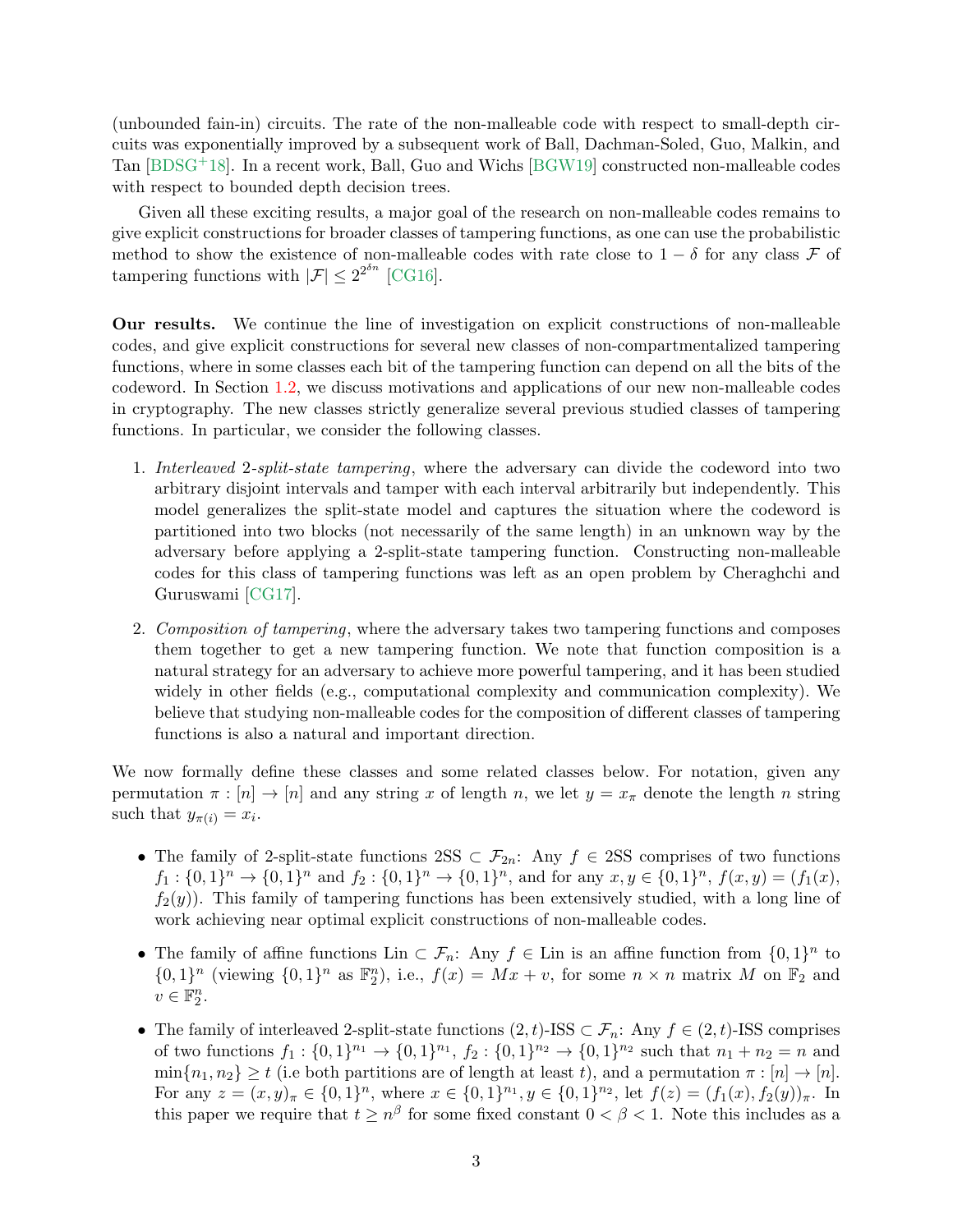(unbounded fain-in) circuits. The rate of the non-malleable code with respect to small-depth circuits was exponentially improved by a subsequent work of Ball, Dachman-Soled, Guo, Malkin, and Tan [BDSG+18]. In a recent work, Ball, Guo and Wichs [BGW19] constructed non-malleable codes with respect to bounded depth decision trees.

Given all these exciting results, a major goal of the research on non-malleable codes remains to give explicit constructions for broader classes of tampering functions, as one can use the probabilistic method to show the existence of non-malleable codes with rate close to $1-\delta$ for any class $\mathcal{F}$ of tampering functions with $|\mathcal{F}| \le 2^{2^{\delta n}}$ [CG16].

**Our results.** We continue the line of investigation on explicit constructions of non-malleable codes, and give explicit constructions for several new classes of non-compartmentalized tampering functions, where in some classes each bit of the tampering function can depend on all the bits of the codeword. In Section 1.2, we discuss motivations and applications of our new non-malleable codes in cryptography. The new classes strictly generalize several previous studied classes of tampering functions. In particular, we consider the following classes.

1. *Interleaved* 2*-split-state tampering*, where the adversary can divide the codeword into two arbitrary disjoint intervals and tamper with each interval arbitrarily but independently. This model generalizes the split-state model and captures the situation where the codeword is partitioned into two blocks (not necessarily of the same length) in an unknown way by the adversary before applying a 2-split-state tampering function. Constructing non-malleable codes for this class of tampering functions was left as an open problem by Cheraghchi and Guruswami [CG17].
2. *Composition of tampering*, where the adversary takes two tampering functions and composes them together to get a new tampering function. We note that function composition is a natural strategy for an adversary to achieve more powerful tampering, and it has been studied widely in other fields (e.g., computational complexity and communication complexity). We believe that studying non-malleable codes for the composition of different classes of tampering functions is also a natural and important direction.

We now formally define these classes and some related classes below. For notation, given any permutation $\pi : [n] \to [n]$ and any string $x$ of length $n$, we let $y = x_\pi$ denote the length $n$ string such that $y_{\pi(i)} = x_i$.

- The family of 2-split-state functions $2\text{SS} \subset \mathcal{F}_{2n}$: Any $f \in 2\text{SS}$ comprises of two functions $f_1 : \{0,1\}^n \to \{0,1\}^n$ and $f_2 : \{0,1\}^n \to \{0,1\}^n$, and for any $x, y \in \{0,1\}^n$, $f(x,y) = (f_1(x), f_2(y))$. This family of tampering functions has been extensively studied, with a long line of work achieving near optimal explicit constructions of non-malleable codes.
- The family of affine functions $\text{Lin} \subset \mathcal{F}_n$: Any $f \in \text{Lin}$ is an affine function from $\{0,1\}^n$ to $\{0,1\}^n$ (viewing $\{0,1\}^n$ as $\mathbb{F}_2^n$), i.e., $f(x) = Mx + v$, for some $n \times n$ matrix $M$ on $\mathbb{F}_2$ and $v \in \mathbb{F}_2^n$.
- The family of interleaved 2-split-state functions $(2,t)$-ISS $\subset \mathcal{F}_n$: Any $f \in (2,t)$-ISS comprises of two functions $f_1 : \{0,1\}^{n_1} \to \{0,1\}^{n_1}$, $f_2 : \{0,1\}^{n_2} \to \{0,1\}^{n_2}$ such that $n_1 + n_2 = n$ and $\min\{n_1, n_2\} \ge t$ (i.e both partitions are of length at least $t$), and a permutation $\pi : [n] \to [n]$. For any $z = (x,y)_\pi \in \{0,1\}^n$, where $x \in \{0,1\}^{n_1}, y \in \{0,1\}^{n_2}$, let $f(z) = (f_1(x), f_2(y))_\pi$. In this paper we require that $t \ge n^\beta$ for some fixed constant $0 < \beta < 1$. Note this includes as a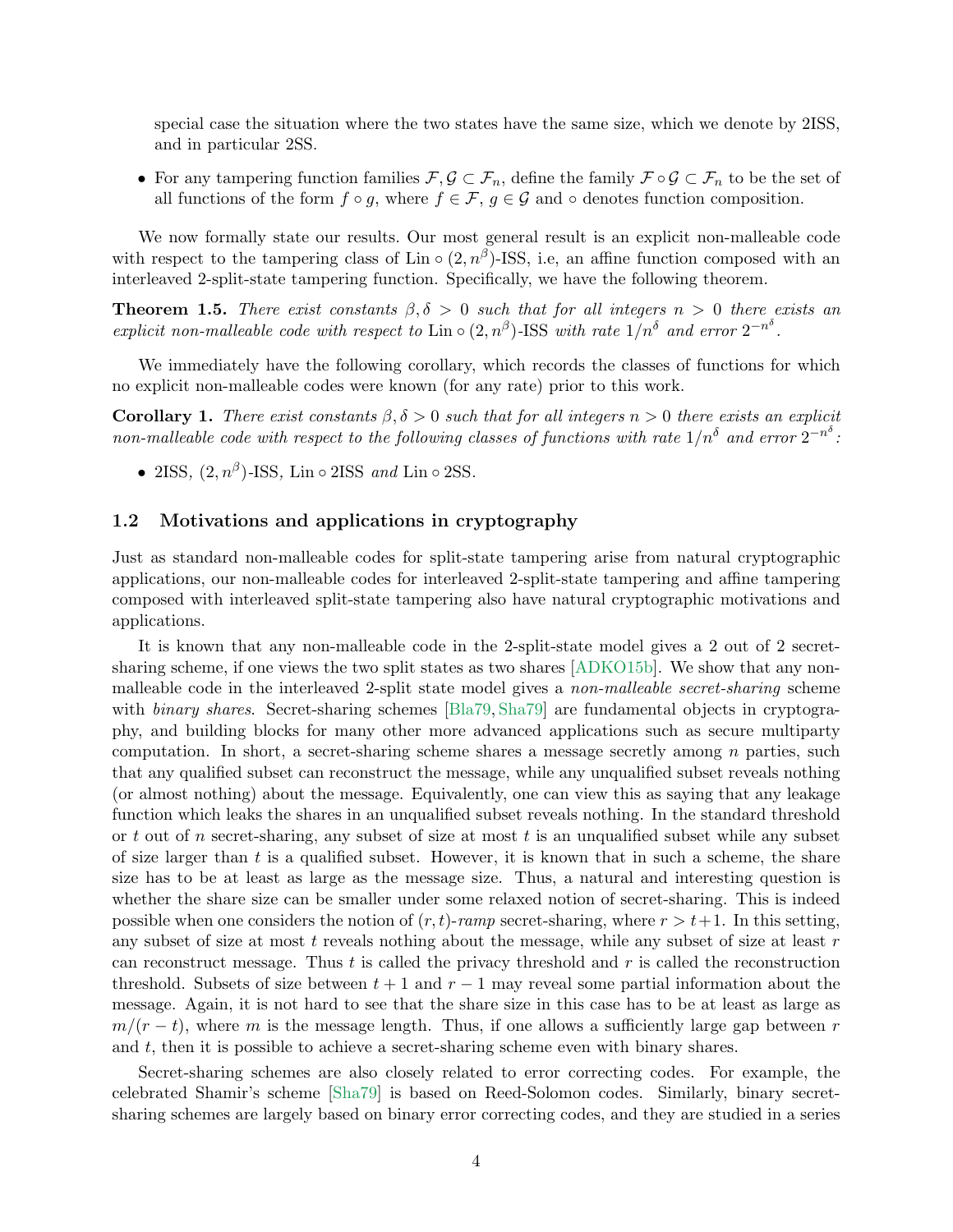special case the situation where the two states have the same size, which we denote by 2ISS, and in particular 2SS.

- For any tampering function families $\mathcal{F}, \mathcal{G} \subset \mathcal{F}_n$, define the family $\mathcal{F} \circ \mathcal{G} \subset \mathcal{F}_n$ to be the set of all functions of the form $f \circ g$, where $f \in \mathcal{F}$, $g \in \mathcal{G}$ and $\circ$ denotes function composition.

We now formally state our results. Our most general result is an explicit non-malleable code with respect to the tampering class of $\text{Lin} \circ (2, n^{\beta})$-ISS, i.e, an affine function composed with an interleaved 2-split-state tampering function. Specifically, we have the following theorem.

**Theorem 1.5.** *There exist constants $\beta, \delta > 0$ such that for all integers $n > 0$ there exists an explicit non-malleable code with respect to $\text{Lin} \circ (2, n^{\beta})$-ISS with rate $1/n^{\delta}$ and error $2^{-n^{\delta}}$.*

We immediately have the following corollary, which records the classes of functions for which no explicit non-malleable codes were known (for any rate) prior to this work.

**Corollary 1.** *There exist constants $\beta, \delta > 0$ such that for all integers $n > 0$ there exists an explicit non-malleable code with respect to the following classes of functions with rate $1/n^{\delta}$ and error $2^{-n^{\delta}}$:*

- *2ISS, $(2, n^{\beta})$-ISS, $\text{Lin} \circ$ 2ISS and $\text{Lin} \circ$ 2SS.*

## 1.2 Motivations and applications in cryptography

Just as standard non-malleable codes for split-state tampering arise from natural cryptographic applications, our non-malleable codes for interleaved 2-split-state tampering and affine tampering composed with interleaved split-state tampering also have natural cryptographic motivations and applications.

It is known that any non-malleable code in the 2-split-state model gives a 2 out of 2 secret-sharing scheme, if one views the two split states as two shares [ADKO15b]. We show that any non-malleable code in the interleaved 2-split state model gives a *non-malleable secret-sharing* scheme with *binary shares*. Secret-sharing schemes [Bla79, Sha79] are fundamental objects in cryptography, and building blocks for many other more advanced applications such as secure multiparty computation. In short, a secret-sharing scheme shares a message secretly among $n$ parties, such that any qualified subset can reconstruct the message, while any unqualified subset reveals nothing (or almost nothing) about the message. Equivalently, one can view this as saying that any leakage function which leaks the shares in an unqualified subset reveals nothing. In the standard threshold or $t$ out of $n$ secret-sharing, any subset of size at most $t$ is an unqualified subset while any subset of size larger than $t$ is a qualified subset. However, it is known that in such a scheme, the share size has to be at least as large as the message size. Thus, a natural and interesting question is whether the share size can be smaller under some relaxed notion of secret-sharing. This is indeed possible when one considers the notion of $(r, t)$-*ramp* secret-sharing, where $r > t+1$. In this setting, any subset of size at most $t$ reveals nothing about the message, while any subset of size at least $r$ can reconstruct message. Thus $t$ is called the privacy threshold and $r$ is called the reconstruction threshold. Subsets of size between $t + 1$ and $r - 1$ may reveal some partial information about the message. Again, it is not hard to see that the share size in this case has to be at least as large as $m/(r - t)$, where $m$ is the message length. Thus, if one allows a sufficiently large gap between $r$ and $t$, then it is possible to achieve a secret-sharing scheme even with binary shares.

Secret-sharing schemes are also closely related to error correcting codes. For example, the celebrated Shamir's scheme [Sha79] is based on Reed-Solomon codes. Similarly, binary secret-sharing schemes are largely based on binary error correcting codes, and they are studied in a series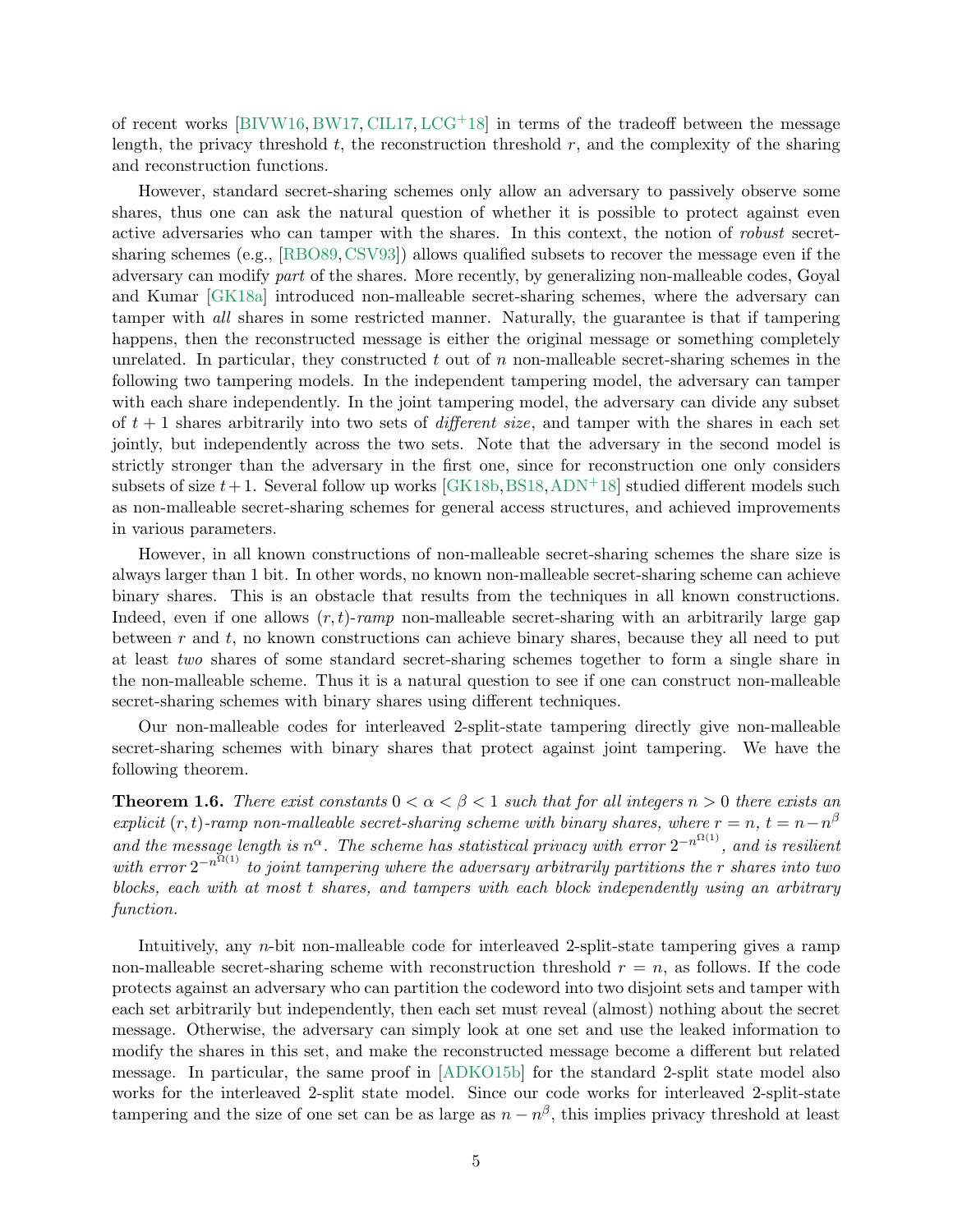of recent works [BIVW16, BW17, CIL17, LCG+18] in terms of the tradeoff between the message length, the privacy threshold $t$, the reconstruction threshold $r$, and the complexity of the sharing and reconstruction functions.

However, standard secret-sharing schemes only allow an adversary to passively observe some shares, thus one can ask the natural question of whether it is possible to protect against even active adversaries who can tamper with the shares. In this context, the notion of *robust* secret-sharing schemes (e.g., [RBO89, CSV93]) allows qualified subsets to recover the message even if the adversary can modify *part* of the shares. More recently, by generalizing non-malleable codes, Goyal and Kumar [GK18a] introduced non-malleable secret-sharing schemes, where the adversary can tamper with *all* shares in some restricted manner. Naturally, the guarantee is that if tampering happens, then the reconstructed message is either the original message or something completely unrelated. In particular, they constructed $t$ out of $n$ non-malleable secret-sharing schemes in the following two tampering models. In the independent tampering model, the adversary can tamper with each share independently. In the joint tampering model, the adversary can divide any subset of $t+1$ shares arbitrarily into two sets of *different size*, and tamper with the shares in each set jointly, but independently across the two sets. Note that the adversary in the second model is strictly stronger than the adversary in the first one, since for reconstruction one only considers subsets of size $t+1$. Several follow up works [GK18b, BS18, ADN+18] studied different models such as non-malleable secret-sharing schemes for general access structures, and achieved improvements in various parameters.

However, in all known constructions of non-malleable secret-sharing schemes the share size is always larger than 1 bit. In other words, no known non-malleable secret-sharing scheme can achieve binary shares. This is an obstacle that results from the techniques in all known constructions. Indeed, even if one allows $(r,t)$-*ramp* non-malleable secret-sharing with an arbitrarily large gap between $r$ and $t$, no known constructions can achieve binary shares, because they all need to put at least *two* shares of some standard secret-sharing schemes together to form a single share in the non-malleable scheme. Thus it is a natural question to see if one can construct non-malleable secret-sharing schemes with binary shares using different techniques.

Our non-malleable codes for interleaved 2-split-state tampering directly give non-malleable secret-sharing schemes with binary shares that protect against joint tampering. We have the following theorem.

**Theorem 1.6.** *There exist constants $0 < \alpha < \beta < 1$ such that for all integers $n > 0$ there exists an explicit $(r,t)$-ramp non-malleable secret-sharing scheme with binary shares, where $r = n$, $t = n - n^{\beta}$ and the message length is $n^{\alpha}$. The scheme has statistical privacy with error $2^{-n^{\Omega(1)}}$, and is resilient with error $2^{-n^{\Omega(1)}}$ to joint tampering where the adversary arbitrarily partitions the $r$ shares into two blocks, each with at most $t$ shares, and tampers with each block independently using an arbitrary function.*

Intuitively, any $n$-bit non-malleable code for interleaved 2-split-state tampering gives a ramp non-malleable secret-sharing scheme with reconstruction threshold $r = n$, as follows. If the code protects against an adversary who can partition the codeword into two disjoint sets and tamper with each set arbitrarily but independently, then each set must reveal (almost) nothing about the secret message. Otherwise, the adversary can simply look at one set and use the leaked information to modify the shares in this set, and make the reconstructed message become a different but related message. In particular, the same proof in [ADKO15b] for the standard 2-split state model also works for the interleaved 2-split state model. Since our code works for interleaved 2-split-state tampering and the size of one set can be as large as $n - n^{\beta}$, this implies privacy threshold at least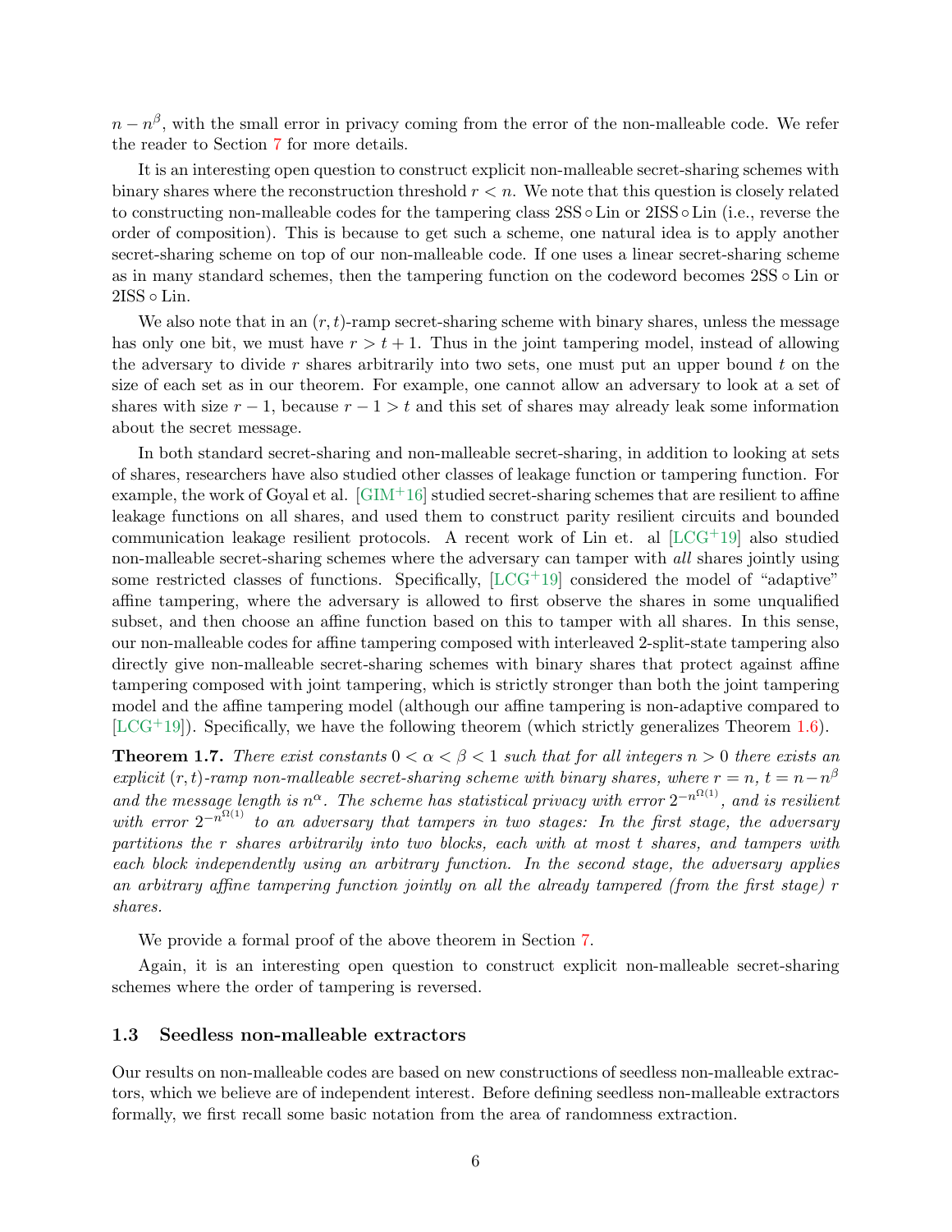$n - n^{\beta}$, with the small error in privacy coming from the error of the non-malleable code. We refer the reader to Section 7 for more details.

It is an interesting open question to construct explicit non-malleable secret-sharing schemes with binary shares where the reconstruction threshold $r < n$. We note that this question is closely related to constructing non-malleable codes for the tampering class $2\mathsf{SS} \circ \mathsf{Lin}$ or $2\mathsf{ISS} \circ \mathsf{Lin}$ (i.e., reverse the order of composition). This is because to get such a scheme, one natural idea is to apply another secret-sharing scheme on top of our non-malleable code. If one uses a linear secret-sharing scheme as in many standard schemes, then the tampering function on the codeword becomes $2\mathsf{SS} \circ \mathsf{Lin}$ or $2\mathsf{ISS} \circ \mathsf{Lin}$.

We also note that in an $(r, t)$-ramp secret-sharing scheme with binary shares, unless the message has only one bit, we must have $r > t + 1$. Thus in the joint tampering model, instead of allowing the adversary to divide $r$ shares arbitrarily into two sets, one must put an upper bound $t$ on the size of each set as in our theorem. For example, one cannot allow an adversary to look at a set of shares with size $r - 1$, because $r - 1 > t$ and this set of shares may already leak some information about the secret message.

In both standard secret-sharing and non-malleable secret-sharing, in addition to looking at sets of shares, researchers have also studied other classes of leakage function or tampering function. For example, the work of Goyal et al. [GIM+16] studied secret-sharing schemes that are resilient to affine leakage functions on all shares, and used them to construct parity resilient circuits and bounded communication leakage resilient protocols. A recent work of Lin et. al [LCG+19] also studied non-malleable secret-sharing schemes where the adversary can tamper with *all* shares jointly using some restricted classes of functions. Specifically, [LCG+19] considered the model of "adaptive" affine tampering, where the adversary is allowed to first observe the shares in some unqualified subset, and then choose an affine function based on this to tamper with all shares. In this sense, our non-malleable codes for affine tampering composed with interleaved 2-split-state tampering also directly give non-malleable secret-sharing schemes with binary shares that protect against affine tampering composed with joint tampering, which is strictly stronger than both the joint tampering model and the affine tampering model (although our affine tampering is non-adaptive compared to [LCG+19]). Specifically, we have the following theorem (which strictly generalizes Theorem 1.6).

**Theorem 1.7.** *There exist constants $0 < \alpha < \beta < 1$ such that for all integers $n > 0$ there exists an explicit $(r, t)$-ramp non-malleable secret-sharing scheme with binary shares, where $r = n$, $t = n - n^{\beta}$ and the message length is $n^{\alpha}$. The scheme has statistical privacy with error $2^{-n^{\Omega(1)}}$, and is resilient with error $2^{-n^{\Omega(1)}}$ to an adversary that tampers in two stages: In the first stage, the adversary partitions the $r$ shares arbitrarily into two blocks, each with at most $t$ shares, and tampers with each block independently using an arbitrary function. In the second stage, the adversary applies an arbitrary affine tampering function jointly on all the already tampered (from the first stage) $r$ shares.*

We provide a formal proof of the above theorem in Section 7.

Again, it is an interesting open question to construct explicit non-malleable secret-sharing schemes where the order of tampering is reversed.

### 1.3 Seedless non-malleable extractors

Our results on non-malleable codes are based on new constructions of seedless non-malleable extractors, which we believe are of independent interest. Before defining seedless non-malleable extractors formally, we first recall some basic notation from the area of randomness extraction.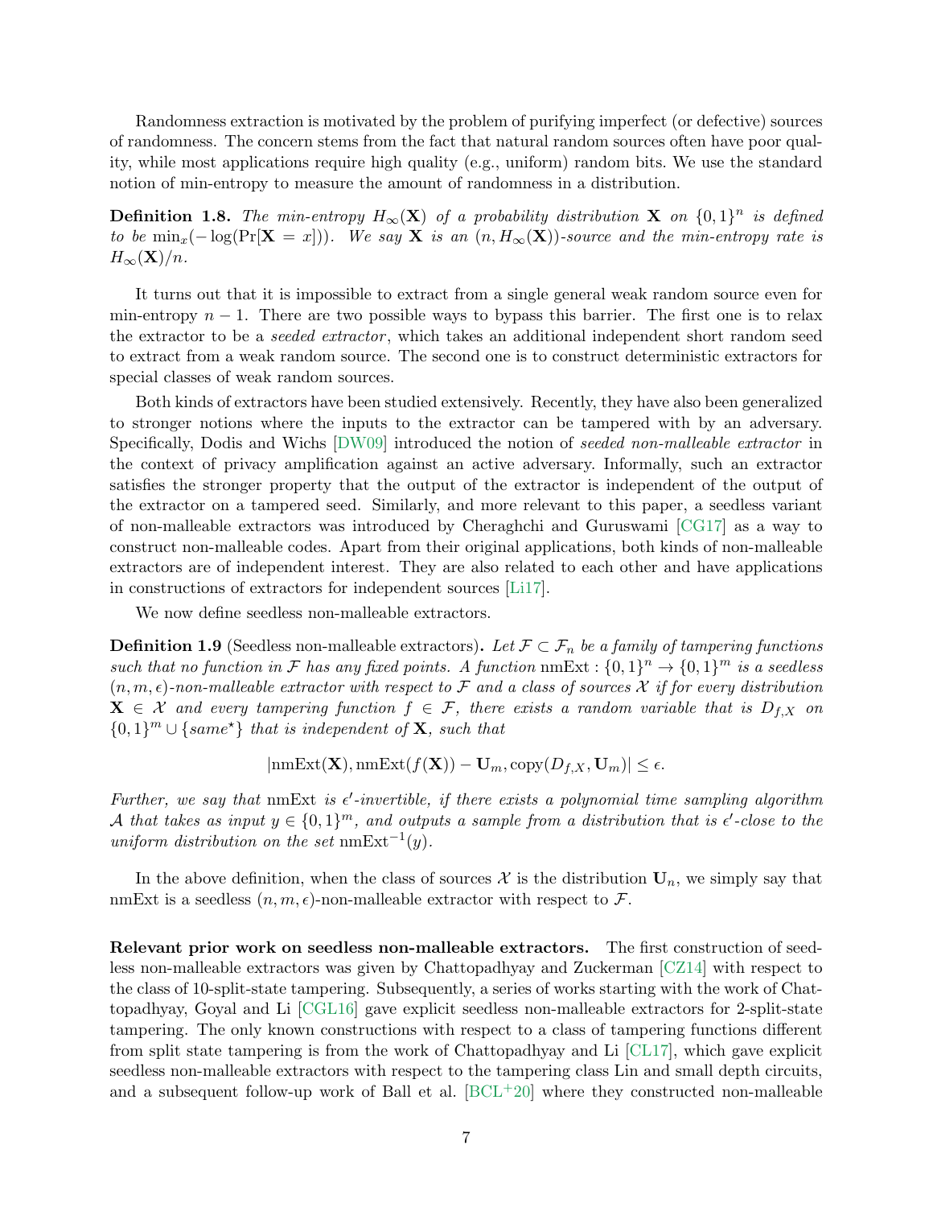Randomness extraction is motivated by the problem of purifying imperfect (or defective) sources of randomness. The concern stems from the fact that natural random sources often have poor quality, while most applications require high quality (e.g., uniform) random bits. We use the standard notion of min-entropy to measure the amount of randomness in a distribution.

**Definition 1.8.** *The min-entropy $H_\infty(\mathbf{X})$ of a probability distribution $\mathbf{X}$ on $\{0,1\}^n$ is defined to be $\min_x(-\log(\Pr[\mathbf{X} = x]))$. We say $\mathbf{X}$ is an $(n, H_\infty(\mathbf{X}))$-source and the min-entropy rate is $H_\infty(\mathbf{X})/n$.*

It turns out that it is impossible to extract from a single general weak random source even for min-entropy $n-1$. There are two possible ways to bypass this barrier. The first one is to relax the extractor to be a *seeded extractor*, which takes an additional independent short random seed to extract from a weak random source. The second one is to construct deterministic extractors for special classes of weak random sources.

Both kinds of extractors have been studied extensively. Recently, they have also been generalized to stronger notions where the inputs to the extractor can be tampered with by an adversary. Specifically, Dodis and Wichs [DW09] introduced the notion of *seeded non-malleable extractor* in the context of privacy amplification against an active adversary. Informally, such an extractor satisfies the stronger property that the output of the extractor is independent of the output of the extractor on a tampered seed. Similarly, and more relevant to this paper, a seedless variant of non-malleable extractors was introduced by Cheraghchi and Guruswami [CG17] as a way to construct non-malleable codes. Apart from their original applications, both kinds of non-malleable extractors are of independent interest. They are also related to each other and have applications in constructions of extractors for independent sources [Li17].

We now define seedless non-malleable extractors.

**Definition 1.9** (Seedless non-malleable extractors)**.** *Let $\mathcal{F} \subset \mathcal{F}_n$ be a family of tampering functions such that no function in $\mathcal{F}$ has any fixed points. A function $\text{nmExt} : \{0,1\}^n \to \{0,1\}^m$ is a seedless $(n, m, \epsilon)$-non-malleable extractor with respect to $\mathcal{F}$ and a class of sources $\mathcal{X}$ if for every distribution $\mathbf{X} \in \mathcal{X}$ and every tampering function $f \in \mathcal{F}$, there exists a random variable that is $D_{f,X}$ on $\{0,1\}^m \cup \{same^\star\}$ that is independent of $\mathbf{X}$, such that*

$$|\text{nmExt}(\mathbf{X}), \text{nmExt}(f(\mathbf{X})) - \mathbf{U}_m, \text{copy}(D_{f,X}, \mathbf{U}_m)| \leq \epsilon.$$

*Further, we say that* nmExt *is $\epsilon'$-invertible, if there exists a polynomial time sampling algorithm $\mathcal{A}$ that takes as input $y \in \{0,1\}^m$, and outputs a sample from a distribution that is $\epsilon'$-close to the uniform distribution on the set $\text{nmExt}^{-1}(y)$.*

In the above definition, when the class of sources $\mathcal{X}$ is the distribution $\mathbf{U}_n$, we simply say that nmExt is a seedless $(n, m, \epsilon)$-non-malleable extractor with respect to $\mathcal{F}$.

**Relevant prior work on seedless non-malleable extractors.** The first construction of seedless non-malleable extractors was given by Chattopadhyay and Zuckerman [CZ14] with respect to the class of 10-split-state tampering. Subsequently, a series of works starting with the work of Chattopadhyay, Goyal and Li [CGL16] gave explicit seedless non-malleable extractors for 2-split-state tampering. The only known constructions with respect to a class of tampering functions different from split state tampering is from the work of Chattopadhyay and Li [CL17], which gave explicit seedless non-malleable extractors with respect to the tampering class Lin and small depth circuits, and a subsequent follow-up work of Ball et al. [BCL+20] where they constructed non-malleable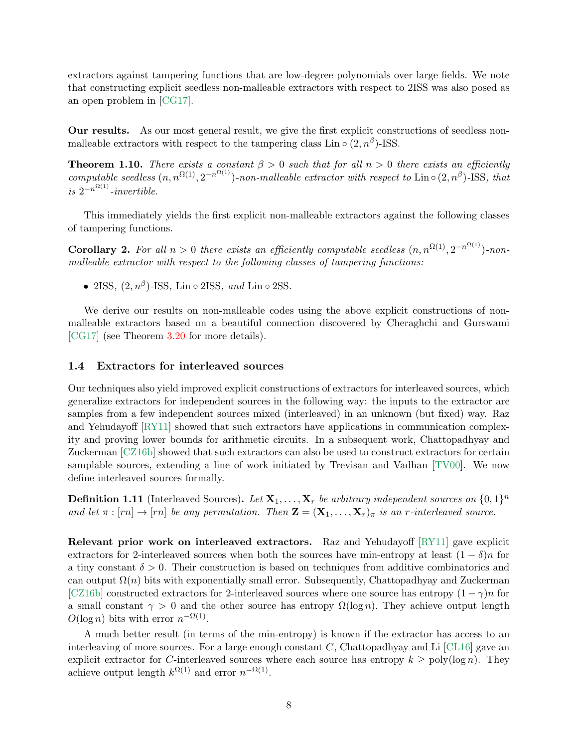extractors against tampering functions that are low-degree polynomials over large fields. We note that constructing explicit seedless non-malleable extractors with respect to 2ISS was also posed as an open problem in [CG17].

**Our results.** As our most general result, we give the first explicit constructions of seedless non-malleable extractors with respect to the tampering class $\mathrm{Lin} \circ (2, n^{\beta})$-ISS.

**Theorem 1.10.** *There exists a constant $\beta > 0$ such that for all $n > 0$ there exists an efficiently computable seedless $(n, n^{\Omega(1)}, 2^{-n^{\Omega(1)}})$-non-malleable extractor with respect to $\mathrm{Lin} \circ (2, n^{\beta})$-ISS, that is $2^{-n^{\Omega(1)}}$-invertible.*

This immediately yields the first explicit non-malleable extractors against the following classes of tampering functions.

**Corollary 2.** *For all $n > 0$ there exists an efficiently computable seedless $(n, n^{\Omega(1)}, 2^{-n^{\Omega(1)}})$-non-malleable extractor with respect to the following classes of tampering functions:*

- 2ISS, $(2, n^{\beta})$-ISS, $\mathrm{Lin} \circ$ 2ISS, *and* $\mathrm{Lin} \circ$ 2SS.

We derive our results on non-malleable codes using the above explicit constructions of non-malleable extractors based on a beautiful connection discovered by Cheraghchi and Gurswami [CG17] (see Theorem 3.20 for more details).

### 1.4 Extractors for interleaved sources

Our techniques also yield improved explicit constructions of extractors for interleaved sources, which generalize extractors for independent sources in the following way: the inputs to the extractor are samples from a few independent sources mixed (interleaved) in an unknown (but fixed) way. Raz and Yehudayoff [RY11] showed that such extractors have applications in communication complexity and proving lower bounds for arithmetic circuits. In a subsequent work, Chattopadhyay and Zuckerman [CZ16b] showed that such extractors can also be used to construct extractors for certain samplable sources, extending a line of work initiated by Trevisan and Vadhan [TV00]. We now define interleaved sources formally.

**Definition 1.11** (Interleaved Sources)**.** *Let $\mathbf{X}_1, \ldots, \mathbf{X}_r$ be arbitrary independent sources on $\{0,1\}^n$ and let $\pi : [rn] \to [rn]$ be any permutation. Then $\mathbf{Z} = (\mathbf{X}_1, \ldots, \mathbf{X}_r)_{\pi}$ is an $r$-interleaved source.*

**Relevant prior work on interleaved extractors.** Raz and Yehudayoff [RY11] gave explicit extractors for 2-interleaved sources when both the sources have min-entropy at least $(1 - \delta)n$ for a tiny constant $\delta > 0$. Their construction is based on techniques from additive combinatorics and can output $\Omega(n)$ bits with exponentially small error. Subsequently, Chattopadhyay and Zuckerman [CZ16b] constructed extractors for 2-interleaved sources where one source has entropy $(1 - \gamma)n$ for a small constant $\gamma > 0$ and the other source has entropy $\Omega(\log n)$. They achieve output length $O(\log n)$ bits with error $n^{-\Omega(1)}$.

A much better result (in terms of the min-entropy) is known if the extractor has access to an interleaving of more sources. For a large enough constant $C$, Chattopadhyay and Li [CL16] gave an explicit extractor for $C$-interleaved sources where each source has entropy $k \geq \mathrm{poly}(\log n)$. They achieve output length $k^{\Omega(1)}$ and error $n^{-\Omega(1)}$.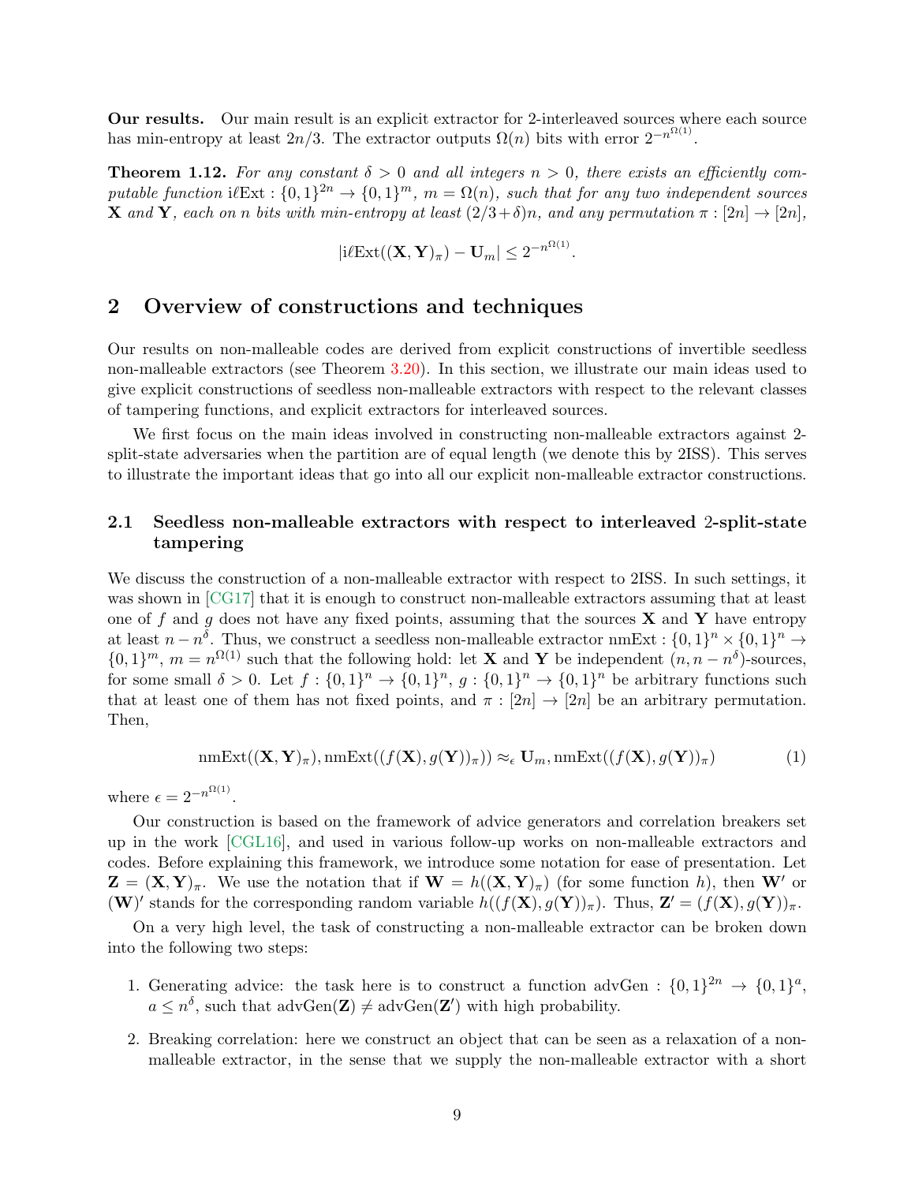**Our results.** Our main result is an explicit extractor for 2-interleaved sources where each source has min-entropy at least $2n/3$. The extractor outputs $\Omega(n)$ bits with error $2^{-n^{\Omega(1)}}$.

**Theorem 1.12.** *For any constant $\delta > 0$ and all integers $n > 0$, there exists an efficiently computable function* $\text{i}\ell\text{Ext} : \{0,1\}^{2n} \to \{0,1\}^m$*, $m = \Omega(n)$, such that for any two independent sources $\mathbf{X}$ and $\mathbf{Y}$, each on $n$ bits with min-entropy at least $(2/3+\delta)n$, and any permutation $\pi : [2n] \to [2n]$,*

$$|\text{i}\ell\text{Ext}((\mathbf{X},\mathbf{Y})_\pi) - \mathbf{U}_m| \leq 2^{-n^{\Omega(1)}}.$$

## 2 Overview of constructions and techniques

Our results on non-malleable codes are derived from explicit constructions of invertible seedless non-malleable extractors (see Theorem 3.20). In this section, we illustrate our main ideas used to give explicit constructions of seedless non-malleable extractors with respect to the relevant classes of tampering functions, and explicit extractors for interleaved sources.

We first focus on the main ideas involved in constructing non-malleable extractors against 2-split-state adversaries when the partition are of equal length (we denote this by 2ISS). This serves to illustrate the important ideas that go into all our explicit non-malleable extractor constructions.

### 2.1 Seedless non-malleable extractors with respect to interleaved 2-split-state tampering

We discuss the construction of a non-malleable extractor with respect to 2ISS. In such settings, it was shown in [CG17] that it is enough to construct non-malleable extractors assuming that at least one of $f$ and $g$ does not have any fixed points, assuming that the sources $\mathbf{X}$ and $\mathbf{Y}$ have entropy at least $n - n^\delta$. Thus, we construct a seedless non-malleable extractor $\text{nmExt} : \{0,1\}^n \times \{0,1\}^n \to \{0,1\}^m$, $m = n^{\Omega(1)}$ such that the following hold: let $\mathbf{X}$ and $\mathbf{Y}$ be independent $(n, n-n^\delta)$-sources, for some small $\delta > 0$. Let $f : \{0,1\}^n \to \{0,1\}^n$, $g : \{0,1\}^n \to \{0,1\}^n$ be arbitrary functions such that at least one of them has not fixed points, and $\pi : [2n] \to [2n]$ be an arbitrary permutation. Then,

$$\text{nmExt}((\mathbf{X},\mathbf{Y})_\pi), \text{nmExt}((f(\mathbf{X}), g(\mathbf{Y}))_\pi)) \approx_\epsilon \mathbf{U}_m, \text{nmExt}((f(\mathbf{X}), g(\mathbf{Y}))_\pi) \tag{1}$$

where $\epsilon = 2^{-n^{\Omega(1)}}$.

Our construction is based on the framework of advice generators and correlation breakers set up in the work [CGL16], and used in various follow-up works on non-malleable extractors and codes. Before explaining this framework, we introduce some notation for ease of presentation. Let $\mathbf{Z} = (\mathbf{X},\mathbf{Y})_\pi$. We use the notation that if $\mathbf{W} = h((\mathbf{X},\mathbf{Y})_\pi)$ (for some function $h$), then $\mathbf{W}'$ or $(\mathbf{W})'$ stands for the corresponding random variable $h((f(\mathbf{X}), g(\mathbf{Y}))_\pi)$. Thus, $\mathbf{Z}' = (f(\mathbf{X}), g(\mathbf{Y}))_\pi$.

On a very high level, the task of constructing a non-malleable extractor can be broken down into the following two steps:

1. Generating advice: the task here is to construct a function $\text{advGen} : \{0,1\}^{2n} \to \{0,1\}^a$, $a \leq n^\delta$, such that $\text{advGen}(\mathbf{Z}) \neq \text{advGen}(\mathbf{Z}')$ with high probability.
2. Breaking correlation: here we construct an object that can be seen as a relaxation of a non-malleable extractor, in the sense that we supply the non-malleable extractor with a short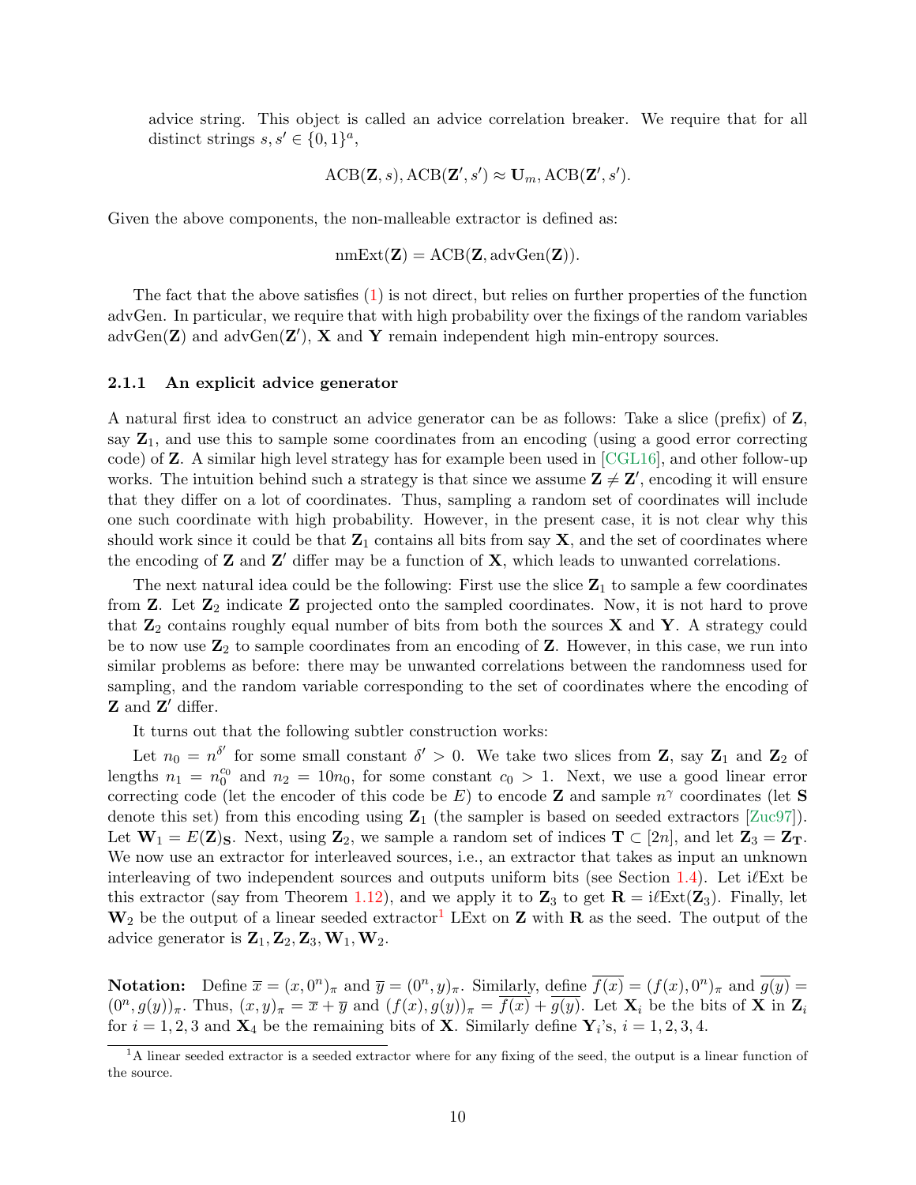advice string. This object is called an advice correlation breaker. We require that for all distinct strings $s, s' \in \{0,1\}^a$,

$$\text{ACB}(\mathbf{Z}, s), \text{ACB}(\mathbf{Z}', s') \approx \mathbf{U}_m, \text{ACB}(\mathbf{Z}', s').$$

Given the above components, the non-malleable extractor is defined as:

$$\text{nmExt}(\mathbf{Z}) = \text{ACB}(\mathbf{Z}, \text{advGen}(\mathbf{Z})).$$

The fact that the above satisfies (1) is not direct, but relies on further properties of the function advGen. In particular, we require that with high probability over the fixings of the random variables $\text{advGen}(\mathbf{Z})$ and $\text{advGen}(\mathbf{Z}')$, $\mathbf{X}$ and $\mathbf{Y}$ remain independent high min-entropy sources.

#### 2.1.1 An explicit advice generator

A natural first idea to construct an advice generator can be as follows: Take a slice (prefix) of $\mathbf{Z}$, say $\mathbf{Z}_1$, and use this to sample some coordinates from an encoding (using a good error correcting code) of $\mathbf{Z}$. A similar high level strategy has for example been used in [CGL16], and other follow-up works. The intuition behind such a strategy is that since we assume $\mathbf{Z} \neq \mathbf{Z}'$, encoding it will ensure that they differ on a lot of coordinates. Thus, sampling a random set of coordinates will include one such coordinate with high probability. However, in the present case, it is not clear why this should work since it could be that $\mathbf{Z}_1$ contains all bits from say $\mathbf{X}$, and the set of coordinates where the encoding of $\mathbf{Z}$ and $\mathbf{Z}'$ differ may be a function of $\mathbf{X}$, which leads to unwanted correlations.

The next natural idea could be the following: First use the slice $\mathbf{Z}_1$ to sample a few coordinates from $\mathbf{Z}$. Let $\mathbf{Z}_2$ indicate $\mathbf{Z}$ projected onto the sampled coordinates. Now, it is not hard to prove that $\mathbf{Z}_2$ contains roughly equal number of bits from both the sources $\mathbf{X}$ and $\mathbf{Y}$. A strategy could be to now use $\mathbf{Z}_2$ to sample coordinates from an encoding of $\mathbf{Z}$. However, in this case, we run into similar problems as before: there may be unwanted correlations between the randomness used for sampling, and the random variable corresponding to the set of coordinates where the encoding of $\mathbf{Z}$ and $\mathbf{Z}'$ differ.

It turns out that the following subtler construction works:

Let $n_0 = n^{\delta'}$ for some small constant $\delta' > 0$. We take two slices from $\mathbf{Z}$, say $\mathbf{Z}_1$ and $\mathbf{Z}_2$ of lengths $n_1 = n_0^{c_0}$ and $n_2 = 10n_0$, for some constant $c_0 > 1$. Next, we use a good linear error correcting code (let the encoder of this code be $E$) to encode $\mathbf{Z}$ and sample $n^\gamma$ coordinates (let $\mathbf{S}$ denote this set) from this encoding using $\mathbf{Z}_1$ (the sampler is based on seeded extractors [Zuc97]). Let $\mathbf{W}_1 = E(\mathbf{Z})_{\mathbf{S}}$. Next, using $\mathbf{Z}_2$, we sample a random set of indices $\mathbf{T} \subset [2n]$, and let $\mathbf{Z}_3 = \mathbf{Z}_{\mathbf{T}}$. We now use an extractor for interleaved sources, i.e., an extractor that takes as input an unknown interleaving of two independent sources and outputs uniform bits (see Section 1.4). Let i$\ell$Ext be this extractor (say from Theorem 1.12), and we apply it to $\mathbf{Z}_3$ to get $\mathbf{R} = \text{i}\ell\text{Ext}(\mathbf{Z}_3)$. Finally, let $\mathbf{W}_2$ be the output of a linear seeded extractor[1] LExt on $\mathbf{Z}$ with $\mathbf{R}$ as the seed. The output of the advice generator is $\mathbf{Z}_1, \mathbf{Z}_2, \mathbf{Z}_3, \mathbf{W}_1, \mathbf{W}_2$.

**Notation:** Define $\overline{x} = (x, 0^n)_\pi$ and $\overline{y} = (0^n, y)_\pi$. Similarly, define $\overline{f(x)} = (f(x), 0^n)_\pi$ and $\overline{g(y)} = (0^n, g(y))_\pi$. Thus, $(x, y)_\pi = \overline{x} + \overline{y}$ and $(f(x), g(y))_\pi = \overline{f(x)} + \overline{g(y)}$. Let $\mathbf{X}_i$ be the bits of $\mathbf{X}$ in $\mathbf{Z}_i$ for $i = 1, 2, 3$ and $\mathbf{X}_4$ be the remaining bits of $\mathbf{X}$. Similarly define $\mathbf{Y}_i$'s, $i = 1, 2, 3, 4$.

[1] A linear seeded extractor is a seeded extractor where for any fixing of the seed, the output is a linear function of the source.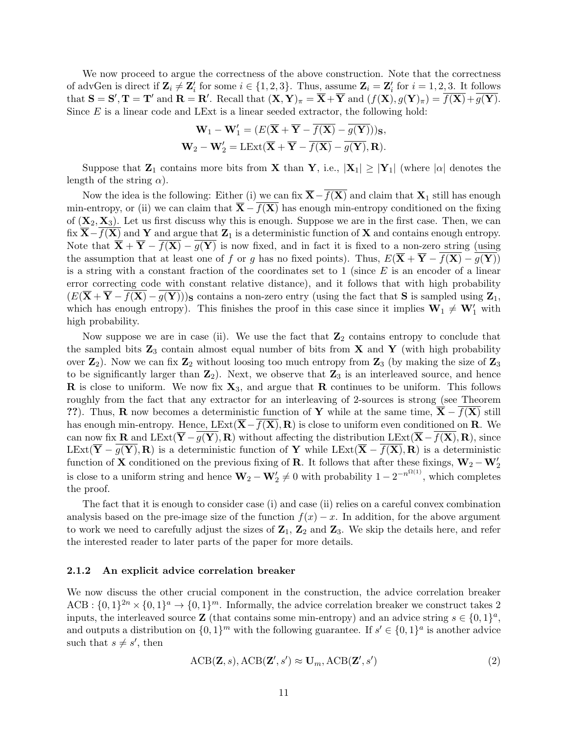We now proceed to argue the correctness of the above construction. Note that the correctness of advGen is direct if $\mathbf{Z}_i \neq \mathbf{Z}'_i$ for some $i \in \{1, 2, 3\}$. Thus, assume $\mathbf{Z}_i = \mathbf{Z}'_i$ for $i = 1, 2, 3$. It follows that $\mathbf{S} = \mathbf{S}', \mathbf{T} = \mathbf{T}'$ and $\mathbf{R} = \mathbf{R}'$. Recall that $(\mathbf{X}, \mathbf{Y})_\pi = \overline{\mathbf{X}} + \overline{\mathbf{Y}}$ and $(f(\mathbf{X}), g(\mathbf{Y})_\pi) = \overline{f(\mathbf{X})} + \overline{g(\mathbf{Y})}$. Since $E$ is a linear code and LExt is a linear seeded extractor, the following hold:

$$\mathbf{W}_1 - \mathbf{W}'_1 = (E(\overline{\mathbf{X}} + \overline{\mathbf{Y}} - \overline{f(\mathbf{X})} - \overline{g(\mathbf{Y})}))_{\mathbf{S}},$$
$$\mathbf{W}_2 - \mathbf{W}'_2 = \text{LExt}(\overline{\mathbf{X}} + \overline{\mathbf{Y}} - \overline{f(\mathbf{X})} - \overline{g(\mathbf{Y})}, \mathbf{R}).$$

Suppose that $\mathbf{Z}_1$ contains more bits from $\mathbf{X}$ than $\mathbf{Y}$, i.e., $|\mathbf{X}_1| \geq |\mathbf{Y}_1|$ (where $|\alpha|$ denotes the length of the string $\alpha$).

Now the idea is the following: Either (i) we can fix $\overline{\mathbf{X}} - \overline{f(\mathbf{X})}$ and claim that $\mathbf{X}_1$ still has enough min-entropy, or (ii) we can claim that $\overline{\mathbf{X}} - \overline{f(\mathbf{X})}$ has enough min-entropy conditioned on the fixing of $(\mathbf{X}_2, \mathbf{X}_3)$. Let us first discuss why this is enough. Suppose we are in the first case. Then, we can fix $\overline{\mathbf{X}} - \overline{f(\mathbf{X})}$ and $\mathbf{Y}$ and argue that $\mathbf{Z}_1$ is a deterministic function of $\mathbf{X}$ and contains enough entropy. Note that $\overline{\mathbf{X}} + \overline{\mathbf{Y}} - \overline{f(\mathbf{X})} - \overline{g(\mathbf{Y})}$ is now fixed, and in fact it is fixed to a non-zero string (using the assumption that at least one of $f$ or $g$ has no fixed points). Thus, $E(\overline{\mathbf{X}} + \overline{\mathbf{Y}} - \overline{f(\mathbf{X})} - \overline{g(\mathbf{Y})})$ is a string with a constant fraction of the coordinates set to 1 (since $E$ is an encoder of a linear error correcting code with constant relative distance), and it follows that with high probability $(E(\overline{\mathbf{X}} + \overline{\mathbf{Y}} - \overline{f(\mathbf{X})} - \overline{g(\mathbf{Y})}))_{\mathbf{S}}$ contains a non-zero entry (using the fact that $\mathbf{S}$ is sampled using $\mathbf{Z}_1$, which has enough entropy). This finishes the proof in this case since it implies $\mathbf{W}_1 \neq \mathbf{W}'_1$ with high probability.

Now suppose we are in case (ii). We use the fact that $\mathbf{Z}_2$ contains entropy to conclude that the sampled bits $\mathbf{Z}_3$ contain almost equal number of bits from $\mathbf{X}$ and $\mathbf{Y}$ (with high probability over $\mathbf{Z}_2$). Now we can fix $\mathbf{Z}_2$ without loosing too much entropy from $\mathbf{Z}_3$ (by making the size of $\mathbf{Z}_3$ to be significantly larger than $\mathbf{Z}_2$). Next, we observe that $\mathbf{Z}_3$ is an interleaved source, and hence $\mathbf{R}$ is close to uniform. Now we fix $\mathbf{X}_3$, and argue that $\mathbf{R}$ continues to be uniform. This follows roughly from the fact that any extractor for an interleaving of 2-sources is strong (see Theorem ??). Thus, $\mathbf{R}$ now becomes a deterministic function of $\mathbf{Y}$ while at the same time, $\overline{\mathbf{X}} - \overline{f(\mathbf{X})}$ still has enough min-entropy. Hence, $\text{LExt}(\overline{\mathbf{X}} - \overline{f(\mathbf{X})}, \mathbf{R})$ is close to uniform even conditioned on $\mathbf{R}$. We can now fix $\mathbf{R}$ and $\text{LExt}(\overline{\mathbf{Y}} - \overline{g(\mathbf{Y})}, \mathbf{R})$ without affecting the distribution $\text{LExt}(\overline{\mathbf{X}} - \overline{f(\mathbf{X})}, \mathbf{R})$, since $\text{LExt}(\overline{\mathbf{Y}} - \overline{g(\mathbf{Y})}, \mathbf{R})$ is a deterministic function of $\mathbf{Y}$ while $\text{LExt}(\overline{\mathbf{X}} - \overline{f(\mathbf{X})}, \mathbf{R})$ is a deterministic function of $\mathbf{X}$ conditioned on the previous fixing of $\mathbf{R}$. It follows that after these fixings, $\mathbf{W}_2 - \mathbf{W}'_2$ is close to a uniform string and hence $\mathbf{W}_2 - \mathbf{W}'_2 \neq 0$ with probability $1 - 2^{-n^{\Omega(1)}}$, which completes the proof.

The fact that it is enough to consider case (i) and case (ii) relies on a careful convex combination analysis based on the pre-image size of the function $f(x) - x$. In addition, for the above argument to work we need to carefully adjust the sizes of $\mathbf{Z}_1$, $\mathbf{Z}_2$ and $\mathbf{Z}_3$. We skip the details here, and refer the interested reader to later parts of the paper for more details.

### 2.1.2 An explicit advice correlation breaker

We now discuss the other crucial component in the construction, the advice correlation breaker $\text{ACB} : \{0,1\}^{2n} \times \{0,1\}^a \to \{0,1\}^m$. Informally, the advice correlation breaker we construct takes 2 inputs, the interleaved source $\mathbf{Z}$ (that contains some min-entropy) and an advice string $s \in \{0,1\}^a$, and outputs a distribution on $\{0,1\}^m$ with the following guarantee. If $s' \in \{0,1\}^a$ is another advice such that $s \neq s'$, then

$$\text{ACB}(\mathbf{Z}, s), \text{ACB}(\mathbf{Z}', s') \approx \mathbf{U}_m, \text{ACB}(\mathbf{Z}', s') \tag{2}$$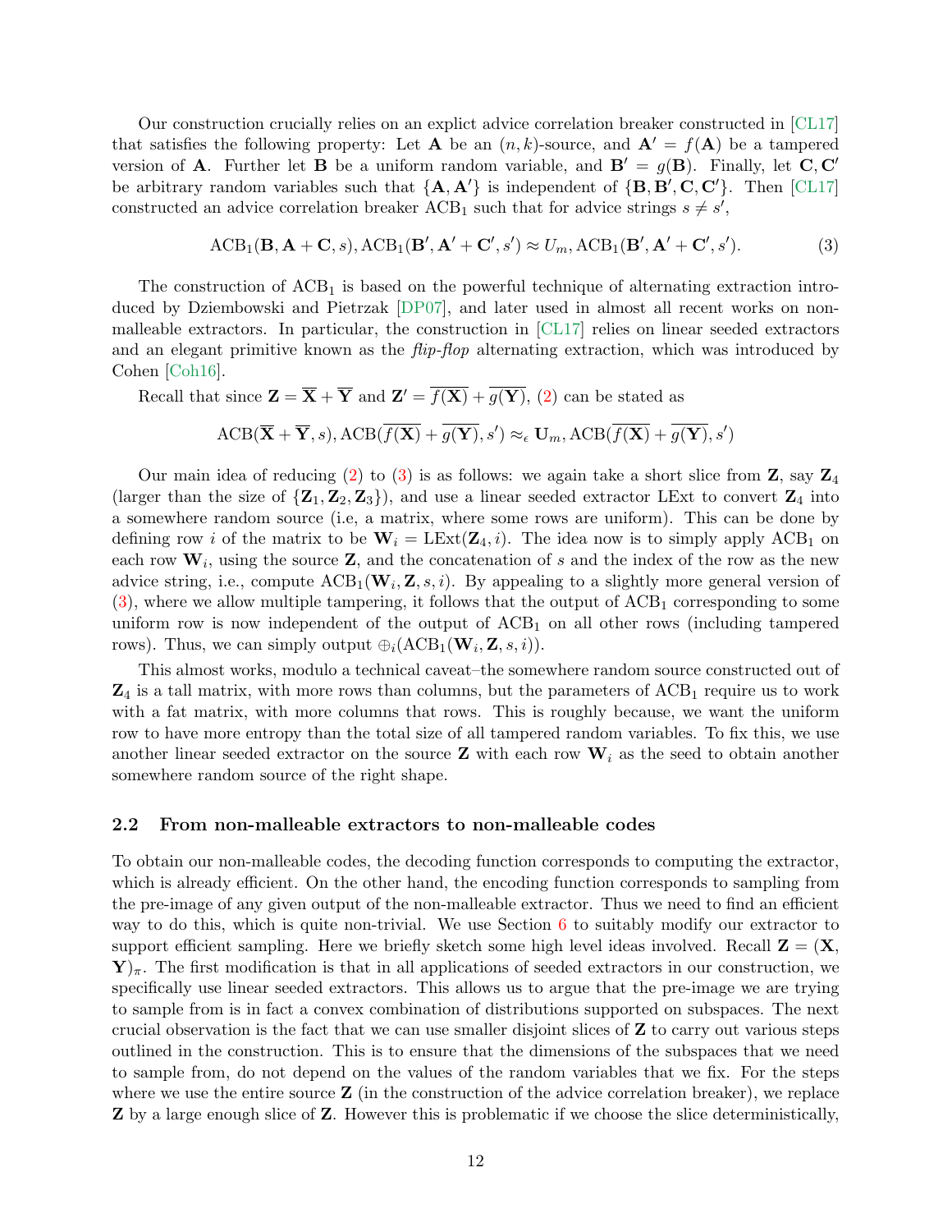Our construction crucially relies on an explict advice correlation breaker constructed in [CL17] that satisfies the following property: Let $\mathbf{A}$ be an $(n,k)$-source, and $\mathbf{A}' = f(\mathbf{A})$ be a tampered version of $\mathbf{A}$. Further let $\mathbf{B}$ be a uniform random variable, and $\mathbf{B}' = g(\mathbf{B})$. Finally, let $\mathbf{C}, \mathbf{C}'$ be arbitrary random variables such that $\{\mathbf{A}, \mathbf{A}'\}$ is independent of $\{\mathbf{B}, \mathbf{B}', \mathbf{C}, \mathbf{C}'\}$. Then [CL17] constructed an advice correlation breaker $\mathrm{ACB}_1$ such that for advice strings $s \neq s'$,

$$\mathrm{ACB}_1(\mathbf{B}, \mathbf{A} + \mathbf{C}, s), \mathrm{ACB}_1(\mathbf{B}', \mathbf{A}' + \mathbf{C}', s') \approx U_m, \mathrm{ACB}_1(\mathbf{B}', \mathbf{A}' + \mathbf{C}', s'). \tag{3}$$

The construction of $\mathrm{ACB}_1$ is based on the powerful technique of alternating extraction introduced by Dziembowski and Pietrzak [DP07], and later used in almost all recent works on non-malleable extractors. In particular, the construction in [CL17] relies on linear seeded extractors and an elegant primitive known as the *flip-flop* alternating extraction, which was introduced by Cohen [Coh16].

Recall that since $\mathbf{Z} = \overline{\mathbf{X}} + \overline{\mathbf{Y}}$ and $\mathbf{Z}' = \overline{f(\mathbf{X})} + \overline{g(\mathbf{Y})}$, (2) can be stated as

$$\mathrm{ACB}(\overline{\mathbf{X}} + \overline{\mathbf{Y}}, s), \mathrm{ACB}(\overline{f(\mathbf{X})} + \overline{g(\mathbf{Y})}, s') \approx_\epsilon \mathbf{U}_m, \mathrm{ACB}(\overline{f(\mathbf{X})} + \overline{g(\mathbf{Y})}, s')$$

Our main idea of reducing (2) to (3) is as follows: we again take a short slice from $\mathbf{Z}$, say $\mathbf{Z}_4$ (larger than the size of $\{\mathbf{Z}_1, \mathbf{Z}_2, \mathbf{Z}_3\}$), and use a linear seeded extractor LExt to convert $\mathbf{Z}_4$ into a somewhere random source (i.e, a matrix, where some rows are uniform). This can be done by defining row $i$ of the matrix to be $\mathbf{W}_i = \mathrm{LExt}(\mathbf{Z}_4, i)$. The idea now is to simply apply $\mathrm{ACB}_1$ on each row $\mathbf{W}_i$, using the source $\mathbf{Z}$, and the concatenation of $s$ and the index of the row as the new advice string, i.e., compute $\mathrm{ACB}_1(\mathbf{W}_i, \mathbf{Z}, s, i)$. By appealing to a slightly more general version of (3), where we allow multiple tampering, it follows that the output of $\mathrm{ACB}_1$ corresponding to some uniform row is now independent of the output of $\mathrm{ACB}_1$ on all other rows (including tampered rows). Thus, we can simply output $\oplus_i(\mathrm{ACB}_1(\mathbf{W}_i, \mathbf{Z}, s, i))$.

This almost works, modulo a technical caveat–the somewhere random source constructed out of $\mathbf{Z}_4$ is a tall matrix, with more rows than columns, but the parameters of $\mathrm{ACB}_1$ require us to work with a fat matrix, with more columns that rows. This is roughly because, we want the uniform row to have more entropy than the total size of all tampered random variables. To fix this, we use another linear seeded extractor on the source $\mathbf{Z}$ with each row $\mathbf{W}_i$ as the seed to obtain another somewhere random source of the right shape.

## 2.2 From non-malleable extractors to non-malleable codes

To obtain our non-malleable codes, the decoding function corresponds to computing the extractor, which is already efficient. On the other hand, the encoding function corresponds to sampling from the pre-image of any given output of the non-malleable extractor. Thus we need to find an efficient way to do this, which is quite non-trivial. We use Section 6 to suitably modify our extractor to support efficient sampling. Here we briefly sketch some high level ideas involved. Recall $\mathbf{Z} = (\mathbf{X}, \mathbf{Y})_\pi$. The first modification is that in all applications of seeded extractors in our construction, we specifically use linear seeded extractors. This allows us to argue that the pre-image we are trying to sample from is in fact a convex combination of distributions supported on subspaces. The next crucial observation is the fact that we can use smaller disjoint slices of $\mathbf{Z}$ to carry out various steps outlined in the construction. This is to ensure that the dimensions of the subspaces that we need to sample from, do not depend on the values of the random variables that we fix. For the steps where we use the entire source $\mathbf{Z}$ (in the construction of the advice correlation breaker), we replace $\mathbf{Z}$ by a large enough slice of $\mathbf{Z}$. However this is problematic if we choose the slice deterministically,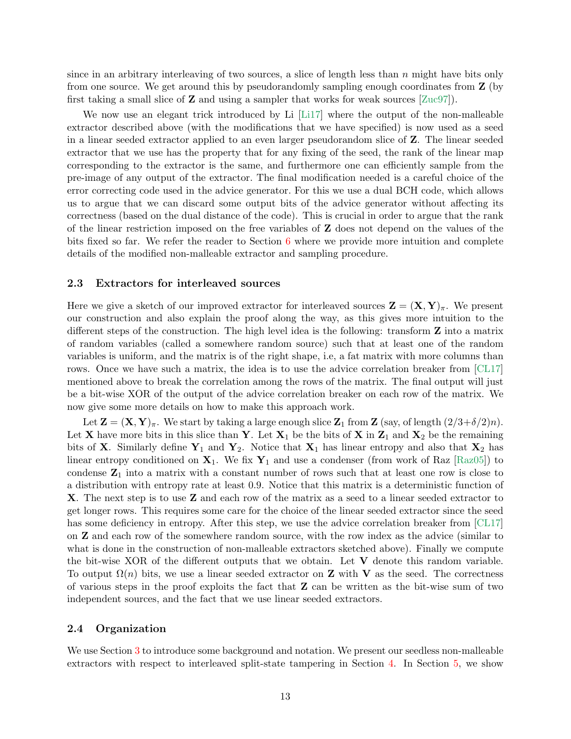since in an arbitrary interleaving of two sources, a slice of length less than $n$ might have bits only from one source. We get around this by pseudorandomly sampling enough coordinates from $\mathbf{Z}$ (by first taking a small slice of $\mathbf{Z}$ and using a sampler that works for weak sources [Zuc97]).

We now use an elegant trick introduced by Li [Li17] where the output of the non-malleable extractor described above (with the modifications that we have specified) is now used as a seed in a linear seeded extractor applied to an even larger pseudorandom slice of $\mathbf{Z}$. The linear seeded extractor that we use has the property that for any fixing of the seed, the rank of the linear map corresponding to the extractor is the same, and furthermore one can efficiently sample from the pre-image of any output of the extractor. The final modification needed is a careful choice of the error correcting code used in the advice generator. For this we use a dual BCH code, which allows us to argue that we can discard some output bits of the advice generator without affecting its correctness (based on the dual distance of the code). This is crucial in order to argue that the rank of the linear restriction imposed on the free variables of $\mathbf{Z}$ does not depend on the values of the bits fixed so far. We refer the reader to Section 6 where we provide more intuition and complete details of the modified non-malleable extractor and sampling procedure.

### 2.3 Extractors for interleaved sources

Here we give a sketch of our improved extractor for interleaved sources $\mathbf{Z} = (\mathbf{X}, \mathbf{Y})_\pi$. We present our construction and also explain the proof along the way, as this gives more intuition to the different steps of the construction. The high level idea is the following: transform $\mathbf{Z}$ into a matrix of random variables (called a somewhere random source) such that at least one of the random variables is uniform, and the matrix is of the right shape, i.e, a fat matrix with more columns than rows. Once we have such a matrix, the idea is to use the advice correlation breaker from [CL17] mentioned above to break the correlation among the rows of the matrix. The final output will just be a bit-wise XOR of the output of the advice correlation breaker on each row of the matrix. We now give some more details on how to make this approach work.

Let $\mathbf{Z} = (\mathbf{X}, \mathbf{Y})_\pi$. We start by taking a large enough slice $\mathbf{Z}_1$ from $\mathbf{Z}$ (say, of length $(2/3+\delta/2)n$). Let $\mathbf{X}$ have more bits in this slice than $\mathbf{Y}$. Let $\mathbf{X}_1$ be the bits of $\mathbf{X}$ in $\mathbf{Z}_1$ and $\mathbf{X}_2$ be the remaining bits of $\mathbf{X}$. Similarly define $\mathbf{Y}_1$ and $\mathbf{Y}_2$. Notice that $\mathbf{X}_1$ has linear entropy and also that $\mathbf{X}_2$ has linear entropy conditioned on $\mathbf{X}_1$. We fix $\mathbf{Y}_1$ and use a condenser (from work of Raz [Raz05]) to condense $\mathbf{Z}_1$ into a matrix with a constant number of rows such that at least one row is close to a distribution with entropy rate at least 0.9. Notice that this matrix is a deterministic function of $\mathbf{X}$. The next step is to use $\mathbf{Z}$ and each row of the matrix as a seed to a linear seeded extractor to get longer rows. This requires some care for the choice of the linear seeded extractor since the seed has some deficiency in entropy. After this step, we use the advice correlation breaker from [CL17] on $\mathbf{Z}$ and each row of the somewhere random source, with the row index as the advice (similar to what is done in the construction of non-malleable extractors sketched above). Finally we compute the bit-wise XOR of the different outputs that we obtain. Let $\mathbf{V}$ denote this random variable. To output $\Omega(n)$ bits, we use a linear seeded extractor on $\mathbf{Z}$ with $\mathbf{V}$ as the seed. The correctness of various steps in the proof exploits the fact that $\mathbf{Z}$ can be written as the bit-wise sum of two independent sources, and the fact that we use linear seeded extractors.

### 2.4 Organization

We use Section 3 to introduce some background and notation. We present our seedless non-malleable extractors with respect to interleaved split-state tampering in Section 4. In Section 5, we show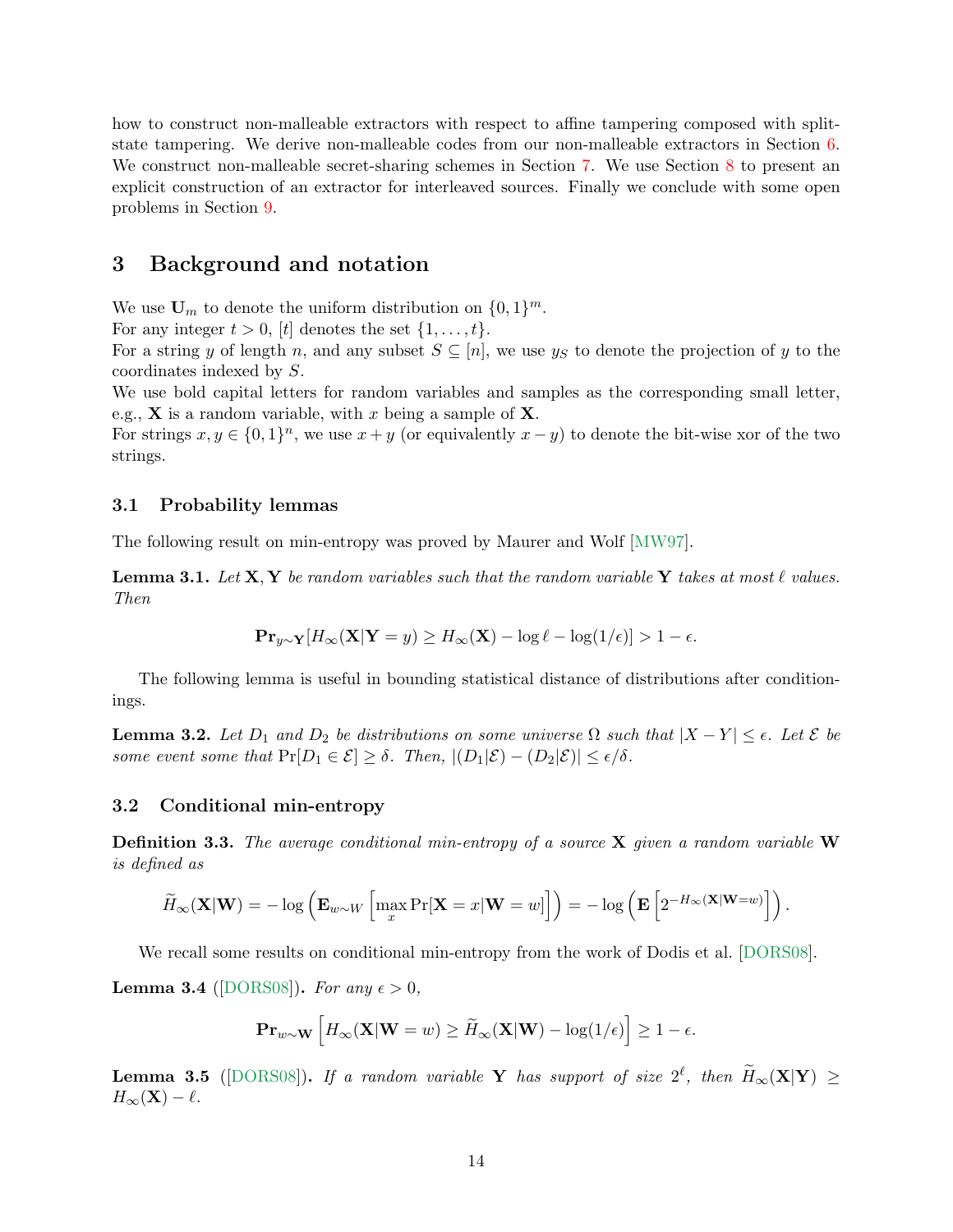how to construct non-malleable extractors with respect to affine tampering composed with split-state tampering. We derive non-malleable codes from our non-malleable extractors in Section 6. We construct non-malleable secret-sharing schemes in Section 7. We use Section 8 to present an explicit construction of an extractor for interleaved sources. Finally we conclude with some open problems in Section 9.

## 3 Background and notation

We use $\mathbf{U}_m$ to denote the uniform distribution on $\{0,1\}^m$.
For any integer $t > 0$, $[t]$ denotes the set $\{1, \ldots, t\}$.
For a string $y$ of length $n$, and any subset $S \subseteq [n]$, we use $y_S$ to denote the projection of $y$ to the coordinates indexed by $S$.
We use bold capital letters for random variables and samples as the corresponding small letter, e.g., $\mathbf{X}$ is a random variable, with $x$ being a sample of $\mathbf{X}$.
For strings $x, y \in \{0,1\}^n$, we use $x + y$ (or equivalently $x - y$) to denote the bit-wise xor of the two strings.

### 3.1 Probability lemmas

The following result on min-entropy was proved by Maurer and Wolf [MW97].

**Lemma 3.1.** *Let $\mathbf{X}, \mathbf{Y}$ be random variables such that the random variable $\mathbf{Y}$ takes at most $\ell$ values. Then*

$$\mathbf{Pr}_{y \sim \mathbf{Y}}[H_\infty(\mathbf{X}|\mathbf{Y} = y) \geq H_\infty(\mathbf{X}) - \log \ell - \log(1/\epsilon)] > 1 - \epsilon.$$

The following lemma is useful in bounding statistical distance of distributions after conditionings.

**Lemma 3.2.** *Let $D_1$ and $D_2$ be distributions on some universe $\Omega$ such that $|X - Y| \leq \epsilon$. Let $\mathcal{E}$ be some event some that $\Pr[D_1 \in \mathcal{E}] \geq \delta$. Then, $|(D_1|\mathcal{E}) - (D_2|\mathcal{E})| \leq \epsilon/\delta$.*

### 3.2 Conditional min-entropy

**Definition 3.3.** *The average conditional min-entropy of a source $\mathbf{X}$ given a random variable $\mathbf{W}$ is defined as*

$$\widetilde{H}_\infty(\mathbf{X}|\mathbf{W}) = -\log\left(\mathbf{E}_{w \sim W}\left[\max_x \Pr[\mathbf{X} = x|\mathbf{W} = w]\right]\right) = -\log\left(\mathbf{E}\left[2^{-H_\infty(\mathbf{X}|\mathbf{W}=w)}\right]\right).$$

We recall some results on conditional min-entropy from the work of Dodis et al. [DORS08].

**Lemma 3.4** ([DORS08])**.** *For any $\epsilon > 0$,*

$$\mathbf{Pr}_{w \sim \mathbf{W}}\left[H_\infty(\mathbf{X}|\mathbf{W} = w) \geq \widetilde{H}_\infty(\mathbf{X}|\mathbf{W}) - \log(1/\epsilon)\right] \geq 1 - \epsilon.$$

**Lemma 3.5** ([DORS08])**.** *If a random variable $\mathbf{Y}$ has support of size $2^\ell$, then $\widetilde{H}_\infty(\mathbf{X}|\mathbf{Y}) \geq H_\infty(\mathbf{X}) - \ell$.*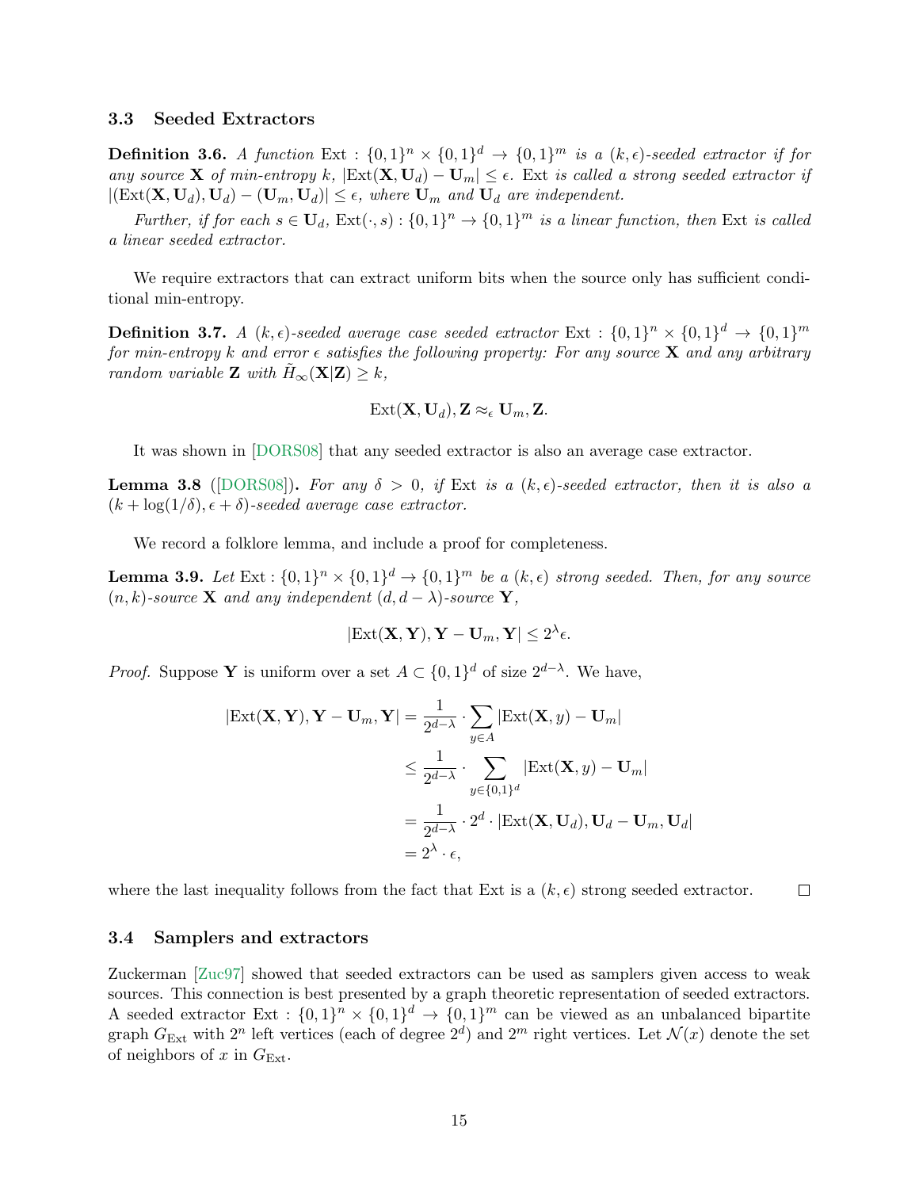### 3.3 Seeded Extractors

**Definition 3.6.** *A function* $\text{Ext} : \{0,1\}^n \times \{0,1\}^d \to \{0,1\}^m$ *is a* $(k, \epsilon)$*-seeded extractor if for any source* $\mathbf{X}$ *of min-entropy* $k$*,* $|\text{Ext}(\mathbf{X}, \mathbf{U}_d) - \mathbf{U}_m| \leq \epsilon$*.* Ext *is called a strong seeded extractor if* $|(\text{Ext}(\mathbf{X}, \mathbf{U}_d), \mathbf{U}_d) - (\mathbf{U}_m, \mathbf{U}_d)| \leq \epsilon$*, where* $\mathbf{U}_m$ *and* $\mathbf{U}_d$ *are independent.*

*Further, if for each* $s \in \mathbf{U}_d$*,* $\text{Ext}(\cdot, s) : \{0,1\}^n \to \{0,1\}^m$ *is a linear function, then* Ext *is called a linear seeded extractor.*

We require extractors that can extract uniform bits when the source only has sufficient conditional min-entropy.

**Definition 3.7.** *A* $(k, \epsilon)$*-seeded average case seeded extractor* $\text{Ext} : \{0,1\}^n \times \{0,1\}^d \to \{0,1\}^m$ *for min-entropy* $k$ *and error* $\epsilon$ *satisfies the following property: For any source* $\mathbf{X}$ *and any arbitrary random variable* $\mathbf{Z}$ *with* $\tilde{H}_\infty(\mathbf{X}|\mathbf{Z}) \geq k$*,*

$$\text{Ext}(\mathbf{X}, \mathbf{U}_d), \mathbf{Z} \approx_\epsilon \mathbf{U}_m, \mathbf{Z}.$$

It was shown in [DORS08] that any seeded extractor is also an average case extractor.

**Lemma 3.8** ([DORS08])**.** *For any* $\delta > 0$*, if* Ext *is a* $(k, \epsilon)$*-seeded extractor, then it is also a* $(k + \log(1/\delta), \epsilon + \delta)$*-seeded average case extractor.*

We record a folklore lemma, and include a proof for completeness.

**Lemma 3.9.** *Let* $\text{Ext} : \{0,1\}^n \times \{0,1\}^d \to \{0,1\}^m$ *be a* $(k, \epsilon)$ *strong seeded. Then, for any source* $(n, k)$*-source* $\mathbf{X}$ *and any independent* $(d, d - \lambda)$*-source* $\mathbf{Y}$*,*

$$|\text{Ext}(\mathbf{X}, \mathbf{Y}), \mathbf{Y} - \mathbf{U}_m, \mathbf{Y}| \leq 2^\lambda \epsilon.$$

*Proof.* Suppose $\mathbf{Y}$ is uniform over a set $A \subset \{0,1\}^d$ of size $2^{d-\lambda}$. We have,

$$\begin{aligned}
|\text{Ext}(\mathbf{X}, \mathbf{Y}), \mathbf{Y} - \mathbf{U}_m, \mathbf{Y}| &= \frac{1}{2^{d-\lambda}} \cdot \sum_{y \in A} |\text{Ext}(\mathbf{X}, y) - \mathbf{U}_m| \\
&\leq \frac{1}{2^{d-\lambda}} \cdot \sum_{y \in \{0,1\}^d} |\text{Ext}(\mathbf{X}, y) - \mathbf{U}_m| \\
&= \frac{1}{2^{d-\lambda}} \cdot 2^d \cdot |\text{Ext}(\mathbf{X}, \mathbf{U}_d), \mathbf{U}_d - \mathbf{U}_m, \mathbf{U}_d| \\
&= 2^\lambda \cdot \epsilon,
\end{aligned}$$

where the last inequality follows from the fact that Ext is a $(k, \epsilon)$ strong seeded extractor. ∎

### 3.4 Samplers and extractors

Zuckerman [Zuc97] showed that seeded extractors can be used as samplers given access to weak sources. This connection is best presented by a graph theoretic representation of seeded extractors. A seeded extractor $\text{Ext} : \{0,1\}^n \times \{0,1\}^d \to \{0,1\}^m$ can be viewed as an unbalanced bipartite graph $G_{\text{Ext}}$ with $2^n$ left vertices (each of degree $2^d$) and $2^m$ right vertices. Let $\mathcal{N}(x)$ denote the set of neighbors of $x$ in $G_{\text{Ext}}$.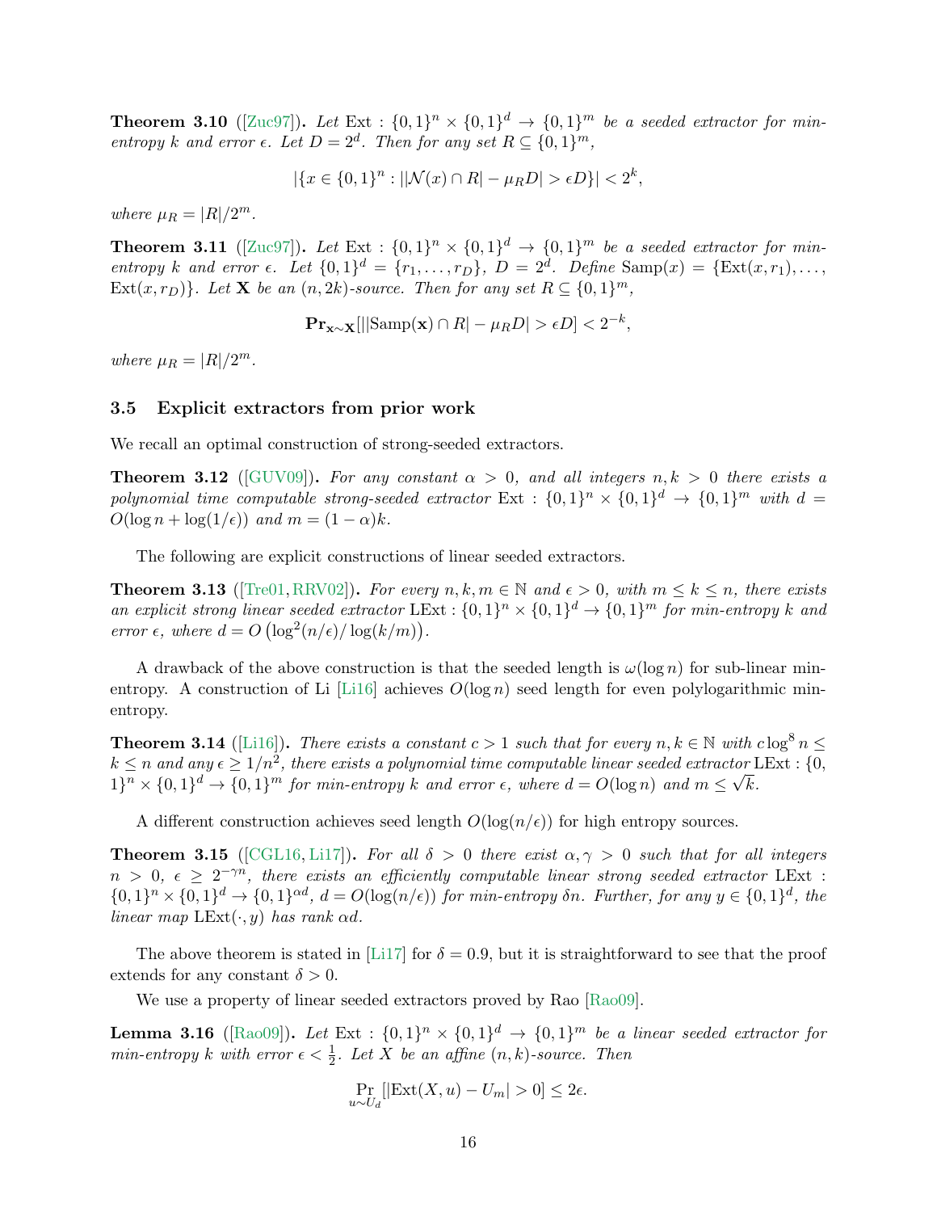**Theorem 3.10** ([Zuc97]). *Let* $\text{Ext} : \{0,1\}^n \times \{0,1\}^d \to \{0,1\}^m$ *be a seeded extractor for min-entropy* $k$ *and error* $\epsilon$. *Let* $D = 2^d$. *Then for any set* $R \subseteq \{0,1\}^m$,

$$|\{x \in \{0,1\}^n : ||\mathcal{N}(x) \cap R| - \mu_R D| > \epsilon D\}| < 2^k,$$

*where* $\mu_R = |R|/2^m$.

**Theorem 3.11** ([Zuc97]). *Let* $\text{Ext} : \{0,1\}^n \times \{0,1\}^d \to \{0,1\}^m$ *be a seeded extractor for min-entropy* $k$ *and error* $\epsilon$. *Let* $\{0,1\}^d = \{r_1, \ldots, r_D\}$, $D = 2^d$. *Define* $\text{Samp}(x) = \{\text{Ext}(x, r_1), \ldots, \text{Ext}(x, r_D)\}$. *Let* $\mathbf{X}$ *be an* $(n, 2k)$*-source. Then for any set* $R \subseteq \{0,1\}^m$,

$$\mathbf{Pr}_{\mathbf{x} \sim \mathbf{X}}[||\text{Samp}(\mathbf{x}) \cap R| - \mu_R D| > \epsilon D] < 2^{-k},$$

*where* $\mu_R = |R|/2^m$.

### 3.5 Explicit extractors from prior work

We recall an optimal construction of strong-seeded extractors.

**Theorem 3.12** ([GUV09]). *For any constant* $\alpha > 0$, *and all integers* $n, k > 0$ *there exists a polynomial time computable strong-seeded extractor* $\text{Ext} : \{0,1\}^n \times \{0,1\}^d \to \{0,1\}^m$ *with* $d = O(\log n + \log(1/\epsilon))$ *and* $m = (1-\alpha)k$.

The following are explicit constructions of linear seeded extractors.

**Theorem 3.13** ([Tre01, RRV02]). *For every* $n, k, m \in \mathbb{N}$ *and* $\epsilon > 0$, *with* $m \leq k \leq n$, *there exists an explicit strong linear seeded extractor* $\text{LExt} : \{0,1\}^n \times \{0,1\}^d \to \{0,1\}^m$ *for min-entropy* $k$ *and error* $\epsilon$, *where* $d = O\left(\log^2(n/\epsilon)/\log(k/m)\right)$.

A drawback of the above construction is that the seeded length is $\omega(\log n)$ for sub-linear min-entropy. A construction of Li [Li16] achieves $O(\log n)$ seed length for even polylogarithmic min-entropy.

**Theorem 3.14** ([Li16]). *There exists a constant* $c > 1$ *such that for every* $n, k \in \mathbb{N}$ *with* $c \log^8 n \leq k \leq n$ *and any* $\epsilon \geq 1/n^2$, *there exists a polynomial time computable linear seeded extractor* $\text{LExt} : \{0,1\}^n \times \{0,1\}^d \to \{0,1\}^m$ *for min-entropy* $k$ *and error* $\epsilon$, *where* $d = O(\log n)$ *and* $m \leq \sqrt{k}$.

A different construction achieves seed length $O(\log(n/\epsilon))$ for high entropy sources.

**Theorem 3.15** ([CGL16, Li17]). *For all* $\delta > 0$ *there exist* $\alpha, \gamma > 0$ *such that for all integers* $n > 0$, $\epsilon \geq 2^{-\gamma n}$, *there exists an efficiently computable linear strong seeded extractor* $\text{LExt} : \{0,1\}^n \times \{0,1\}^d \to \{0,1\}^{\alpha d}$, $d = O(\log(n/\epsilon))$ *for min-entropy* $\delta n$. *Further, for any* $y \in \{0,1\}^d$, *the linear map* $\text{LExt}(\cdot, y)$ *has rank* $\alpha d$.

The above theorem is stated in [Li17] for $\delta = 0.9$, but it is straightforward to see that the proof extends for any constant $\delta > 0$.

We use a property of linear seeded extractors proved by Rao [Rao09].

**Lemma 3.16** ([Rao09]). *Let* $\text{Ext} : \{0,1\}^n \times \{0,1\}^d \to \{0,1\}^m$ *be a linear seeded extractor for min-entropy* $k$ *with error* $\epsilon < \frac{1}{2}$. *Let* $X$ *be an affine* $(n, k)$*-source. Then*

$$\Pr_{u \sim U_d}[|\text{Ext}(X, u) - U_m| > 0] \leq 2\epsilon.$$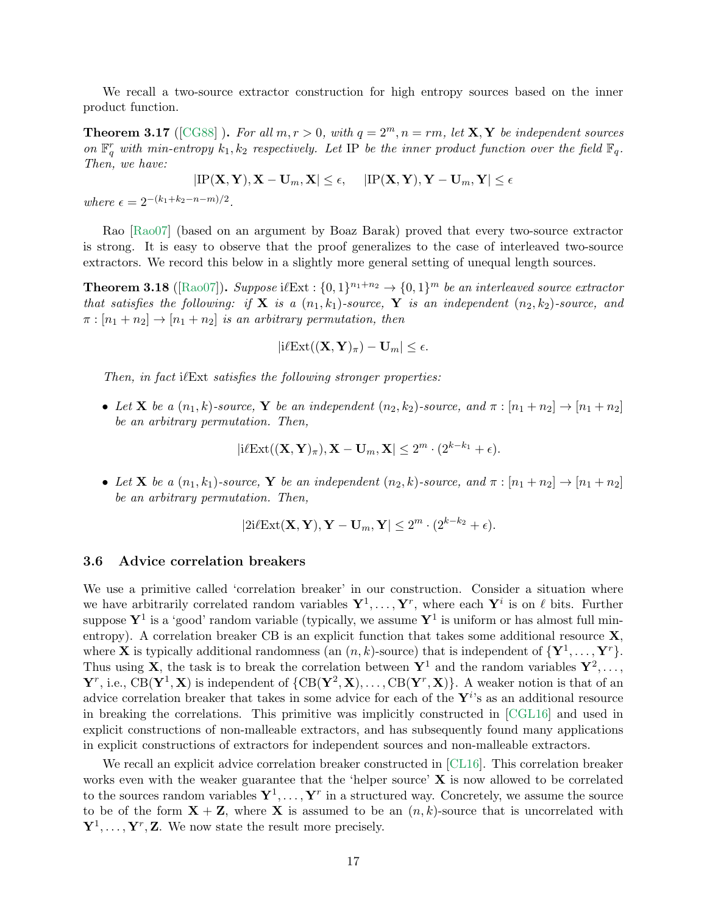We recall a two-source extractor construction for high entropy sources based on the inner product function.

**Theorem 3.17** ([CG88] **).** *For all $m, r > 0$, with $q = 2^m$, $n = rm$, let $\mathbf{X}, \mathbf{Y}$ be independent sources on $\mathbb{F}_q^r$ with min-entropy $k_1, k_2$ respectively. Let $\mathrm{IP}$ be the inner product function over the field $\mathbb{F}_q$. Then, we have:*

$$|\mathrm{IP}(\mathbf{X}, \mathbf{Y}), \mathbf{X} - \mathbf{U}_m, \mathbf{X}| \leq \epsilon, \quad |\mathrm{IP}(\mathbf{X}, \mathbf{Y}), \mathbf{Y} - \mathbf{U}_m, \mathbf{Y}| \leq \epsilon$$

*where $\epsilon = 2^{-(k_1+k_2-n-m)/2}$.*

Rao [Rao07] (based on an argument by Boaz Barak) proved that every two-source extractor is strong. It is easy to observe that the proof generalizes to the case of interleaved two-source extractors. We record this below in a slightly more general setting of unequal length sources.

**Theorem 3.18** ([Rao07])**.** *Suppose $\mathrm{i\ell Ext} : \{0,1\}^{n_1+n_2} \to \{0,1\}^m$ be an interleaved source extractor that satisfies the following: if $\mathbf{X}$ is a $(n_1, k_1)$-source, $\mathbf{Y}$ is an independent $(n_2, k_2)$-source, and $\pi : [n_1 + n_2] \to [n_1 + n_2]$ is an arbitrary permutation, then*

$$|\mathrm{i\ell Ext}((\mathbf{X}, \mathbf{Y})_\pi) - \mathbf{U}_m| \leq \epsilon.$$

*Then, in fact $\mathrm{i\ell Ext}$ satisfies the following stronger properties:*

- *Let $\mathbf{X}$ be a $(n_1, k)$-source, $\mathbf{Y}$ be an independent $(n_2, k_2)$-source, and $\pi : [n_1 + n_2] \to [n_1 + n_2]$ be an arbitrary permutation. Then,*

$$|\mathrm{i\ell Ext}((\mathbf{X}, \mathbf{Y})_\pi), \mathbf{X} - \mathbf{U}_m, \mathbf{X}| \leq 2^m \cdot (2^{k-k_1} + \epsilon).$$

- *Let $\mathbf{X}$ be a $(n_1, k_1)$-source, $\mathbf{Y}$ be an independent $(n_2, k)$-source, and $\pi : [n_1 + n_2] \to [n_1 + n_2]$ be an arbitrary permutation. Then,*

$$|2\mathrm{i\ell Ext}(\mathbf{X}, \mathbf{Y}), \mathbf{Y} - \mathbf{U}_m, \mathbf{Y}| \leq 2^m \cdot (2^{k-k_2} + \epsilon).$$

## 3.6 Advice correlation breakers

We use a primitive called 'correlation breaker' in our construction. Consider a situation where we have arbitrarily correlated random variables $\mathbf{Y}^1, \ldots, \mathbf{Y}^r$, where each $\mathbf{Y}^i$ is on $\ell$ bits. Further suppose $\mathbf{Y}^1$ is a 'good' random variable (typically, we assume $\mathbf{Y}^1$ is uniform or has almost full min-entropy). A correlation breaker CB is an explicit function that takes some additional resource $\mathbf{X}$, where $\mathbf{X}$ is typically additional randomness (an $(n, k)$-source) that is independent of $\{\mathbf{Y}^1, \ldots, \mathbf{Y}^r\}$. Thus using $\mathbf{X}$, the task is to break the correlation between $\mathbf{Y}^1$ and the random variables $\mathbf{Y}^2, \ldots, \mathbf{Y}^r$, i.e., $\mathrm{CB}(\mathbf{Y}^1, \mathbf{X})$ is independent of $\{\mathrm{CB}(\mathbf{Y}^2, \mathbf{X}), \ldots, \mathrm{CB}(\mathbf{Y}^r, \mathbf{X})\}$. A weaker notion is that of an advice correlation breaker that takes in some advice for each of the $\mathbf{Y}^i$'s as an additional resource in breaking the correlations. This primitive was implicitly constructed in [CGL16] and used in explicit constructions of non-malleable extractors, and has subsequently found many applications in explicit constructions of extractors for independent sources and non-malleable extractors.

We recall an explicit advice correlation breaker constructed in [CL16]. This correlation breaker works even with the weaker guarantee that the 'helper source' $\mathbf{X}$ is now allowed to be correlated to the sources random variables $\mathbf{Y}^1, \ldots, \mathbf{Y}^r$ in a structured way. Concretely, we assume the source to be of the form $\mathbf{X} + \mathbf{Z}$, where $\mathbf{X}$ is assumed to be an $(n, k)$-source that is uncorrelated with $\mathbf{Y}^1, \ldots, \mathbf{Y}^r, \mathbf{Z}$. We now state the result more precisely.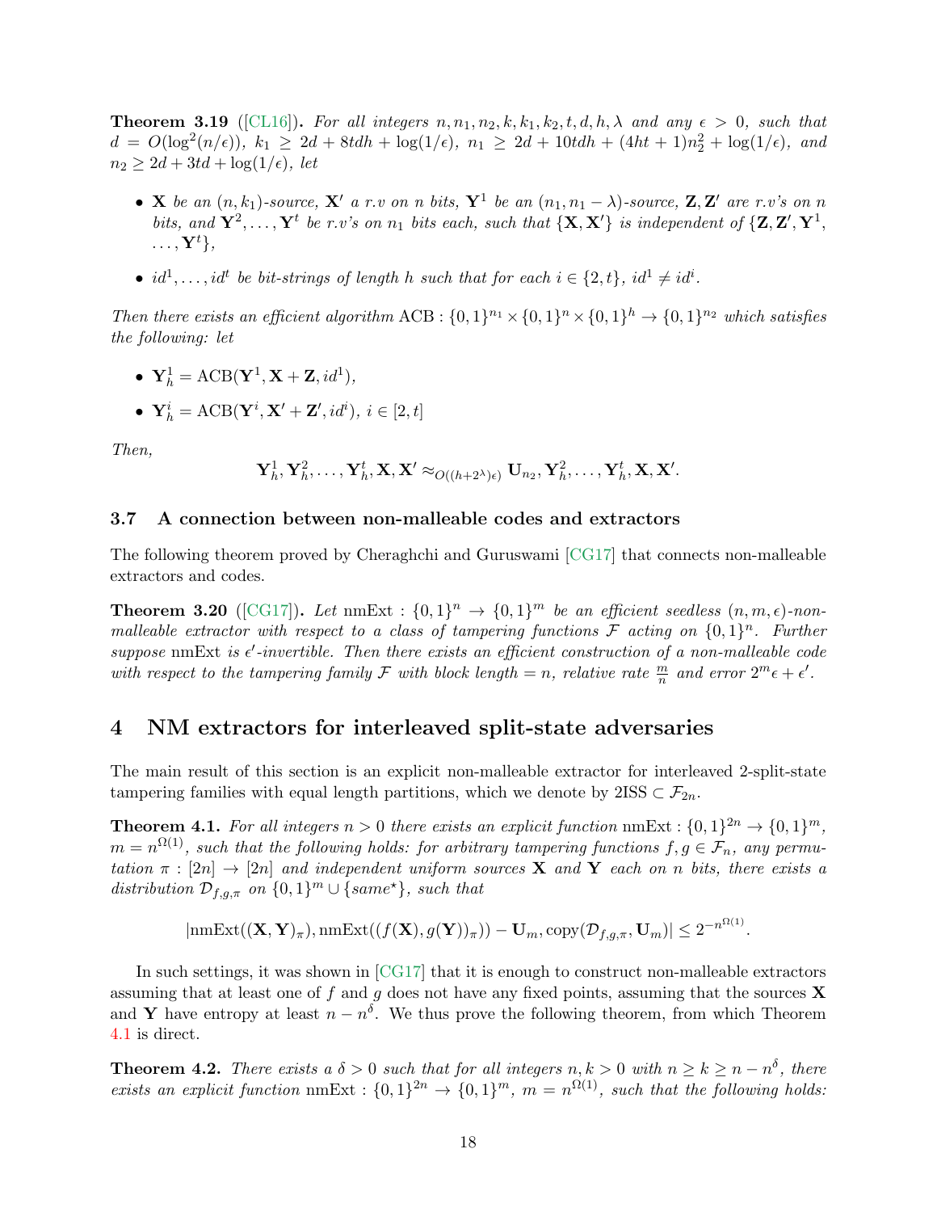**Theorem 3.19** ([CL16]). *For all integers $n, n_1, n_2, k, k_1, k_2, t, d, h, \lambda$ and any $\epsilon > 0$, such that $d = O(\log^2(n/\epsilon))$, $k_1 \geq 2d + 8tdh + \log(1/\epsilon)$, $n_1 \geq 2d + 10tdh + (4ht+1)n_2^2 + \log(1/\epsilon)$, and $n_2 \geq 2d + 3td + \log(1/\epsilon)$, let*

- *$\mathbf{X}$ be an $(n, k_1)$-source, $\mathbf{X}'$ a r.v on $n$ bits, $\mathbf{Y}^1$ be an $(n_1, n_1 - \lambda)$-source, $\mathbf{Z}, \mathbf{Z}'$ are r.v's on $n$ bits, and $\mathbf{Y}^2, \ldots, \mathbf{Y}^t$ be r.v's on $n_1$ bits each, such that $\{\mathbf{X}, \mathbf{X}'\}$ is independent of $\{\mathbf{Z}, \mathbf{Z}', \mathbf{Y}^1, \ldots, \mathbf{Y}^t\}$,*
- *$id^1, \ldots, id^t$ be bit-strings of length $h$ such that for each $i \in \{2, t\}$, $id^1 \neq id^i$.*

*Then there exists an efficient algorithm $\mathrm{ACB} : \{0,1\}^{n_1} \times \{0,1\}^n \times \{0,1\}^h \to \{0,1\}^{n_2}$ which satisfies the following: let*

- *$\mathbf{Y}_h^1 = \mathrm{ACB}(\mathbf{Y}^1, \mathbf{X} + \mathbf{Z}, id^1)$,*
- *$\mathbf{Y}_h^i = \mathrm{ACB}(\mathbf{Y}^i, \mathbf{X}' + \mathbf{Z}', id^i)$, $i \in [2, t]$*

*Then,*

$$\mathbf{Y}_h^1, \mathbf{Y}_h^2, \ldots, \mathbf{Y}_h^t, \mathbf{X}, \mathbf{X}' \approx_{O((h+2^\lambda)\epsilon)} \mathbf{U}_{n_2}, \mathbf{Y}_h^2, \ldots, \mathbf{Y}_h^t, \mathbf{X}, \mathbf{X}'.$$

### 3.7 A connection between non-malleable codes and extractors

The following theorem proved by Cheraghchi and Guruswami [CG17] that connects non-malleable extractors and codes.

**Theorem 3.20** ([CG17]). *Let $\mathrm{nmExt} : \{0,1\}^n \to \{0,1\}^m$ be an efficient seedless $(n, m, \epsilon)$-non-malleable extractor with respect to a class of tampering functions $\mathcal{F}$ acting on $\{0,1\}^n$. Further suppose $\mathrm{nmExt}$ is $\epsilon'$-invertible. Then there exists an efficient construction of a non-malleable code with respect to the tampering family $\mathcal{F}$ with block length $= n$, relative rate $\frac{m}{n}$ and error $2^m\epsilon + \epsilon'$.*

## 4 NM extractors for interleaved split-state adversaries

The main result of this section is an explicit non-malleable extractor for interleaved 2-split-state tampering families with equal length partitions, which we denote by $2\mathrm{ISS} \subset \mathcal{F}_{2n}$.

**Theorem 4.1.** *For all integers $n > 0$ there exists an explicit function $\mathrm{nmExt} : \{0,1\}^{2n} \to \{0,1\}^m$, $m = n^{\Omega(1)}$, such that the following holds: for arbitrary tampering functions $f, g \in \mathcal{F}_n$, any permutation $\pi : [2n] \to [2n]$ and independent uniform sources $\mathbf{X}$ and $\mathbf{Y}$ each on $n$ bits, there exists a distribution $\mathcal{D}_{f,g,\pi}$ on $\{0,1\}^m \cup \{same^\star\}$, such that*

$$|\mathrm{nmExt}((\mathbf{X}, \mathbf{Y})_\pi), \mathrm{nmExt}((f(\mathbf{X}), g(\mathbf{Y}))_\pi)) - \mathbf{U}_m, \mathrm{copy}(\mathcal{D}_{f,g,\pi}, \mathbf{U}_m)| \leq 2^{-n^{\Omega(1)}}.$$

In such settings, it was shown in [CG17] that it is enough to construct non-malleable extractors assuming that at least one of $f$ and $g$ does not have any fixed points, assuming that the sources $\mathbf{X}$ and $\mathbf{Y}$ have entropy at least $n - n^\delta$. We thus prove the following theorem, from which Theorem 4.1 is direct.

**Theorem 4.2.** *There exists a $\delta > 0$ such that for all integers $n, k > 0$ with $n \geq k \geq n - n^\delta$, there exists an explicit function $\mathrm{nmExt} : \{0,1\}^{2n} \to \{0,1\}^m$, $m = n^{\Omega(1)}$, such that the following holds:*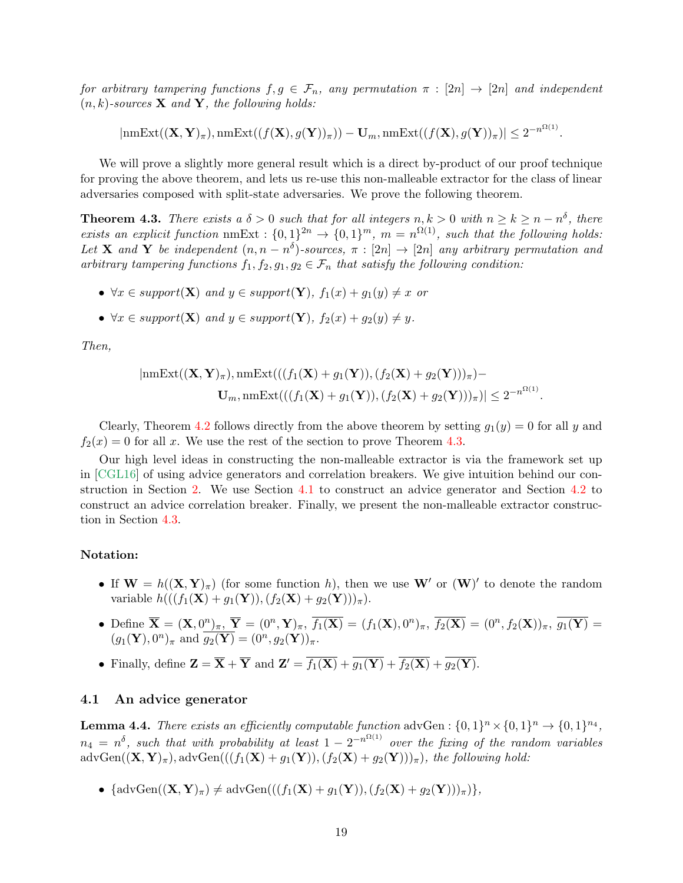*for arbitrary tampering functions $f, g \in \mathcal{F}_n$, any permutation $\pi : [2n] \to [2n]$ and independent $(n,k)$-sources $\mathbf{X}$ and $\mathbf{Y}$, the following holds:*

$$|\text{nmExt}((\mathbf{X},\mathbf{Y})_\pi), \text{nmExt}((f(\mathbf{X}), g(\mathbf{Y}))_\pi)) - \mathbf{U}_m, \text{nmExt}((f(\mathbf{X}), g(\mathbf{Y}))_\pi)| \leq 2^{-n^{\Omega(1)}}.$$

We will prove a slightly more general result which is a direct by-product of our proof technique for proving the above theorem, and lets us re-use this non-malleable extractor for the class of linear adversaries composed with split-state adversaries. We prove the following theorem.

**Theorem 4.3.** *There exists a $\delta > 0$ such that for all integers $n, k > 0$ with $n \geq k \geq n - n^\delta$, there exists an explicit function $\text{nmExt} : \{0,1\}^{2n} \to \{0,1\}^m$, $m = n^{\Omega(1)}$, such that the following holds: Let $\mathbf{X}$ and $\mathbf{Y}$ be independent $(n, n - n^\delta)$-sources, $\pi : [2n] \to [2n]$ any arbitrary permutation and arbitrary tampering functions $f_1, f_2, g_1, g_2 \in \mathcal{F}_n$ that satisfy the following condition:*

- *$\forall x \in$ support$(\mathbf{X})$ and $y \in$ support$(\mathbf{Y})$, $f_1(x) + g_1(y) \neq x$ or*
- *$\forall x \in$ support$(\mathbf{X})$ and $y \in$ support$(\mathbf{Y})$, $f_2(x) + g_2(y) \neq y$.*

*Then,*

$$|\text{nmExt}((\mathbf{X},\mathbf{Y})_\pi), \text{nmExt}(((f_1(\mathbf{X}) + g_1(\mathbf{Y})), (f_2(\mathbf{X}) + g_2(\mathbf{Y})))_\pi) - \\ \mathbf{U}_m, \text{nmExt}(((f_1(\mathbf{X}) + g_1(\mathbf{Y})), (f_2(\mathbf{X}) + g_2(\mathbf{Y})))_\pi)| \leq 2^{-n^{\Omega(1)}}.$$

Clearly, Theorem 4.2 follows directly from the above theorem by setting $g_1(y) = 0$ for all $y$ and $f_2(x) = 0$ for all $x$. We use the rest of the section to prove Theorem 4.3.

Our high level ideas in constructing the non-malleable extractor is via the framework set up in [CGL16] of using advice generators and correlation breakers. We give intuition behind our construction in Section 2. We use Section 4.1 to construct an advice generator and Section 4.2 to construct an advice correlation breaker. Finally, we present the non-malleable extractor construction in Section 4.3.

**Notation:**

- If $\mathbf{W} = h((\mathbf{X},\mathbf{Y})_\pi)$ (for some function $h$), then we use $\mathbf{W}'$ or $(\mathbf{W})'$ to denote the random variable $h(((f_1(\mathbf{X}) + g_1(\mathbf{Y})), (f_2(\mathbf{X}) + g_2(\mathbf{Y})))_\pi)$.
- Define $\overline{\mathbf{X}} = (\mathbf{X}, 0^n)_\pi$, $\overline{\mathbf{Y}} = (0^n, \mathbf{Y})_\pi$, $\overline{f_1(\mathbf{X})} = (f_1(\mathbf{X}), 0^n)_\pi$, $\overline{f_2(\mathbf{X})} = (0^n, f_2(\mathbf{X}))_\pi$, $\overline{g_1(\mathbf{Y})} = (g_1(\mathbf{Y}), 0^n)_\pi$ and $\overline{g_2(\mathbf{Y})} = (0^n, g_2(\mathbf{Y}))_\pi$.
- Finally, define $\mathbf{Z} = \overline{\mathbf{X}} + \overline{\mathbf{Y}}$ and $\mathbf{Z}' = \overline{f_1(\mathbf{X})} + \overline{g_1(\mathbf{Y})} + \overline{f_2(\mathbf{X})} + \overline{g_2(\mathbf{Y})}$.

## 4.1 An advice generator

**Lemma 4.4.** *There exists an efficiently computable function $\text{advGen} : \{0,1\}^n \times \{0,1\}^n \to \{0,1\}^{n_4}$, $n_4 = n^\delta$, such that with probability at least $1 - 2^{-n^{\Omega(1)}}$ over the fixing of the random variables $\text{advGen}((\mathbf{X},\mathbf{Y})_\pi), \text{advGen}(((f_1(\mathbf{X}) + g_1(\mathbf{Y})), (f_2(\mathbf{X}) + g_2(\mathbf{Y})))_\pi)$, the following hold:*

- $\{\text{advGen}((\mathbf{X},\mathbf{Y})_\pi) \neq \text{advGen}(((f_1(\mathbf{X}) + g_1(\mathbf{Y})), (f_2(\mathbf{X}) + g_2(\mathbf{Y})))_\pi)\}$,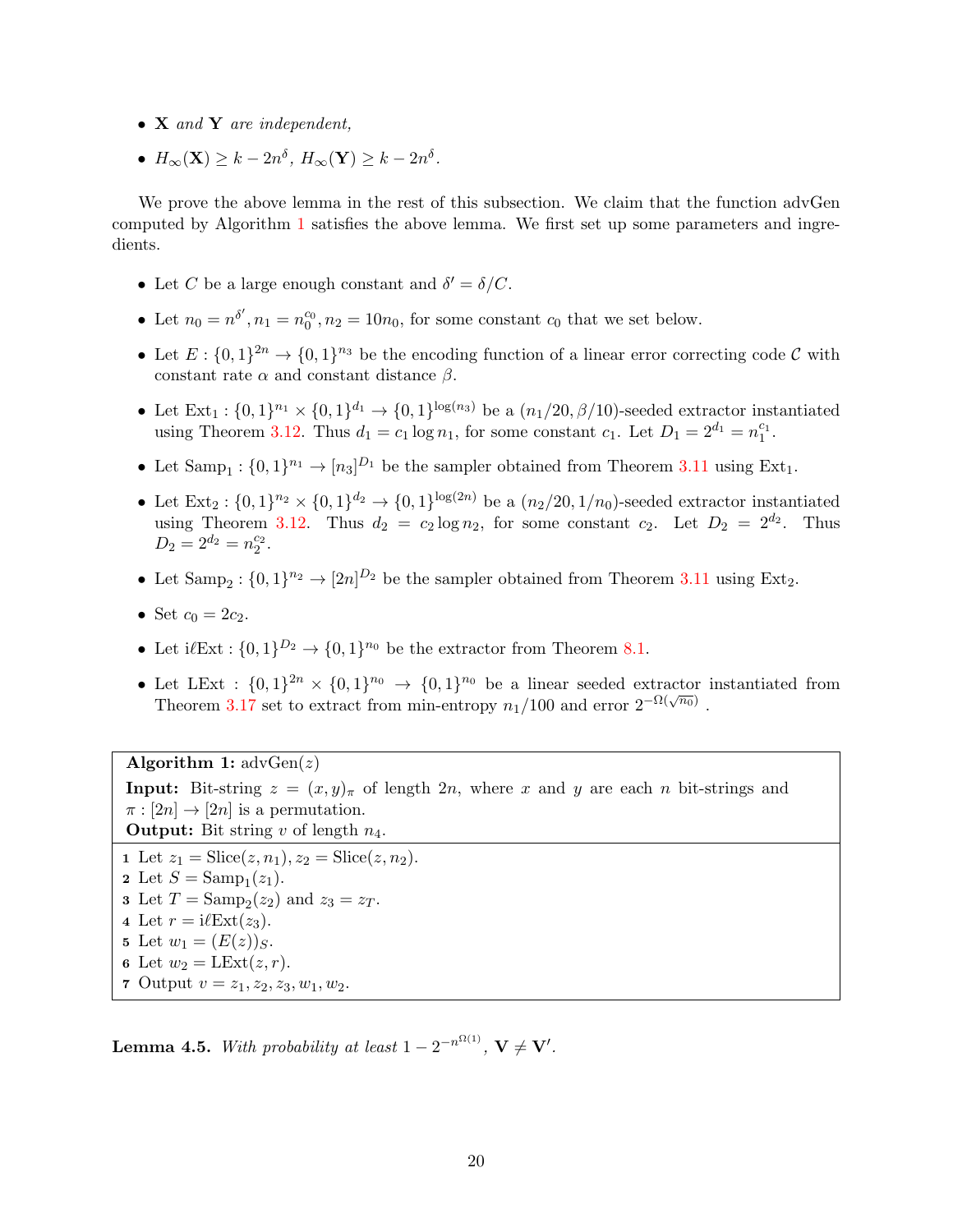- $\mathbf{X}$ *and* $\mathbf{Y}$ *are independent,*
- $H_\infty(\mathbf{X}) \geq k - 2n^{\delta}$*,* $H_\infty(\mathbf{Y}) \geq k - 2n^{\delta}$*.*

We prove the above lemma in the rest of this subsection. We claim that the function advGen computed by Algorithm 1 satisfies the above lemma. We first set up some parameters and ingredients.

- Let $C$ be a large enough constant and $\delta' = \delta/C$.
- Let $n_0 = n^{\delta'}, n_1 = n_0^{c_0}, n_2 = 10n_0$, for some constant $c_0$ that we set below.
- Let $E : \{0,1\}^{2n} \to \{0,1\}^{n_3}$ be the encoding function of a linear error correcting code $\mathcal{C}$ with constant rate $\alpha$ and constant distance $\beta$.
- Let $\text{Ext}_1 : \{0,1\}^{n_1} \times \{0,1\}^{d_1} \to \{0,1\}^{\log(n_3)}$ be a $(n_1/20, \beta/10)$-seeded extractor instantiated using Theorem 3.12. Thus $d_1 = c_1 \log n_1$, for some constant $c_1$. Let $D_1 = 2^{d_1} = n_1^{c_1}$.
- Let $\text{Samp}_1 : \{0,1\}^{n_1} \to [n_3]^{D_1}$ be the sampler obtained from Theorem 3.11 using $\text{Ext}_1$.
- Let $\text{Ext}_2 : \{0,1\}^{n_2} \times \{0,1\}^{d_2} \to \{0,1\}^{\log(2n)}$ be a $(n_2/20, 1/n_0)$-seeded extractor instantiated using Theorem 3.12. Thus $d_2 = c_2 \log n_2$, for some constant $c_2$. Let $D_2 = 2^{d_2}$. Thus $D_2 = 2^{d_2} = n_2^{c_2}$.
- Let $\text{Samp}_2 : \{0,1\}^{n_2} \to [2n]^{D_2}$ be the sampler obtained from Theorem 3.11 using $\text{Ext}_2$.
- Set $c_0 = 2c_2$.
- Let $\text{i}\ell\text{Ext} : \{0,1\}^{D_2} \to \{0,1\}^{n_0}$ be the extractor from Theorem 8.1.
- Let $\text{LExt} : \{0,1\}^{2n} \times \{0,1\}^{n_0} \to \{0,1\}^{n_0}$ be a linear seeded extractor instantiated from Theorem 3.17 set to extract from min-entropy $n_1/100$ and error $2^{-\Omega(\sqrt{n_0})}$.

---

**Algorithm 1:** $\text{advGen}(z)$

**Input:** Bit-string $z = (x, y)_\pi$ of length $2n$, where $x$ and $y$ are each $n$ bit-strings and $\pi : [2n] \to [2n]$ is a permutation.
**Output:** Bit string $v$ of length $n_4$.

1. Let $z_1 = \text{Slice}(z, n_1), z_2 = \text{Slice}(z, n_2)$.
2. Let $S = \text{Samp}_1(z_1)$.
3. Let $T = \text{Samp}_2(z_2)$ and $z_3 = z_T$.
4. Let $r = \text{i}\ell\text{Ext}(z_3)$.
5. Let $w_1 = (E(z))_S$.
6. Let $w_2 = \text{LExt}(z, r)$.
7. Output $v = z_1, z_2, z_3, w_1, w_2$.

---

**Lemma 4.5.** *With probability at least* $1 - 2^{-n^{\Omega(1)}}$*,* $\mathbf{V} \neq \mathbf{V}'$*.*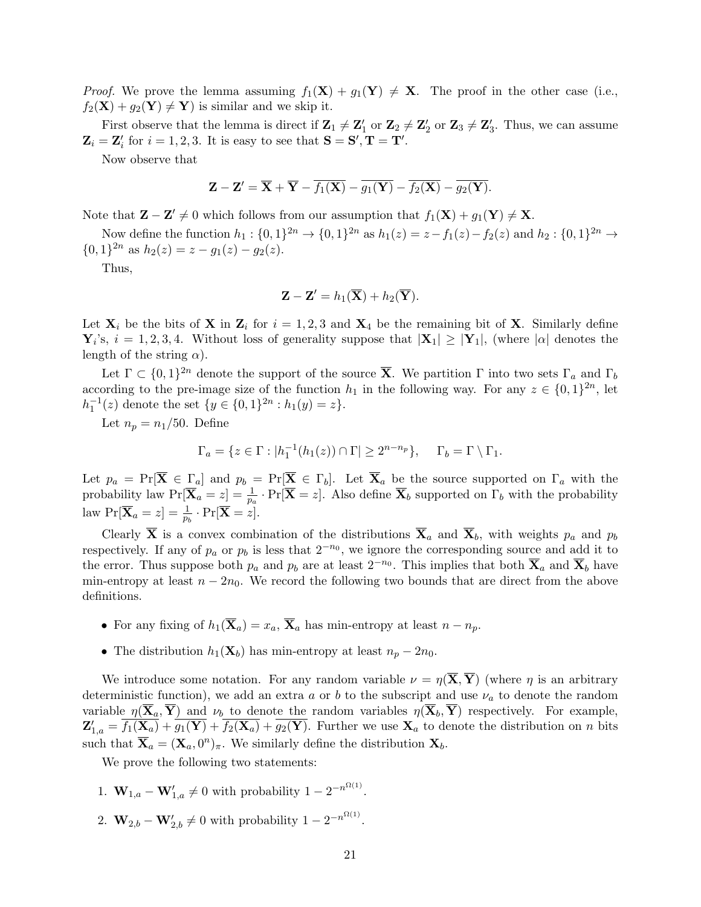*Proof.* We prove the lemma assuming $f_1(\mathbf{X}) + g_1(\mathbf{Y}) \neq \mathbf{X}$. The proof in the other case (i.e., $f_2(\mathbf{X}) + g_2(\mathbf{Y}) \neq \mathbf{Y}$) is similar and we skip it.

First observe that the lemma is direct if $\mathbf{Z}_1 \neq \mathbf{Z}'_1$ or $\mathbf{Z}_2 \neq \mathbf{Z}'_2$ or $\mathbf{Z}_3 \neq \mathbf{Z}'_3$. Thus, we can assume $\mathbf{Z}_i = \mathbf{Z}'_i$ for $i = 1, 2, 3$. It is easy to see that $\mathbf{S} = \mathbf{S}', \mathbf{T} = \mathbf{T}'$.

Now observe that

$$\mathbf{Z} - \mathbf{Z}' = \overline{\mathbf{X}} + \overline{\mathbf{Y}} - \overline{f_1(\mathbf{X})} - \overline{g_1(\mathbf{Y})} - \overline{f_2(\mathbf{X})} - \overline{g_2(\mathbf{Y})}.$$

Note that $\mathbf{Z} - \mathbf{Z}' \neq 0$ which follows from our assumption that $f_1(\mathbf{X}) + g_1(\mathbf{Y}) \neq \mathbf{X}$.

Now define the function $h_1 : \{0,1\}^{2n} \to \{0,1\}^{2n}$ as $h_1(z) = z - f_1(z) - f_2(z)$ and $h_2 : \{0,1\}^{2n} \to \{0,1\}^{2n}$ as $h_2(z) = z - g_1(z) - g_2(z)$.

Thus,

$$\mathbf{Z} - \mathbf{Z}' = h_1(\overline{\mathbf{X}}) + h_2(\overline{\mathbf{Y}}).$$

Let $\mathbf{X}_i$ be the bits of $\mathbf{X}$ in $\mathbf{Z}_i$ for $i = 1, 2, 3$ and $\mathbf{X}_4$ be the remaining bit of $\mathbf{X}$. Similarly define $\mathbf{Y}_i$'s, $i = 1, 2, 3, 4$. Without loss of generality suppose that $|\mathbf{X}_1| \geq |\mathbf{Y}_1|$, (where $|\alpha|$ denotes the length of the string $\alpha$).

Let $\Gamma \subset \{0,1\}^{2n}$ denote the support of the source $\overline{\mathbf{X}}$. We partition $\Gamma$ into two sets $\Gamma_a$ and $\Gamma_b$ according to the pre-image size of the function $h_1$ in the following way. For any $z \in \{0,1\}^{2n}$, let $h_1^{-1}(z)$ denote the set $\{y \in \{0,1\}^{2n} : h_1(y) = z\}$.

Let $n_p = n_1/50$. Define

$$\Gamma_a = \{z \in \Gamma : |h_1^{-1}(h_1(z)) \cap \Gamma| \geq 2^{n-n_p}\}, \quad \Gamma_b = \Gamma \setminus \Gamma_1.$$

Let $p_a = \Pr[\overline{\mathbf{X}} \in \Gamma_a]$ and $p_b = \Pr[\overline{\mathbf{X}} \in \Gamma_b]$. Let $\overline{\mathbf{X}}_a$ be the source supported on $\Gamma_a$ with the probability law $\Pr[\overline{\mathbf{X}}_a = z] = \frac{1}{p_a} \cdot \Pr[\overline{\mathbf{X}} = z]$. Also define $\overline{\mathbf{X}}_b$ supported on $\Gamma_b$ with the probability law $\Pr[\overline{\mathbf{X}}_a = z] = \frac{1}{p_b} \cdot \Pr[\overline{\mathbf{X}} = z]$.

Clearly $\overline{\mathbf{X}}$ is a convex combination of the distributions $\overline{\mathbf{X}}_a$ and $\overline{\mathbf{X}}_b$, with weights $p_a$ and $p_b$ respectively. If any of $p_a$ or $p_b$ is less that $2^{-n_0}$, we ignore the corresponding source and add it to the error. Thus suppose both $p_a$ and $p_b$ are at least $2^{-n_0}$. This implies that both $\overline{\mathbf{X}}_a$ and $\overline{\mathbf{X}}_b$ have min-entropy at least $n - 2n_0$. We record the following two bounds that are direct from the above definitions.

- For any fixing of $h_1(\overline{\mathbf{X}}_a) = x_a$, $\overline{\mathbf{X}}_a$ has min-entropy at least $n - n_p$.
- The distribution $h_1(\mathbf{X}_b)$ has min-entropy at least $n_p - 2n_0$.

We introduce some notation. For any random variable $\nu = \eta(\overline{\mathbf{X}}, \overline{\mathbf{Y}})$ (where $\eta$ is an arbitrary deterministic function), we add an extra $a$ or $b$ to the subscript and use $\nu_a$ to denote the random variable $\eta(\overline{\mathbf{X}}_a, \overline{\mathbf{Y}})$ and $\nu_b$ to denote the random variables $\eta(\overline{\mathbf{X}}_b, \overline{\mathbf{Y}})$ respectively. For example, $\mathbf{Z}'_{1,a} = \overline{f_1(\mathbf{X}_a)} + \overline{g_1(\mathbf{Y})} + \overline{f_2(\mathbf{X}_a)} + \overline{g_2(\mathbf{Y})}$. Further we use $\mathbf{X}_a$ to denote the distribution on $n$ bits such that $\overline{\mathbf{X}}_a = (\mathbf{X}_a, 0^n)_\pi$. We similarly define the distribution $\mathbf{X}_b$.

We prove the following two statements:

1. $\mathbf{W}_{1,a} - \mathbf{W}'_{1,a} \neq 0$ with probability $1 - 2^{-n^{\Omega(1)}}$.
2. $\mathbf{W}_{2,b} - \mathbf{W}'_{2,b} \neq 0$ with probability $1 - 2^{-n^{\Omega(1)}}$.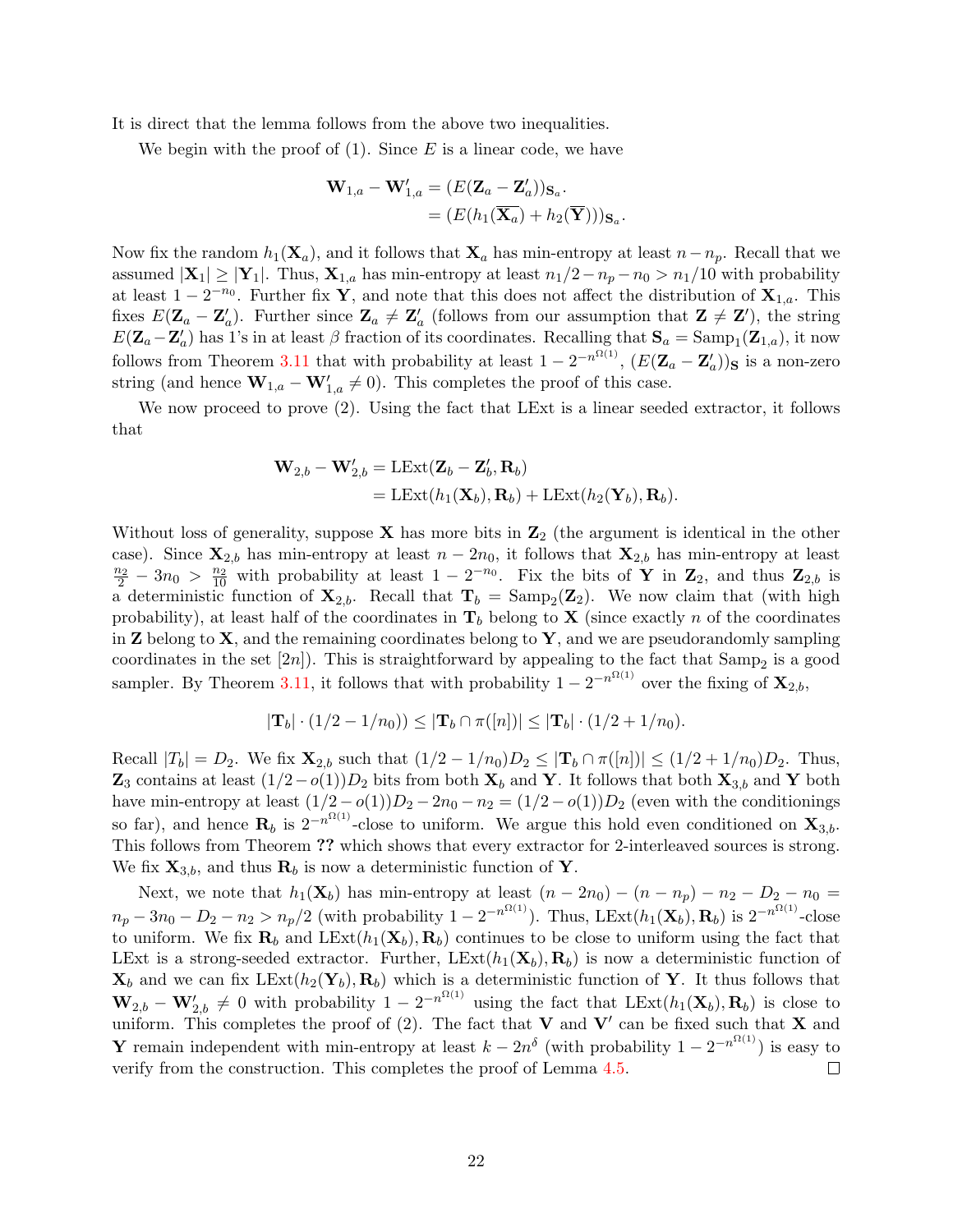It is direct that the lemma follows from the above two inequalities.

We begin with the proof of (1). Since $E$ is a linear code, we have

$$\begin{aligned}\mathbf{W}_{1,a} - \mathbf{W}'_{1,a} &= (E(\mathbf{Z}_a - \mathbf{Z}'_a))_{\mathbf{S}_a}.\\ &= (E(h_1(\overline{\mathbf{X}_a}) + h_2(\overline{\mathbf{Y}})))_{\mathbf{S}_a}.\end{aligned}$$

Now fix the random $h_1(\mathbf{X}_a)$, and it follows that $\mathbf{X}_a$ has min-entropy at least $n - n_p$. Recall that we assumed $|\mathbf{X}_1| \geq |\mathbf{Y}_1|$. Thus, $\mathbf{X}_{1,a}$ has min-entropy at least $n_1/2 - n_p - n_0 > n_1/10$ with probability at least $1 - 2^{-n_0}$. Further fix $\mathbf{Y}$, and note that this does not affect the distribution of $\mathbf{X}_{1,a}$. This fixes $E(\mathbf{Z}_a - \mathbf{Z}'_a)$. Further since $\mathbf{Z}_a \neq \mathbf{Z}'_a$ (follows from our assumption that $\mathbf{Z} \neq \mathbf{Z}'$), the string $E(\mathbf{Z}_a - \mathbf{Z}'_a)$ has 1's in at least $\beta$ fraction of its coordinates. Recalling that $\mathbf{S}_a = \mathrm{Samp}_1(\mathbf{Z}_{1,a})$, it now follows from Theorem 3.11 that with probability at least $1 - 2^{-n^{\Omega(1)}}$, $(E(\mathbf{Z}_a - \mathbf{Z}'_a))_{\mathbf{S}}$ is a non-zero string (and hence $\mathbf{W}_{1,a} - \mathbf{W}'_{1,a} \neq 0$). This completes the proof of this case.

We now proceed to prove (2). Using the fact that LExt is a linear seeded extractor, it follows that

$$\begin{aligned}\mathbf{W}_{2,b} - \mathbf{W}'_{2,b} &= \mathrm{LExt}(\mathbf{Z}_b - \mathbf{Z}'_b, \mathbf{R}_b)\\ &= \mathrm{LExt}(h_1(\mathbf{X}_b), \mathbf{R}_b) + \mathrm{LExt}(h_2(\mathbf{Y}_b), \mathbf{R}_b).\end{aligned}$$

Without loss of generality, suppose $\mathbf{X}$ has more bits in $\mathbf{Z}_2$ (the argument is identical in the other case). Since $\mathbf{X}_{2,b}$ has min-entropy at least $n - 2n_0$, it follows that $\mathbf{X}_{2,b}$ has min-entropy at least $\frac{n_2}{2} - 3n_0 > \frac{n_2}{10}$ with probability at least $1 - 2^{-n_0}$. Fix the bits of $\mathbf{Y}$ in $\mathbf{Z}_2$, and thus $\mathbf{Z}_{2,b}$ is a deterministic function of $\mathbf{X}_{2,b}$. Recall that $\mathbf{T}_b = \mathrm{Samp}_2(\mathbf{Z}_2)$. We now claim that (with high probability), at least half of the coordinates in $\mathbf{T}_b$ belong to $\mathbf{X}$ (since exactly $n$ of the coordinates in $\mathbf{Z}$ belong to $\mathbf{X}$, and the remaining coordinates belong to $\mathbf{Y}$, and we are pseudorandomly sampling coordinates in the set $[2n]$). This is straightforward by appealing to the fact that $\mathrm{Samp}_2$ is a good sampler. By Theorem 3.11, it follows that with probability $1 - 2^{-n^{\Omega(1)}}$ over the fixing of $\mathbf{X}_{2,b}$,

$$|\mathbf{T}_b| \cdot (1/2 - 1/n_0)) \leq |\mathbf{T}_b \cap \pi([n])| \leq |\mathbf{T}_b| \cdot (1/2 + 1/n_0).$$

Recall $|T_b| = D_2$. We fix $\mathbf{X}_{2,b}$ such that $(1/2 - 1/n_0)D_2 \leq |\mathbf{T}_b \cap \pi([n])| \leq (1/2 + 1/n_0)D_2$. Thus, $\mathbf{Z}_3$ contains at least $(1/2 - o(1))D_2$ bits from both $\mathbf{X}_b$ and $\mathbf{Y}$. It follows that both $\mathbf{X}_{3,b}$ and $\mathbf{Y}$ both have min-entropy at least $(1/2 - o(1))D_2 - 2n_0 - n_2 = (1/2 - o(1))D_2$ (even with the conditionings so far), and hence $\mathbf{R}_b$ is $2^{-n^{\Omega(1)}}$-close to uniform. We argue this hold even conditioned on $\mathbf{X}_{3,b}$. This follows from Theorem ?? which shows that every extractor for 2-interleaved sources is strong. We fix $\mathbf{X}_{3,b}$, and thus $\mathbf{R}_b$ is now a deterministic function of $\mathbf{Y}$.

Next, we note that $h_1(\mathbf{X}_b)$ has min-entropy at least $(n - 2n_0) - (n - n_p) - n_2 - D_2 - n_0 = n_p - 3n_0 - D_2 - n_2 > n_p/2$ (with probability $1 - 2^{-n^{\Omega(1)}}$). Thus, $\mathrm{LExt}(h_1(\mathbf{X}_b), \mathbf{R}_b)$ is $2^{-n^{\Omega(1)}}$-close to uniform. We fix $\mathbf{R}_b$ and $\mathrm{LExt}(h_1(\mathbf{X}_b), \mathbf{R}_b)$ continues to be close to uniform using the fact that LExt is a strong-seeded extractor. Further, $\mathrm{LExt}(h_1(\mathbf{X}_b), \mathbf{R}_b)$ is now a deterministic function of $\mathbf{X}_b$ and we can fix $\mathrm{LExt}(h_2(\mathbf{Y}_b), \mathbf{R}_b)$ which is a deterministic function of $\mathbf{Y}$. It thus follows that $\mathbf{W}_{2,b} - \mathbf{W}'_{2,b} \neq 0$ with probability $1 - 2^{-n^{\Omega(1)}}$ using the fact that $\mathrm{LExt}(h_1(\mathbf{X}_b), \mathbf{R}_b)$ is close to uniform. This completes the proof of (2). The fact that $\mathbf{V}$ and $\mathbf{V}'$ can be fixed such that $\mathbf{X}$ and $\mathbf{Y}$ remain independent with min-entropy at least $k - 2n^{\delta}$ (with probability $1 - 2^{-n^{\Omega(1)}}$) is easy to verify from the construction. This completes the proof of Lemma 4.5. □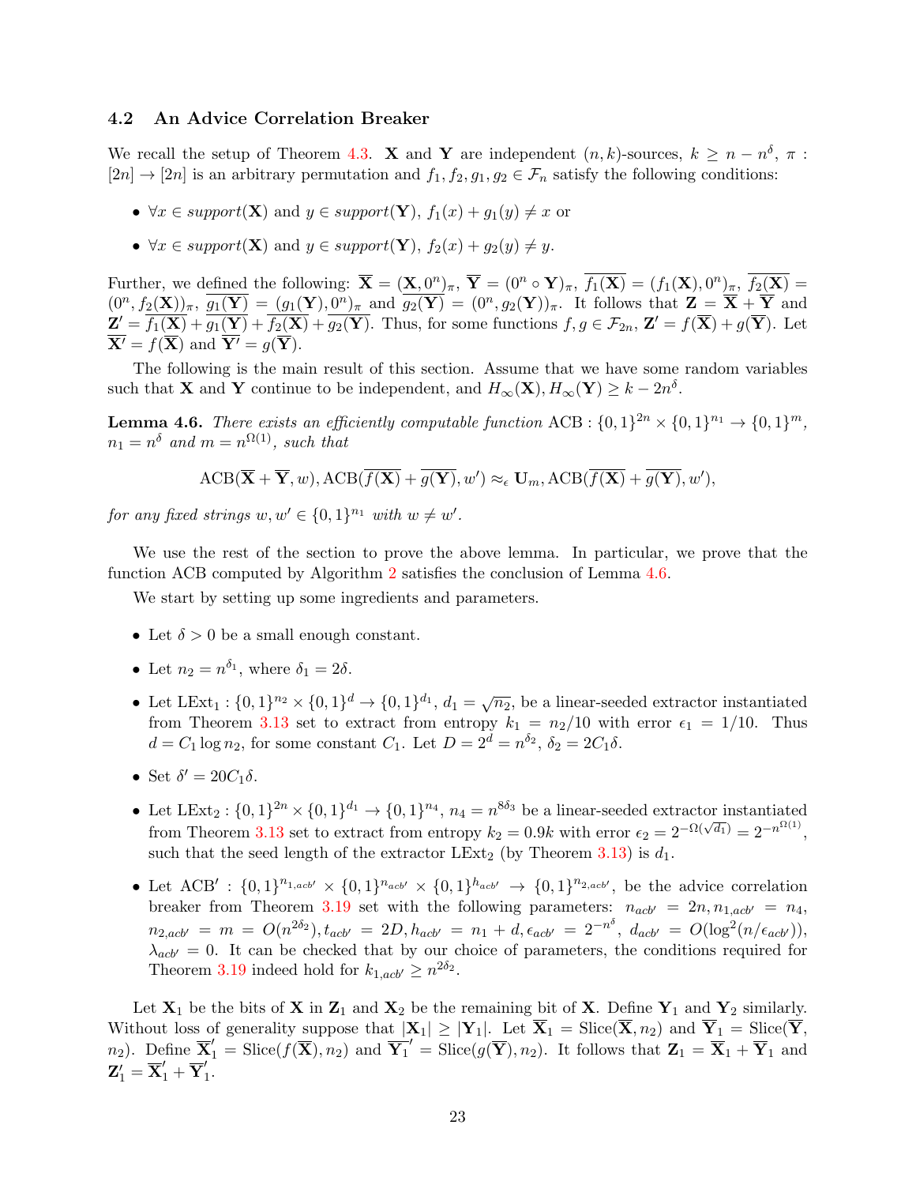## 4.2 An Advice Correlation Breaker

We recall the setup of Theorem 4.3. $\mathbf{X}$ and $\mathbf{Y}$ are independent $(n,k)$-sources, $k \geq n - n^{\delta}$, $\pi : [2n] \to [2n]$ is an arbitrary permutation and $f_1, f_2, g_1, g_2 \in \mathcal{F}_n$ satisfy the following conditions:

- $\forall x \in support(\mathbf{X})$ and $y \in support(\mathbf{Y})$, $f_1(x) + g_1(y) \neq x$ or
- $\forall x \in support(\mathbf{X})$ and $y \in support(\mathbf{Y})$, $f_2(x) + g_2(y) \neq y$.

Further, we defined the following: $\overline{\mathbf{X}} = (\mathbf{X}, 0^n)_\pi$, $\overline{\mathbf{Y}} = (0^n \circ \mathbf{Y})_\pi$, $\overline{f_1(\mathbf{X})} = (f_1(\mathbf{X}), 0^n)_\pi$, $\overline{f_2(\mathbf{X})} = (0^n, f_2(\mathbf{X}))_\pi$, $\overline{g_1(\mathbf{Y})} = (g_1(\mathbf{Y}), 0^n)_\pi$ and $\overline{g_2(\mathbf{Y})} = (0^n, g_2(\mathbf{Y}))_\pi$. It follows that $\mathbf{Z} = \overline{\mathbf{X}} + \overline{\mathbf{Y}}$ and $\mathbf{Z}' = \overline{f_1(\mathbf{X})} + \overline{g_1(\mathbf{Y})} + \overline{f_2(\mathbf{X})} + \overline{g_2(\mathbf{Y})}$. Thus, for some functions $f, g \in \mathcal{F}_{2n}$, $\mathbf{Z}' = f(\overline{\mathbf{X}}) + g(\overline{\mathbf{Y}})$. Let $\overline{\mathbf{X}'} = f(\overline{\mathbf{X}})$ and $\overline{\mathbf{Y}'} = g(\overline{\mathbf{Y}})$.

The following is the main result of this section. Assume that we have some random variables such that $\mathbf{X}$ and $\mathbf{Y}$ continue to be independent, and $H_\infty(\mathbf{X}), H_\infty(\mathbf{Y}) \geq k - 2n^{\delta}$.

**Lemma 4.6.** *There exists an efficiently computable function* $\mathrm{ACB} : \{0,1\}^{2n} \times \{0,1\}^{n_1} \to \{0,1\}^m$, $n_1 = n^{\delta}$ *and* $m = n^{\Omega(1)}$, *such that*

$$\mathrm{ACB}(\overline{\mathbf{X}} + \overline{\mathbf{Y}}, w), \mathrm{ACB}(\overline{f(\mathbf{X})} + \overline{g(\mathbf{Y})}, w') \approx_\epsilon \mathbf{U}_m, \mathrm{ACB}(\overline{f(\mathbf{X})} + \overline{g(\mathbf{Y})}, w'),$$

*for any fixed strings* $w, w' \in \{0,1\}^{n_1}$ *with* $w \neq w'$.

We use the rest of the section to prove the above lemma. In particular, we prove that the function ACB computed by Algorithm 2 satisfies the conclusion of Lemma 4.6.

We start by setting up some ingredients and parameters.

- Let $\delta > 0$ be a small enough constant.
- Let $n_2 = n^{\delta_1}$, where $\delta_1 = 2\delta$.
- Let $\mathrm{LExt}_1 : \{0,1\}^{n_2} \times \{0,1\}^d \to \{0,1\}^{d_1}$, $d_1 = \sqrt{n_2}$, be a linear-seeded extractor instantiated from Theorem 3.13 set to extract from entropy $k_1 = n_2/10$ with error $\epsilon_1 = 1/10$. Thus $d = C_1 \log n_2$, for some constant $C_1$. Let $D = 2^d = n^{\delta_2}$, $\delta_2 = 2C_1\delta$.
- Set $\delta' = 20C_1\delta$.
- Let $\mathrm{LExt}_2 : \{0,1\}^{2n} \times \{0,1\}^{d_1} \to \{0,1\}^{n_4}$, $n_4 = n^{8\delta_3}$ be a linear-seeded extractor instantiated from Theorem 3.13 set to extract from entropy $k_2 = 0.9k$ with error $\epsilon_2 = 2^{-\Omega(\sqrt{d_1})} = 2^{-n^{\Omega(1)}}$, such that the seed length of the extractor $\mathrm{LExt}_2$ (by Theorem 3.13) is $d_1$.
- Let $\mathrm{ACB}' : \{0,1\}^{n_{1,acb'}} \times \{0,1\}^{n_{acb'}} \times \{0,1\}^{h_{acb'}} \to \{0,1\}^{n_{2,acb'}}$, be the advice correlation breaker from Theorem 3.19 set with the following parameters: $n_{acb'} = 2n, n_{1,acb'} = n_4$, $n_{2,acb'} = m = O(n^{2\delta_2}), t_{acb'} = 2D, h_{acb'} = n_1 + d, \epsilon_{acb'} = 2^{-n^{\delta}}$, $d_{acb'} = O(\log^2(n/\epsilon_{acb'}))$, $\lambda_{acb'} = 0$. It can be checked that by our choice of parameters, the conditions required for Theorem 3.19 indeed hold for $k_{1,acb'} \geq n^{2\delta_2}$.

Let $\mathbf{X}_1$ be the bits of $\mathbf{X}$ in $\mathbf{Z}_1$ and $\mathbf{X}_2$ be the remaining bit of $\mathbf{X}$. Define $\mathbf{Y}_1$ and $\mathbf{Y}_2$ similarly. Without loss of generality suppose that $|\mathbf{X}_1| \geq |\mathbf{Y}_1|$. Let $\overline{\mathbf{X}}_1 = \mathrm{Slice}(\overline{\mathbf{X}}, n_2)$ and $\overline{\mathbf{Y}}_1 = \mathrm{Slice}(\overline{\mathbf{Y}}, n_2)$. Define $\overline{\mathbf{X}}_1' = \mathrm{Slice}(f(\overline{\mathbf{X}}), n_2)$ and $\overline{\mathbf{Y}_1}' = \mathrm{Slice}(g(\overline{\mathbf{Y}}), n_2)$. It follows that $\mathbf{Z}_1 = \overline{\mathbf{X}}_1 + \overline{\mathbf{Y}}_1$ and $\mathbf{Z}_1' = \overline{\mathbf{X}}_1' + \overline{\mathbf{Y}}_1'$.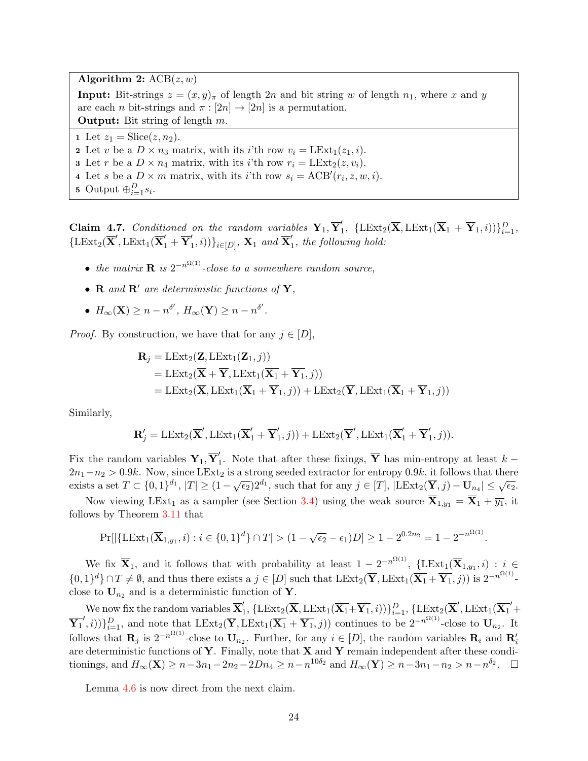**Algorithm 2:** $\text{ACB}(z, w)$

**Input:** Bit-strings $z = (x, y)_\pi$ of length $2n$ and bit string $w$ of length $n_1$, where $x$ and $y$ are each $n$ bit-strings and $\pi : [2n] \to [2n]$ is a permutation.
**Output:** Bit string of length $m$.

1. Let $z_1 = \text{Slice}(z, n_2)$.
2. Let $v$ be a $D \times n_3$ matrix, with its $i$'th row $v_i = \text{LExt}_1(z_1, i)$.
3. Let $r$ be a $D \times n_4$ matrix, with its $i$'th row $r_i = \text{LExt}_2(z, v_i)$.
4. Let $s$ be a $D \times m$ matrix, with its $i$'th row $s_i = \text{ACB}'(r_i, z, w, i)$.
5. Output $\oplus_{i=1}^{D} s_i$.

**Claim 4.7.** *Conditioned on the random variables $\mathbf{Y}_1, \overline{\mathbf{Y}}_1'$, $\{\text{LExt}_2(\overline{\mathbf{X}}, \text{LExt}_1(\overline{\mathbf{X}}_1 + \overline{\mathbf{Y}}_1, i))\}_{i=1}^{D}$, $\{\text{LExt}_2(\overline{\mathbf{X}}', \text{LExt}_1(\overline{\mathbf{X}}_1' + \overline{\mathbf{Y}}_1', i))\}_{i \in [D]}$, $\mathbf{X}_1$ and $\overline{\mathbf{X}}_1'$, the following hold:*

- *the matrix $\mathbf{R}$ is $2^{-n^{\Omega(1)}}$-close to a somewhere random source,*
- *$\mathbf{R}$ and $\mathbf{R}'$ are deterministic functions of $\mathbf{Y}$,*
- *$H_\infty(\mathbf{X}) \geq n - n^{\delta'}$, $H_\infty(\mathbf{Y}) \geq n - n^{\delta'}$.*

*Proof.* By construction, we have that for any $j \in [D]$,

$$\begin{aligned}
\mathbf{R}_j &= \text{LExt}_2(\mathbf{Z}, \text{LExt}_1(\mathbf{Z}_1, j)) \\
&= \text{LExt}_2(\overline{\mathbf{X}} + \overline{\mathbf{Y}}, \text{LExt}_1(\overline{\mathbf{X}_1} + \overline{\mathbf{Y}}_1, j)) \\
&= \text{LExt}_2(\overline{\mathbf{X}}, \text{LExt}_1(\overline{\mathbf{X}}_1 + \overline{\mathbf{Y}}_1, j)) + \text{LExt}_2(\overline{\mathbf{Y}}, \text{LExt}_1(\overline{\mathbf{X}}_1 + \overline{\mathbf{Y}}_1, j))
\end{aligned}$$

Similarly,

$$\mathbf{R}_j' = \text{LExt}_2(\overline{\mathbf{X}}', \text{LExt}_1(\overline{\mathbf{X}}_1' + \overline{\mathbf{Y}}_1', j)) + \text{LExt}_2(\overline{\mathbf{Y}}', \text{LExt}_1(\overline{\mathbf{X}}_1' + \overline{\mathbf{Y}}_1', j)).$$

Fix the random variables $\mathbf{Y}_1, \overline{\mathbf{Y}}_1'$. Note that after these fixings, $\overline{\mathbf{Y}}$ has min-entropy at least $k - 2n_1 - n_2 > 0.9k$. Now, since $\text{LExt}_2$ is a strong seeded extractor for entropy $0.9k$, it follows that there exists a set $T \subset \{0,1\}^{d_1}$, $|T| \geq (1 - \sqrt{\epsilon_2})2^{d_1}$, such that for any $j \in [T]$, $|\text{LExt}_2(\overline{\mathbf{Y}}, j) - \mathbf{U}_{n_4}| \leq \sqrt{\epsilon_2}$.

Now viewing $\text{LExt}_1$ as a sampler (see Section 3.4) using the weak source $\overline{\mathbf{X}}_{1,y_1} = \overline{\mathbf{X}}_1 + \overline{y_1}$, it follows by Theorem 3.11 that

$$\Pr[|\{\text{LExt}_1(\overline{\mathbf{X}}_{1,y_1}, i) : i \in \{0,1\}^d\} \cap T| > (1 - \sqrt{\epsilon_2} - \epsilon_1)D] \geq 1 - 2^{0.2n_2} = 1 - 2^{-n^{\Omega(1)}}.$$

We fix $\overline{\mathbf{X}}_1$, and it follows that with probability at least $1 - 2^{-n^{\Omega(1)}}$, $\{\text{LExt}_1(\overline{\mathbf{X}}_{1,y_1}, i) : i \in \{0,1\}^d\} \cap T \neq \emptyset$, and thus there exists a $j \in [D]$ such that $\text{LExt}_2(\overline{\mathbf{Y}}, \text{LExt}_1(\overline{\mathbf{X}_1} + \overline{\mathbf{Y}_1}, j))$ is $2^{-n^{\Omega(1)}}$-close to $\mathbf{U}_{n_2}$ and is a deterministic function of $\mathbf{Y}$.

We now fix the random variables $\overline{\mathbf{X}}_1'$, $\{\text{LExt}_2(\overline{\mathbf{X}}, \text{LExt}_1(\overline{\mathbf{X}_1} + \overline{\mathbf{Y}}_1, i))\}_{i=1}^{D}$, $\{\text{LExt}_2(\overline{\mathbf{X}}', \text{LExt}_1(\overline{\mathbf{X}_1}' + \overline{\mathbf{Y}_1}', i))\}_{i=1}^{D}$, and note that $\text{LExt}_2(\overline{\mathbf{Y}}, \text{LExt}_1(\overline{\mathbf{X}_1} + \overline{\mathbf{Y}}_1, j))$ continues to be $2^{-n^{\Omega(1)}}$-close to $\mathbf{U}_{n_2}$. It follows that $\mathbf{R}_j$ is $2^{-n^{\Omega(1)}}$-close to $\mathbf{U}_{n_2}$. Further, for any $i \in [D]$, the random variables $\mathbf{R}_i$ and $\mathbf{R}_i'$ are deterministic functions of $\mathbf{Y}$. Finally, note that $\mathbf{X}$ and $\mathbf{Y}$ remain independent after these conditionings, and $H_\infty(\mathbf{X}) \geq n - 3n_1 - 2n_2 - 2Dn_4 \geq n - n^{10\delta_2}$ and $H_\infty(\mathbf{Y}) \geq n - 3n_1 - n_2 > n - n^{\delta_2}$. $\square$

Lemma 4.6 is now direct from the next claim.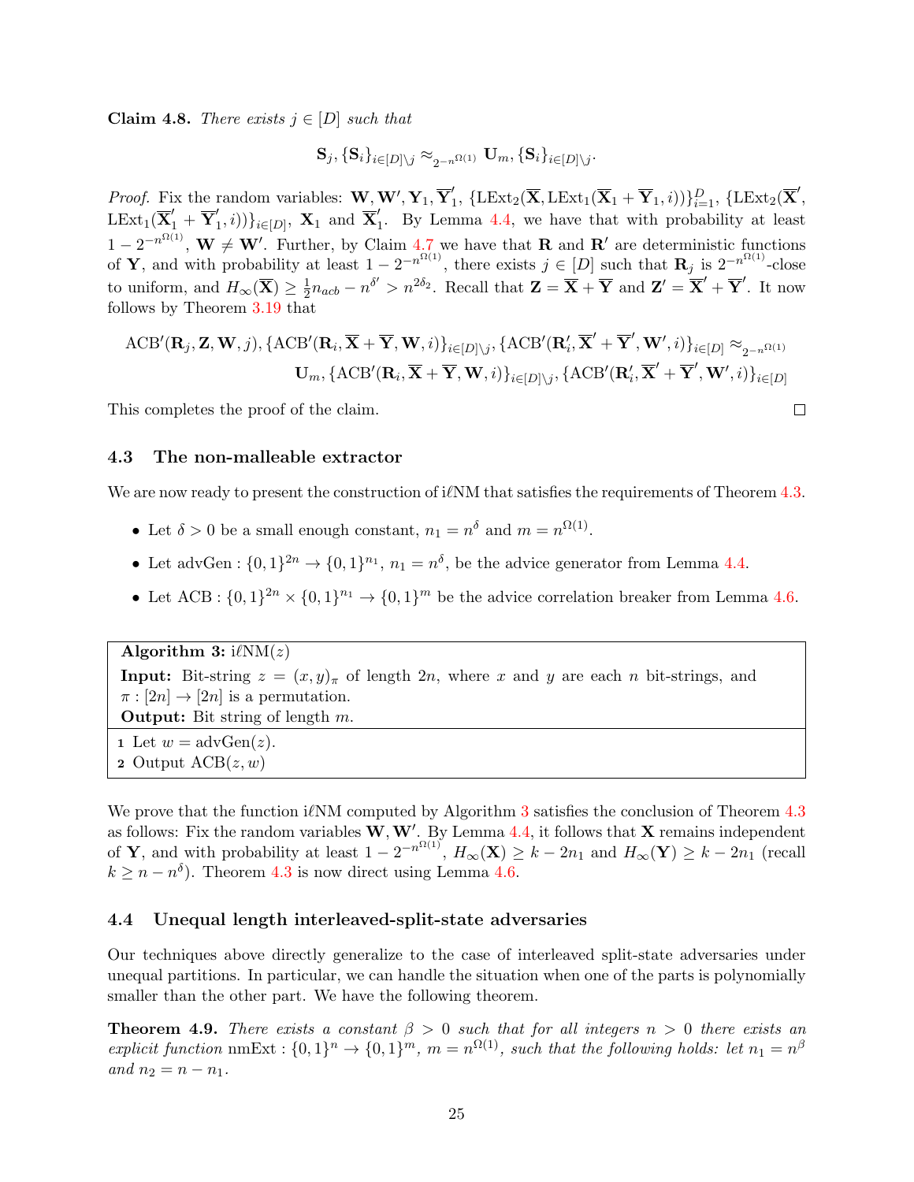**Claim 4.8.** *There exists $j \in [D]$ such that*

$$\mathbf{S}_j, \{\mathbf{S}_i\}_{i \in [D] \setminus j} \approx_{2^{-n^{\Omega(1)}}} \mathbf{U}_m, \{\mathbf{S}_i\}_{i \in [D] \setminus j}.$$

*Proof.* Fix the random variables: $\mathbf{W}, \mathbf{W}', \mathbf{Y}_1, \overline{\mathbf{Y}}_1'$, $\{\text{LExt}_2(\overline{\mathbf{X}}, \text{LExt}_1(\overline{\mathbf{X}}_1 + \overline{\mathbf{Y}}_1, i))\}_{i=1}^{D}$, $\{\text{LExt}_2(\overline{\mathbf{X}}', \text{LExt}_1(\overline{\mathbf{X}}_1' + \overline{\mathbf{Y}}_1', i))\}_{i \in [D]}$, $\mathbf{X}_1$ and $\overline{\mathbf{X}}_1'$. By Lemma 4.4, we have that with probability at least $1 - 2^{-n^{\Omega(1)}}$, $\mathbf{W} \neq \mathbf{W}'$. Further, by Claim 4.7 we have that $\mathbf{R}$ and $\mathbf{R}'$ are deterministic functions of $\mathbf{Y}$, and with probability at least $1 - 2^{-n^{\Omega(1)}}$, there exists $j \in [D]$ such that $\mathbf{R}_j$ is $2^{-n^{\Omega(1)}}$-close to uniform, and $H_\infty(\overline{\mathbf{X}}) \geq \frac{1}{2} n_{acb} - n^{\delta'} > n^{2\delta_2}$. Recall that $\mathbf{Z} = \overline{\mathbf{X}} + \overline{\mathbf{Y}}$ and $\mathbf{Z}' = \overline{\mathbf{X}}' + \overline{\mathbf{Y}}'$. It now follows by Theorem 3.19 that

$$\begin{aligned}\text{ACB}'(\mathbf{R}_j, \mathbf{Z}, \mathbf{W}, j), \{\text{ACB}'(\mathbf{R}_i, \overline{\mathbf{X}} + \overline{\mathbf{Y}}, \mathbf{W}, i)\}_{i \in [D] \setminus j}, \{\text{ACB}'(\mathbf{R}_i', \overline{\mathbf{X}}' + \overline{\mathbf{Y}}', \mathbf{W}', i)\}_{i \in [D]} \approx_{2^{-n^{\Omega(1)}}} \\ \mathbf{U}_m, \{\text{ACB}'(\mathbf{R}_i, \overline{\mathbf{X}} + \overline{\mathbf{Y}}, \mathbf{W}, i)\}_{i \in [D] \setminus j}, \{\text{ACB}'(\mathbf{R}_i', \overline{\mathbf{X}}' + \overline{\mathbf{Y}}', \mathbf{W}', i)\}_{i \in [D]}\end{aligned}$$

This completes the proof of the claim. □

### 4.3 The non-malleable extractor

We are now ready to present the construction of i$\ell$NM that satisfies the requirements of Theorem 4.3.

- Let $\delta > 0$ be a small enough constant, $n_1 = n^\delta$ and $m = n^{\Omega(1)}$.
- Let $\text{advGen} : \{0,1\}^{2n} \to \{0,1\}^{n_1}$, $n_1 = n^\delta$, be the advice generator from Lemma 4.4.
- Let $\text{ACB} : \{0,1\}^{2n} \times \{0,1\}^{n_1} \to \{0,1\}^m$ be the advice correlation breaker from Lemma 4.6.

---

**Algorithm 3:** i$\ell$NM$(z)$

**Input:** Bit-string $z = (x, y)_\pi$ of length $2n$, where $x$ and $y$ are each $n$ bit-strings, and $\pi : [2n] \to [2n]$ is a permutation.
**Output:** Bit string of length $m$.

1 Let $w = \text{advGen}(z)$.
2 Output $\text{ACB}(z, w)$

---

We prove that the function i$\ell$NM computed by Algorithm 3 satisfies the conclusion of Theorem 4.3 as follows: Fix the random variables $\mathbf{W}, \mathbf{W}'$. By Lemma 4.4, it follows that $\mathbf{X}$ remains independent of $\mathbf{Y}$, and with probability at least $1 - 2^{-n^{\Omega(1)}}$, $H_\infty(\mathbf{X}) \geq k - 2n_1$ and $H_\infty(\mathbf{Y}) \geq k - 2n_1$ (recall $k \geq n - n^\delta$). Theorem 4.3 is now direct using Lemma 4.6.

### 4.4 Unequal length interleaved-split-state adversaries

Our techniques above directly generalize to the case of interleaved split-state adversaries under unequal partitions. In particular, we can handle the situation when one of the parts is polynomially smaller than the other part. We have the following theorem.

**Theorem 4.9.** *There exists a constant $\beta > 0$ such that for all integers $n > 0$ there exists an explicit function* $\text{nmExt} : \{0,1\}^n \to \{0,1\}^m$, $m = n^{\Omega(1)}$, *such that the following holds: let $n_1 = n^\beta$ and $n_2 = n - n_1$.*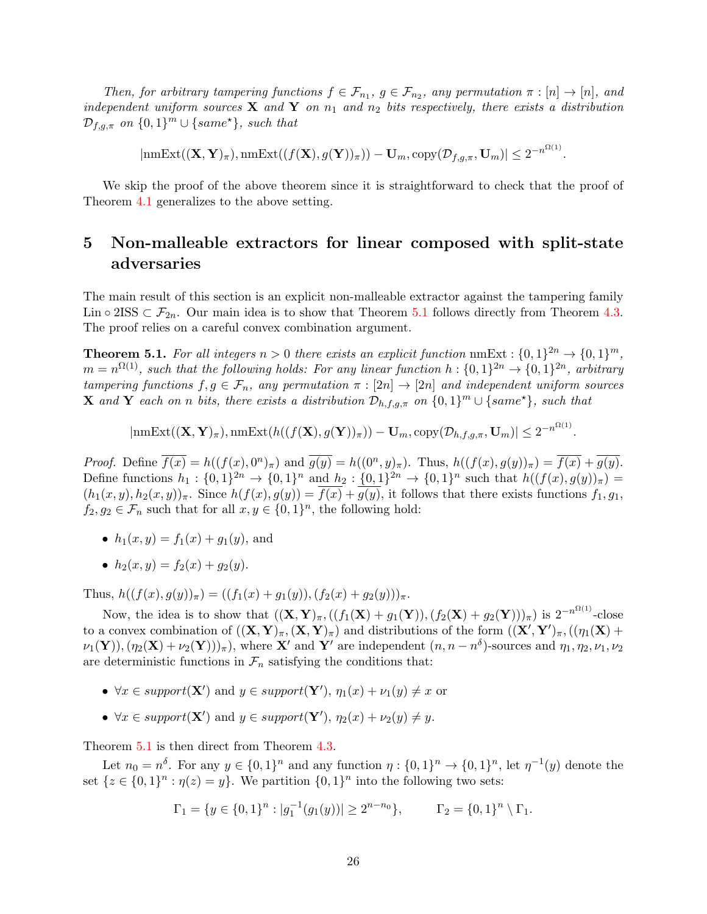*Then, for arbitrary tampering functions $f \in \mathcal{F}_{n_1}$, $g \in \mathcal{F}_{n_2}$, any permutation $\pi : [n] \to [n]$, and independent uniform sources $\mathbf{X}$ and $\mathbf{Y}$ on $n_1$ and $n_2$ bits respectively, there exists a distribution $\mathcal{D}_{f,g,\pi}$ on $\{0,1\}^m \cup \{same^\star\}$, such that*

$$|\text{nmExt}((\mathbf{X}, \mathbf{Y})_\pi), \text{nmExt}((f(\mathbf{X}), g(\mathbf{Y}))_\pi)) - \mathbf{U}_m, \text{copy}(\mathcal{D}_{f,g,\pi}, \mathbf{U}_m)| \leq 2^{-n^{\Omega(1)}}.$$

We skip the proof of the above theorem since it is straightforward to check that the proof of Theorem 4.1 generalizes to the above setting.

# 5 Non-malleable extractors for linear composed with split-state adversaries

The main result of this section is an explicit non-malleable extractor against the tampering family $\text{Lin} \circ \text{2ISS} \subset \mathcal{F}_{2n}$. Our main idea is to show that Theorem 5.1 follows directly from Theorem 4.3. The proof relies on a careful convex combination argument.

**Theorem 5.1.** *For all integers $n > 0$ there exists an explicit function $\text{nmExt} : \{0,1\}^{2n} \to \{0,1\}^m$, $m = n^{\Omega(1)}$, such that the following holds: For any linear function $h : \{0,1\}^{2n} \to \{0,1\}^{2n}$, arbitrary tampering functions $f, g \in \mathcal{F}_n$, any permutation $\pi : [2n] \to [2n]$ and independent uniform sources $\mathbf{X}$ and $\mathbf{Y}$ each on $n$ bits, there exists a distribution $\mathcal{D}_{h,f,g,\pi}$ on $\{0,1\}^m \cup \{same^\star\}$, such that*

$$|\text{nmExt}((\mathbf{X}, \mathbf{Y})_\pi), \text{nmExt}(h((f(\mathbf{X}), g(\mathbf{Y}))_\pi)) - \mathbf{U}_m, \text{copy}(\mathcal{D}_{h,f,g,\pi}, \mathbf{U}_m)| \leq 2^{-n^{\Omega(1)}}.$$

*Proof.* Define $\overline{f(x)} = h((f(x), 0^n)_\pi)$ and $\overline{g(y)} = h((0^n, y)_\pi)$. Thus, $h((f(x), g(y))_\pi) = \overline{f(x)} + \overline{g(y)}$. Define functions $h_1 : \{0,1\}^{2n} \to \{0,1\}^n$ and $h_2 : \{0,1\}^{2n} \to \{0,1\}^n$ such that $h((f(x), g(y))_\pi) = (h_1(x,y), h_2(x,y))_\pi$. Since $h(f(x), g(y)) = \overline{f(x)} + \overline{g(y)}$, it follows that there exists functions $f_1, g_1, f_2, g_2 \in \mathcal{F}_n$ such that for all $x, y \in \{0,1\}^n$, the following hold:

- $h_1(x,y) = f_1(x) + g_1(y)$, and
- $h_2(x,y) = f_2(x) + g_2(y)$.

Thus, $h((f(x), g(y))_\pi) = ((f_1(x) + g_1(y)), (f_2(x) + g_2(y)))_\pi$.

Now, the idea is to show that $((\mathbf{X}, \mathbf{Y})_\pi, ((f_1(\mathbf{X}) + g_1(\mathbf{Y})), (f_2(\mathbf{X}) + g_2(\mathbf{Y})))_\pi)$ is $2^{-n^{\Omega(1)}}$-close to a convex combination of $((\mathbf{X}, \mathbf{Y})_\pi, (\mathbf{X}, \mathbf{Y})_\pi)$ and distributions of the form $((\mathbf{X}', \mathbf{Y}')_\pi, ((\eta_1(\mathbf{X}) + \nu_1(\mathbf{Y})), (\eta_2(\mathbf{X}) + \nu_2(\mathbf{Y})))_\pi)$, where $\mathbf{X}'$ and $\mathbf{Y}'$ are independent $(n, n - n^\delta)$-sources and $\eta_1, \eta_2, \nu_1, \nu_2$ are deterministic functions in $\mathcal{F}_n$ satisfying the conditions that:

- $\forall x \in support(\mathbf{X}')$ and $y \in support(\mathbf{Y}')$, $\eta_1(x) + \nu_1(y) \neq x$ or
- $\forall x \in support(\mathbf{X}')$ and $y \in support(\mathbf{Y}')$, $\eta_2(x) + \nu_2(y) \neq y$.

Theorem 5.1 is then direct from Theorem 4.3.

Let $n_0 = n^\delta$. For any $y \in \{0,1\}^n$ and any function $\eta : \{0,1\}^n \to \{0,1\}^n$, let $\eta^{-1}(y)$ denote the set $\{z \in \{0,1\}^n : \eta(z) = y\}$. We partition $\{0,1\}^n$ into the following two sets:

$$\Gamma_1 = \{y \in \{0,1\}^n : |g_1^{-1}(g_1(y))| \geq 2^{n - n_0}\}, \qquad \Gamma_2 = \{0,1\}^n \setminus \Gamma_1.$$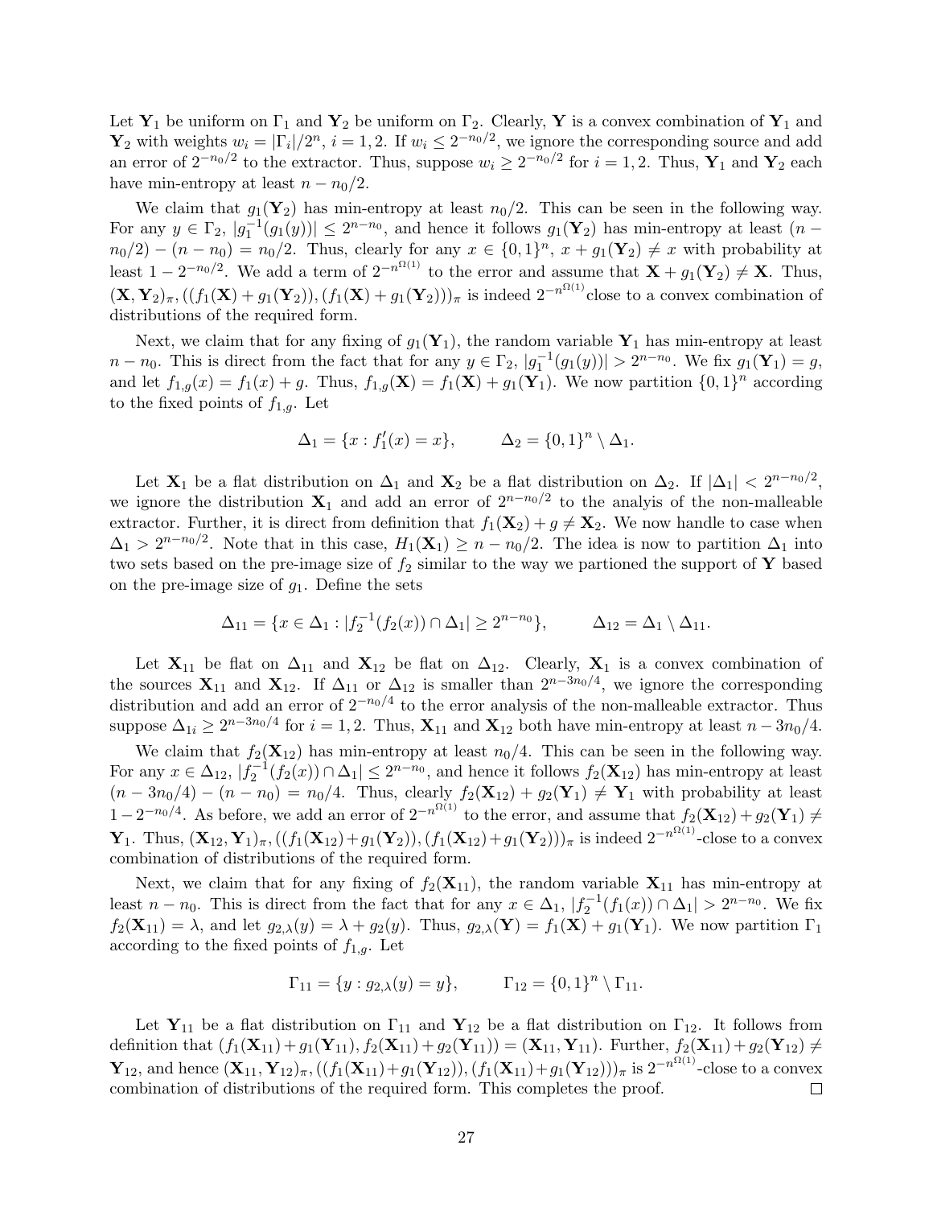Let $\mathbf{Y}_1$ be uniform on $\Gamma_1$ and $\mathbf{Y}_2$ be uniform on $\Gamma_2$. Clearly, $\mathbf{Y}$ is a convex combination of $\mathbf{Y}_1$ and $\mathbf{Y}_2$ with weights $w_i = |\Gamma_i|/2^n$, $i = 1, 2$. If $w_i \leq 2^{-n_0/2}$, we ignore the corresponding source and add an error of $2^{-n_0/2}$ to the extractor. Thus, suppose $w_i \geq 2^{-n_0/2}$ for $i = 1, 2$. Thus, $\mathbf{Y}_1$ and $\mathbf{Y}_2$ each have min-entropy at least $n - n_0/2$.

We claim that $g_1(\mathbf{Y}_2)$ has min-entropy at least $n_0/2$. This can be seen in the following way. For any $y \in \Gamma_2$, $|g_1^{-1}(g_1(y))| \leq 2^{n-n_0}$, and hence it follows $g_1(\mathbf{Y}_2)$ has min-entropy at least $(n - n_0/2) - (n - n_0) = n_0/2$. Thus, clearly for any $x \in \{0,1\}^n$, $x + g_1(\mathbf{Y}_2) \neq x$ with probability at least $1 - 2^{-n_0/2}$. We add a term of $2^{-n^{\Omega(1)}}$ to the error and assume that $\mathbf{X} + g_1(\mathbf{Y}_2) \neq \mathbf{X}$. Thus, $(\mathbf{X}, \mathbf{Y}_2)_\pi, ((f_1(\mathbf{X}) + g_1(\mathbf{Y}_2)), (f_1(\mathbf{X}) + g_1(\mathbf{Y}_2)))_\pi$ is indeed $2^{-n^{\Omega(1)}}$close to a convex combination of distributions of the required form.

Next, we claim that for any fixing of $g_1(\mathbf{Y}_1)$, the random variable $\mathbf{Y}_1$ has min-entropy at least $n - n_0$. This is direct from the fact that for any $y \in \Gamma_2$, $|g_1^{-1}(g_1(y))| > 2^{n-n_0}$. We fix $g_1(\mathbf{Y}_1) = g$, and let $f_{1,g}(x) = f_1(x) + g$. Thus, $f_{1,g}(\mathbf{X}) = f_1(\mathbf{X}) + g_1(\mathbf{Y}_1)$. We now partition $\{0,1\}^n$ according to the fixed points of $f_{1,g}$. Let

$$\Delta_1 = \{x : f_1'(x) = x\}, \qquad \Delta_2 = \{0,1\}^n \setminus \Delta_1.$$

Let $\mathbf{X}_1$ be a flat distribution on $\Delta_1$ and $\mathbf{X}_2$ be a flat distribution on $\Delta_2$. If $|\Delta_1| < 2^{n-n_0/2}$, we ignore the distribution $\mathbf{X}_1$ and add an error of $2^{n-n_0/2}$ to the analyis of the non-malleable extractor. Further, it is direct from definition that $f_1(\mathbf{X}_2) + g \neq \mathbf{X}_2$. We now handle to case when $\Delta_1 > 2^{n-n_0/2}$. Note that in this case, $H_1(\mathbf{X}_1) \geq n - n_0/2$. The idea is now to partition $\Delta_1$ into two sets based on the pre-image size of $f_2$ similar to the way we partioned the support of $\mathbf{Y}$ based on the pre-image size of $g_1$. Define the sets

$$\Delta_{11} = \{x \in \Delta_1 : |f_2^{-1}(f_2(x)) \cap \Delta_1| \geq 2^{n-n_0}\}, \qquad \Delta_{12} = \Delta_1 \setminus \Delta_{11}.$$

Let $\mathbf{X}_{11}$ be flat on $\Delta_{11}$ and $\mathbf{X}_{12}$ be flat on $\Delta_{12}$. Clearly, $\mathbf{X}_1$ is a convex combination of the sources $\mathbf{X}_{11}$ and $\mathbf{X}_{12}$. If $\Delta_{11}$ or $\Delta_{12}$ is smaller than $2^{n-3n_0/4}$, we ignore the corresponding distribution and add an error of $2^{-n_0/4}$ to the error analysis of the non-malleable extractor. Thus suppose $\Delta_{1i} \geq 2^{n-3n_0/4}$ for $i = 1, 2$. Thus, $\mathbf{X}_{11}$ and $\mathbf{X}_{12}$ both have min-entropy at least $n - 3n_0/4$.

We claim that $f_2(\mathbf{X}_{12})$ has min-entropy at least $n_0/4$. This can be seen in the following way. For any $x \in \Delta_{12}$, $|f_2^{-1}(f_2(x)) \cap \Delta_1| \leq 2^{n-n_0}$, and hence it follows $f_2(\mathbf{X}_{12})$ has min-entropy at least $(n - 3n_0/4) - (n - n_0) = n_0/4$. Thus, clearly $f_2(\mathbf{X}_{12}) + g_2(\mathbf{Y}_1) \neq \mathbf{Y}_1$ with probability at least $1 - 2^{-n_0/4}$. As before, we add an error of $2^{-n^{\Omega(1)}}$ to the error, and assume that $f_2(\mathbf{X}_{12}) + g_2(\mathbf{Y}_1) \neq \mathbf{Y}_1$. Thus, $(\mathbf{X}_{12}, \mathbf{Y}_1)_\pi, ((f_1(\mathbf{X}_{12}) + g_1(\mathbf{Y}_2)), (f_1(\mathbf{X}_{12}) + g_1(\mathbf{Y}_2)))_\pi$ is indeed $2^{-n^{\Omega(1)}}$-close to a convex combination of distributions of the required form.

Next, we claim that for any fixing of $f_2(\mathbf{X}_{11})$, the random variable $\mathbf{X}_{11}$ has min-entropy at least $n - n_0$. This is direct from the fact that for any $x \in \Delta_1$, $|f_2^{-1}(f_1(x)) \cap \Delta_1| > 2^{n-n_0}$. We fix $f_2(\mathbf{X}_{11}) = \lambda$, and let $g_{2,\lambda}(y) = \lambda + g_2(y)$. Thus, $g_{2,\lambda}(\mathbf{Y}) = f_1(\mathbf{X}) + g_1(\mathbf{Y}_1)$. We now partition $\Gamma_1$ according to the fixed points of $f_{1,g}$. Let

$$\Gamma_{11} = \{y : g_{2,\lambda}(y) = y\}, \qquad \Gamma_{12} = \{0,1\}^n \setminus \Gamma_{11}.$$

Let $\mathbf{Y}_{11}$ be a flat distribution on $\Gamma_{11}$ and $\mathbf{Y}_{12}$ be a flat distribution on $\Gamma_{12}$. It follows from definition that $(f_1(\mathbf{X}_{11}) + g_1(\mathbf{Y}_{11}), f_2(\mathbf{X}_{11}) + g_2(\mathbf{Y}_{11})) = (\mathbf{X}_{11}, \mathbf{Y}_{11})$. Further, $f_2(\mathbf{X}_{11}) + g_2(\mathbf{Y}_{12}) \neq \mathbf{Y}_{12}$, and hence $(\mathbf{X}_{11}, \mathbf{Y}_{12})_\pi, ((f_1(\mathbf{X}_{11}) + g_1(\mathbf{Y}_{12})), (f_1(\mathbf{X}_{11}) + g_1(\mathbf{Y}_{12})))_\pi$ is $2^{-n^{\Omega(1)}}$-close to a convex combination of distributions of the required form. This completes the proof. $\square$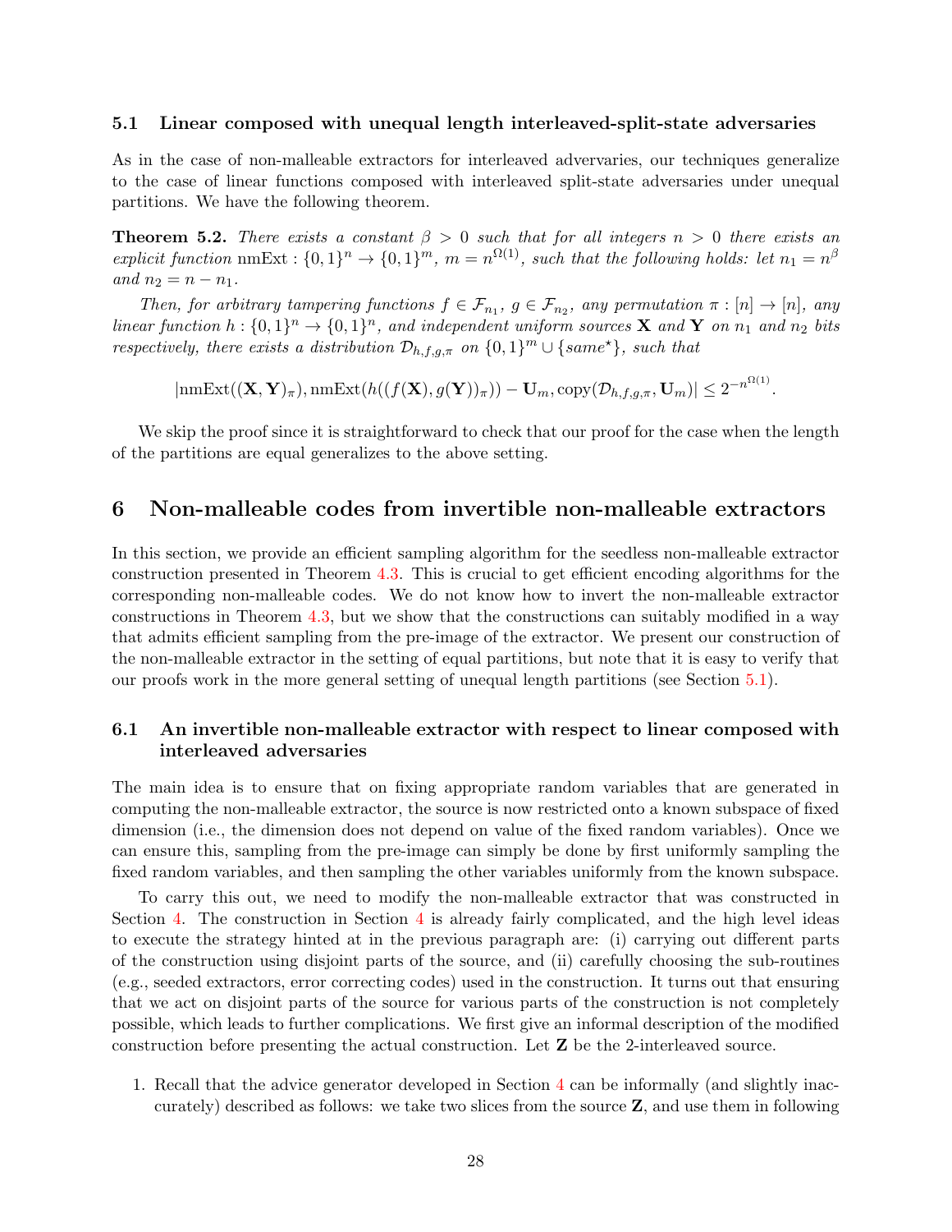### 5.1 Linear composed with unequal length interleaved-split-state adversaries

As in the case of non-malleable extractors for interleaved advervaries, our techniques generalize to the case of linear functions composed with interleaved split-state adversaries under unequal partitions. We have the following theorem.

**Theorem 5.2.** *There exists a constant $\beta > 0$ such that for all integers $n > 0$ there exists an explicit function* $\text{nmExt} : \{0,1\}^n \to \{0,1\}^m$*, $m = n^{\Omega(1)}$, such that the following holds: let $n_1 = n^\beta$ and $n_2 = n - n_1$.*

*Then, for arbitrary tampering functions $f \in \mathcal{F}_{n_1}$, $g \in \mathcal{F}_{n_2}$, any permutation $\pi : [n] \to [n]$, any linear function $h : \{0,1\}^n \to \{0,1\}^n$, and independent uniform sources $\mathbf{X}$ and $\mathbf{Y}$ on $n_1$ and $n_2$ bits respectively, there exists a distribution $\mathcal{D}_{h,f,g,\pi}$ on $\{0,1\}^m \cup \{same^\star\}$, such that*

$$|\text{nmExt}((\mathbf{X}, \mathbf{Y})_\pi), \text{nmExt}(h((f(\mathbf{X}), g(\mathbf{Y}))_\pi)) - \mathbf{U}_m, \text{copy}(\mathcal{D}_{h,f,g,\pi}, \mathbf{U}_m)| \leq 2^{-n^{\Omega(1)}}.$$

We skip the proof since it is straightforward to check that our proof for the case when the length of the partitions are equal generalizes to the above setting.

## 6 Non-malleable codes from invertible non-malleable extractors

In this section, we provide an efficient sampling algorithm for the seedless non-malleable extractor construction presented in Theorem 4.3. This is crucial to get efficient encoding algorithms for the corresponding non-malleable codes. We do not know how to invert the non-malleable extractor constructions in Theorem 4.3, but we show that the constructions can suitably modified in a way that admits efficient sampling from the pre-image of the extractor. We present our construction of the non-malleable extractor in the setting of equal partitions, but note that it is easy to verify that our proofs work in the more general setting of unequal length partitions (see Section 5.1).

### 6.1 An invertible non-malleable extractor with respect to linear composed with interleaved adversaries

The main idea is to ensure that on fixing appropriate random variables that are generated in computing the non-malleable extractor, the source is now restricted onto a known subspace of fixed dimension (i.e., the dimension does not depend on value of the fixed random variables). Once we can ensure this, sampling from the pre-image can simply be done by first uniformly sampling the fixed random variables, and then sampling the other variables uniformly from the known subspace.

To carry this out, we need to modify the non-malleable extractor that was constructed in Section 4. The construction in Section 4 is already fairly complicated, and the high level ideas to execute the strategy hinted at in the previous paragraph are: (i) carrying out different parts of the construction using disjoint parts of the source, and (ii) carefully choosing the sub-routines (e.g., seeded extractors, error correcting codes) used in the construction. It turns out that ensuring that we act on disjoint parts of the source for various parts of the construction is not completely possible, which leads to further complications. We first give an informal description of the modified construction before presenting the actual construction. Let $\mathbf{Z}$ be the 2-interleaved source.

1. Recall that the advice generator developed in Section 4 can be informally (and slightly inaccurately) described as follows: we take two slices from the source $\mathbf{Z}$, and use them in following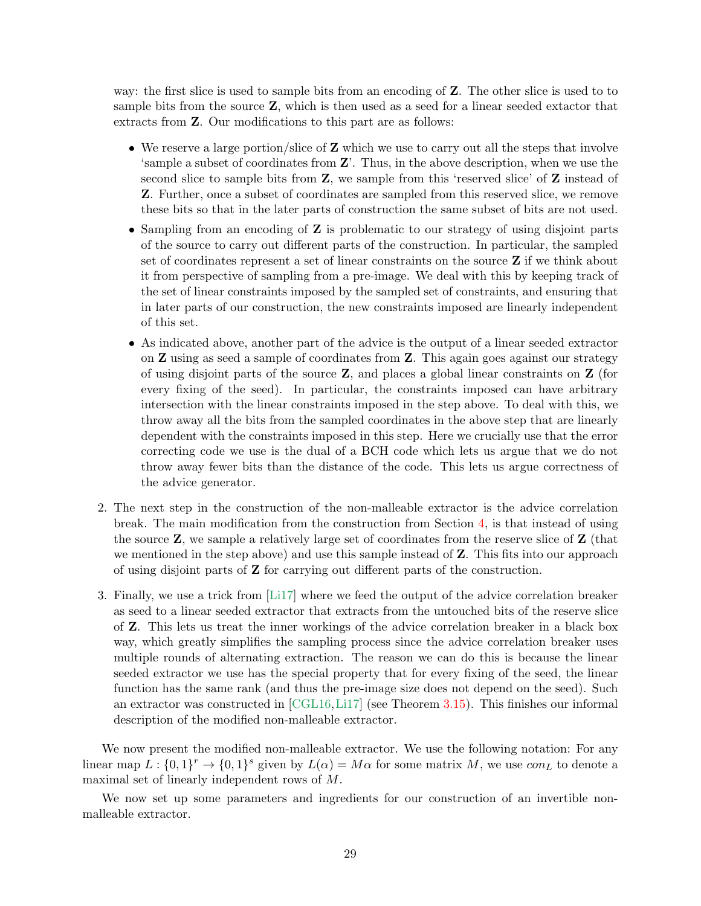way: the first slice is used to sample bits from an encoding of $\mathbf{Z}$. The other slice is used to to sample bits from the source $\mathbf{Z}$, which is then used as a seed for a linear seeded extractor that extracts from $\mathbf{Z}$. Our modifications to this part are as follows:

- We reserve a large portion/slice of $\mathbf{Z}$ which we use to carry out all the steps that involve 'sample a subset of coordinates from $\mathbf{Z}$'. Thus, in the above description, when we use the second slice to sample bits from $\mathbf{Z}$, we sample from this 'reserved slice' of $\mathbf{Z}$ instead of $\mathbf{Z}$. Further, once a subset of coordinates are sampled from this reserved slice, we remove these bits so that in the later parts of construction the same subset of bits are not used.
- Sampling from an encoding of $\mathbf{Z}$ is problematic to our strategy of using disjoint parts of the source to carry out different parts of the construction. In particular, the sampled set of coordinates represent a set of linear constraints on the source $\mathbf{Z}$ if we think about it from perspective of sampling from a pre-image. We deal with this by keeping track of the set of linear constraints imposed by the sampled set of constraints, and ensuring that in later parts of our construction, the new constraints imposed are linearly independent of this set.
- As indicated above, another part of the advice is the output of a linear seeded extractor on $\mathbf{Z}$ using as seed a sample of coordinates from $\mathbf{Z}$. This again goes against our strategy of using disjoint parts of the source $\mathbf{Z}$, and places a global linear constraints on $\mathbf{Z}$ (for every fixing of the seed). In particular, the constraints imposed can have arbitrary intersection with the linear constraints imposed in the step above. To deal with this, we throw away all the bits from the sampled coordinates in the above step that are linearly dependent with the constraints imposed in this step. Here we crucially use that the error correcting code we use is the dual of a BCH code which lets us argue that we do not throw away fewer bits than the distance of the code. This lets us argue correctness of the advice generator.

2. The next step in the construction of the non-malleable extractor is the advice correlation break. The main modification from the construction from Section 4, is that instead of using the source $\mathbf{Z}$, we sample a relatively large set of coordinates from the reserve slice of $\mathbf{Z}$ (that we mentioned in the step above) and use this sample instead of $\mathbf{Z}$. This fits into our approach of using disjoint parts of $\mathbf{Z}$ for carrying out different parts of the construction.

3. Finally, we use a trick from [Li17] where we feed the output of the advice correlation breaker as seed to a linear seeded extractor that extracts from the untouched bits of the reserve slice of $\mathbf{Z}$. This lets us treat the inner workings of the advice correlation breaker in a black box way, which greatly simplifies the sampling process since the advice correlation breaker uses multiple rounds of alternating extraction. The reason we can do this is because the linear seeded extractor we use has the special property that for every fixing of the seed, the linear function has the same rank (and thus the pre-image size does not depend on the seed). Such an extractor was constructed in [CGL16, Li17] (see Theorem 3.15). This finishes our informal description of the modified non-malleable extractor.

We now present the modified non-malleable extractor. We use the following notation: For any linear map $L : \{0,1\}^r \to \{0,1\}^s$ given by $L(\alpha) = M\alpha$ for some matrix $M$, we use $con_L$ to denote a maximal set of linearly independent rows of $M$.

We now set up some parameters and ingredients for our construction of an invertible non-malleable extractor.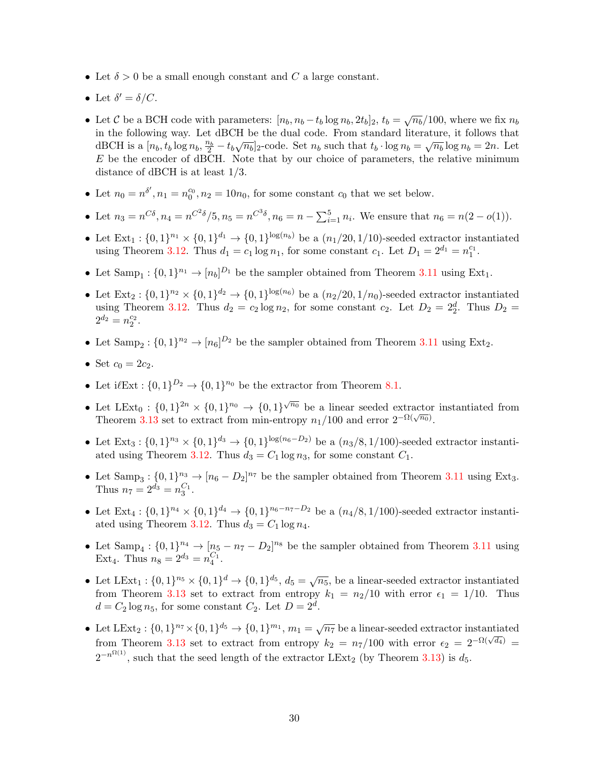- Let $\delta > 0$ be a small enough constant and $C$ a large constant.
- Let $\delta' = \delta/C$.
- Let $\mathcal{C}$ be a BCH code with parameters: $[n_b, n_b - t_b \log n_b, 2t_b]_2$, $t_b = \sqrt{n_b}/100$, where we fix $n_b$ in the following way. Let dBCH be the dual code. From standard literature, it follows that dBCH is a $[n_b, t_b \log n_b, \frac{n_b}{2} - t_b\sqrt{n_b}]_2$-code. Set $n_b$ such that $t_b \cdot \log n_b = \sqrt{n_b} \log n_b = 2n$. Let $E$ be the encoder of dBCH. Note that by our choice of parameters, the relative minimum distance of dBCH is at least $1/3$.
- Let $n_0 = n^{\delta'}, n_1 = n_0^{c_0}, n_2 = 10n_0$, for some constant $c_0$ that we set below.
- Let $n_3 = n^{C\delta}, n_4 = n^{C^2\delta}/5, n_5 = n^{C^3\delta}, n_6 = n - \sum_{i=1}^{5} n_i$. We ensure that $n_6 = n(2 - o(1))$.
- Let $\mathrm{Ext}_1 : \{0,1\}^{n_1} \times \{0,1\}^{d_1} \to \{0,1\}^{\log(n_b)}$ be a $(n_1/20, 1/10)$-seeded extractor instantiated using Theorem 3.12. Thus $d_1 = c_1 \log n_1$, for some constant $c_1$. Let $D_1 = 2^{d_1} = n_1^{c_1}$.
- Let $\mathrm{Samp}_1 : \{0,1\}^{n_1} \to [n_b]^{D_1}$ be the sampler obtained from Theorem 3.11 using $\mathrm{Ext}_1$.
- Let $\mathrm{Ext}_2 : \{0,1\}^{n_2} \times \{0,1\}^{d_2} \to \{0,1\}^{\log(n_6)}$ be a $(n_2/20, 1/n_0)$-seeded extractor instantiated using Theorem 3.12. Thus $d_2 = c_2 \log n_2$, for some constant $c_2$. Let $D_2 = 2_2^d$. Thus $D_2 = 2^{d_2} = n_2^{c_2}$.
- Let $\mathrm{Samp}_2 : \{0,1\}^{n_2} \to [n_6]^{D_2}$ be the sampler obtained from Theorem 3.11 using $\mathrm{Ext}_2$.
- Set $c_0 = 2c_2$.
- Let $\mathrm{i\ell Ext} : \{0,1\}^{D_2} \to \{0,1\}^{n_0}$ be the extractor from Theorem 8.1.
- Let $\mathrm{LExt}_0 : \{0,1\}^{2n} \times \{0,1\}^{n_0} \to \{0,1\}^{\sqrt{n_0}}$ be a linear seeded extractor instantiated from Theorem 3.13 set to extract from min-entropy $n_1/100$ and error $2^{-\Omega(\sqrt{n_0})}$.
- Let $\mathrm{Ext}_3 : \{0,1\}^{n_3} \times \{0,1\}^{d_3} \to \{0,1\}^{\log(n_6 - D_2)}$ be a $(n_3/8, 1/100)$-seeded extractor instantiated using Theorem 3.12. Thus $d_3 = C_1 \log n_3$, for some constant $C_1$.
- Let $\mathrm{Samp}_3 : \{0,1\}^{n_3} \to [n_6 - D_2]^{n_7}$ be the sampler obtained from Theorem 3.11 using $\mathrm{Ext}_3$. Thus $n_7 = 2^{d_3} = n_3^{C_1}$.
- Let $\mathrm{Ext}_4 : \{0,1\}^{n_4} \times \{0,1\}^{d_4} \to \{0,1\}^{n_6 - n_7 - D_2}$ be a $(n_4/8, 1/100)$-seeded extractor instantiated using Theorem 3.12. Thus $d_3 = C_1 \log n_4$.
- Let $\mathrm{Samp}_4 : \{0,1\}^{n_4} \to [n_5 - n_7 - D_2]^{n_8}$ be the sampler obtained from Theorem 3.11 using $\mathrm{Ext}_4$. Thus $n_8 = 2^{d_3} = n_4^{C_1}$.
- Let $\mathrm{LExt}_1 : \{0,1\}^{n_5} \times \{0,1\}^{d} \to \{0,1\}^{d_5}$, $d_5 = \sqrt{n_5}$, be a linear-seeded extractor instantiated from Theorem 3.13 set to extract from entropy $k_1 = n_2/10$ with error $\epsilon_1 = 1/10$. Thus $d = C_2 \log n_5$, for some constant $C_2$. Let $D = 2^d$.
- Let $\mathrm{LExt}_2 : \{0,1\}^{n_7} \times \{0,1\}^{d_5} \to \{0,1\}^{m_1}$, $m_1 = \sqrt{n_7}$ be a linear-seeded extractor instantiated from Theorem 3.13 set to extract from entropy $k_2 = n_7/100$ with error $\epsilon_2 = 2^{-\Omega(\sqrt{d_4})} = 2^{-n^{\Omega(1)}}$, such that the seed length of the extractor $\mathrm{LExt}_2$ (by Theorem 3.13) is $d_5$.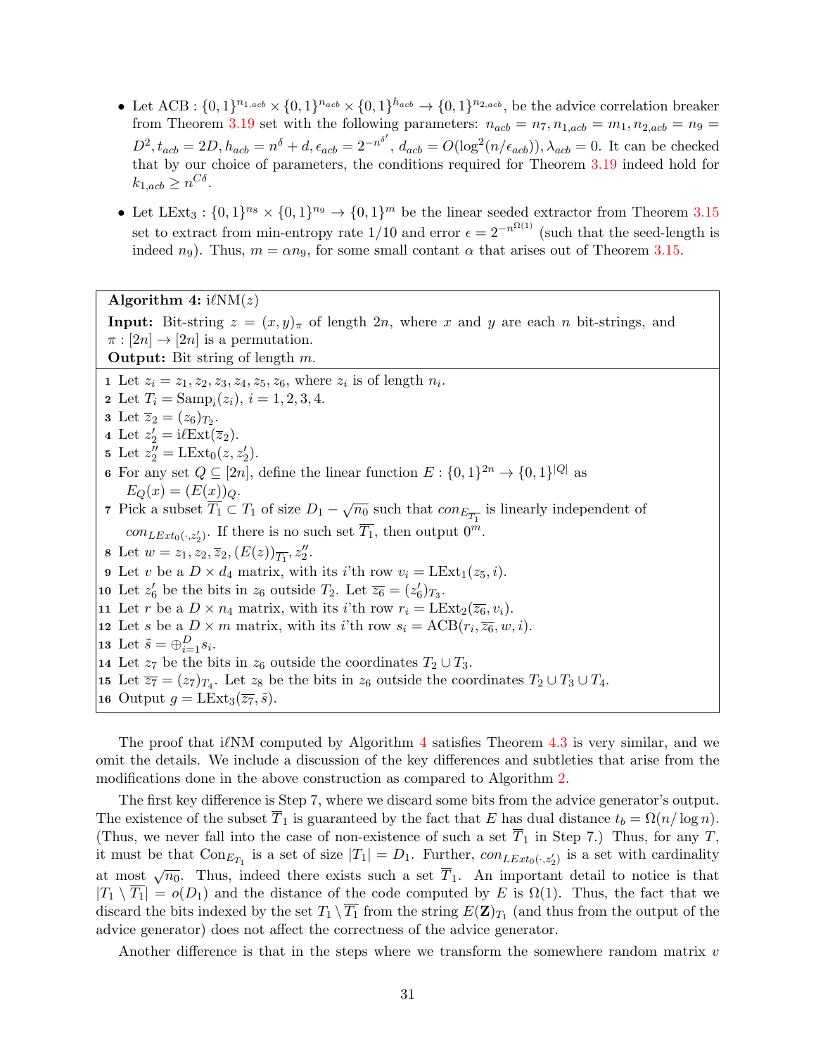- Let $\mathrm{ACB} : \{0,1\}^{n_{1,acb}} \times \{0,1\}^{n_{acb}} \times \{0,1\}^{h_{acb}} \to \{0,1\}^{n_{2,acb}}$, be the advice correlation breaker from Theorem 3.19 set with the following parameters: $n_{acb} = n_7, n_{1,acb} = m_1, n_{2,acb} = n_9 = D^2, t_{acb} = 2D, h_{acb} = n^{\delta} + d, \epsilon_{acb} = 2^{-n^{\delta'}}, d_{acb} = O(\log^2(n/\epsilon_{acb})), \lambda_{acb} = 0$. It can be checked that by our choice of parameters, the conditions required for Theorem 3.19 indeed hold for $k_{1,acb} \geq n^{C\delta}$.
- Let $\mathrm{LExt}_3 : \{0,1\}^{n_8} \times \{0,1\}^{n_9} \to \{0,1\}^m$ be the linear seeded extractor from Theorem 3.15 set to extract from min-entropy rate $1/10$ and error $\epsilon = 2^{-n^{\Omega(1)}}$ (such that the seed-length is indeed $n_9$). Thus, $m = \alpha n_9$, for some small contant $\alpha$ that arises out of Theorem 3.15.

**Algorithm 4:** $\mathrm{i}\ell\mathrm{NM}(z)$

**Input:** Bit-string $z = (x, y)_\pi$ of length $2n$, where $x$ and $y$ are each $n$ bit-strings, and $\pi : [2n] \to [2n]$ is a permutation.

**Output:** Bit string of length $m$.

1. Let $z_i = z_1, z_2, z_3, z_4, z_5, z_6$, where $z_i$ is of length $n_i$.
2. Let $T_i = \mathrm{Samp}_i(z_i)$, $i = 1, 2, 3, 4$.
3. Let $\overline{z}_2 = (z_6)_{T_2}$.
4. Let $z_2' = \mathrm{i}\ell\mathrm{Ext}(\overline{z}_2)$.
5. Let $z_2'' = \mathrm{LExt}_0(z, z_2')$.
6. For any set $Q \subseteq [2n]$, define the linear function $E : \{0,1\}^{2n} \to \{0,1\}^{|Q|}$ as $E_Q(x) = (E(x))_Q$.
7. Pick a subset $\overline{T_1} \subset T_1$ of size $D_1 - \sqrt{n_0}$ such that $con_{E_{\overline{T_1}}}$ is linearly independent of $con_{LExt_0(\cdot, z_2')}$. If there is no such set $\overline{T_1}$, then output $0^m$.
8. Let $w = z_1, z_2, \overline{z}_2, (E(z))_{\overline{T_1}}, z_2''$.
9. Let $v$ be a $D \times d_4$ matrix, with its $i$'th row $v_i = \mathrm{LExt}_1(z_5, i)$.
10. Let $z_6'$ be the bits in $z_6$ outside $T_2$. Let $\overline{z_6} = (z_6')_{T_3}$.
11. Let $r$ be a $D \times n_4$ matrix, with its $i$'th row $r_i = \mathrm{LExt}_2(\overline{z_6}, v_i)$.
12. Let $s$ be a $D \times m$ matrix, with its $i$'th row $s_i = \mathrm{ACB}(r_i, \overline{z_6}, w, i)$.
13. Let $\tilde{s} = \oplus_{i=1}^{D} s_i$.
14. Let $z_7$ be the bits in $z_6$ outside the coordinates $T_2 \cup T_3$.
15. Let $\overline{z_7} = (z_7)_{T_4}$. Let $z_8$ be the bits in $z_6$ outside the coordinates $T_2 \cup T_3 \cup T_4$.
16. Output $g = \mathrm{LExt}_3(\overline{z_7}, \tilde{s})$.

The proof that $\mathrm{i}\ell\mathrm{NM}$ computed by Algorithm 4 satisfies Theorem 4.3 is very similar, and we omit the details. We include a discussion of the key differences and subtleties that arise from the modifications done in the above construction as compared to Algorithm 2.

The first key difference is Step 7, where we discard some bits from the advice generator's output. The existence of the subset $\overline{T}_1$ is guaranteed by the fact that $E$ has dual distance $t_b = \Omega(n/\log n)$. (Thus, we never fall into the case of non-existence of such a set $\overline{T}_1$ in Step 7.) Thus, for any $T$, it must be that $\mathrm{Con}_{E_{T_1}}$ is a set of size $|T_1| = D_1$. Further, $con_{LExt_0(\cdot, z_2')}$ is a set with cardinality at most $\sqrt{n_0}$. Thus, indeed there exists such a set $\overline{T}_1$. An important detail to notice is that $|T_1 \setminus \overline{T_1}| = o(D_1)$ and the distance of the code computed by $E$ is $\Omega(1)$. Thus, the fact that we discard the bits indexed by the set $T_1 \setminus \overline{T_1}$ from the string $E(\mathbf{Z})_{T_1}$ (and thus from the output of the advice generator) does not affect the correctness of the advice generator.

Another difference is that in the steps where we transform the somewhere random matrix $v$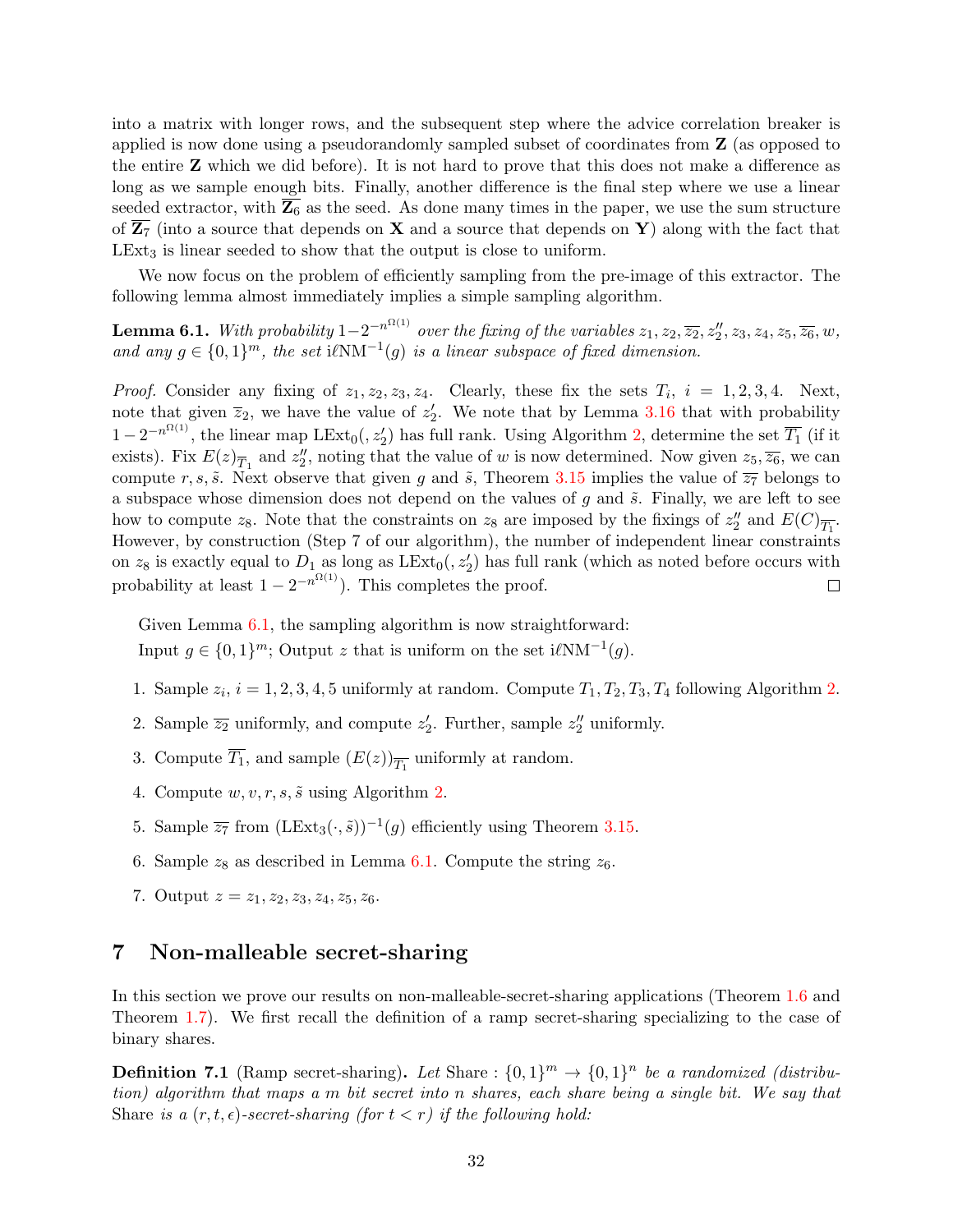into a matrix with longer rows, and the subsequent step where the advice correlation breaker is applied is now done using a pseudorandomly sampled subset of coordinates from $\mathbf{Z}$ (as opposed to the entire $\mathbf{Z}$ which we did before). It is not hard to prove that this does not make a difference as long as we sample enough bits. Finally, another difference is the final step where we use a linear seeded extractor, with $\overline{\mathbf{Z}_6}$ as the seed. As done many times in the paper, we use the sum structure of $\overline{\mathbf{Z}_7}$ (into a source that depends on $\mathbf{X}$ and a source that depends on $\mathbf{Y}$) along with the fact that $\mathrm{LExt}_3$ is linear seeded to show that the output is close to uniform.

We now focus on the problem of efficiently sampling from the pre-image of this extractor. The following lemma almost immediately implies a simple sampling algorithm.

**Lemma 6.1.** *With probability $1-2^{-n^{\Omega(1)}}$ over the fixing of the variables $z_1, z_2, \overline{z_2}, z_2'', z_3, z_4, z_5, \overline{z_6}, w$, and any $g \in \{0,1\}^m$, the set $\mathrm{i\ell NM}^{-1}(g)$ is a linear subspace of fixed dimension.*

*Proof.* Consider any fixing of $z_1, z_2, z_3, z_4$. Clearly, these fix the sets $T_i$, $i = 1, 2, 3, 4$. Next, note that given $\overline{z}_2$, we have the value of $z_2'$. We note that by Lemma 3.16 that with probability $1-2^{-n^{\Omega(1)}}$, the linear map $\mathrm{LExt}_0(, z_2')$ has full rank. Using Algorithm 2, determine the set $\overline{T_1}$ (if it exists). Fix $E(z)_{\overline{T_1}}$ and $z_2''$, noting that the value of $w$ is now determined. Now given $z_5, \overline{z_6}$, we can compute $r, s, \tilde{s}$. Next observe that given $g$ and $\tilde{s}$, Theorem 3.15 implies the value of $\overline{z_7}$ belongs to a subspace whose dimension does not depend on the values of $g$ and $\tilde{s}$. Finally, we are left to see how to compute $z_8$. Note that the constraints on $z_8$ are imposed by the fixings of $z_2''$ and $E(C)_{\overline{T_1}}$. However, by construction (Step 7 of our algorithm), the number of independent linear constraints on $z_8$ is exactly equal to $D_1$ as long as $\mathrm{LExt}_0(, z_2')$ has full rank (which as noted before occurs with probability at least $1-2^{-n^{\Omega(1)}}$). This completes the proof. $\square$

Given Lemma 6.1, the sampling algorithm is now straightforward:
Input $g \in \{0,1\}^m$; Output $z$ that is uniform on the set $\mathrm{i\ell NM}^{-1}(g)$.

1. Sample $z_i$, $i = 1, 2, 3, 4, 5$ uniformly at random. Compute $T_1, T_2, T_3, T_4$ following Algorithm 2.
2. Sample $\overline{z_2}$ uniformly, and compute $z_2'$. Further, sample $z_2''$ uniformly.
3. Compute $\overline{T_1}$, and sample $(E(z))_{\overline{T_1}}$ uniformly at random.
4. Compute $w, v, r, s, \tilde{s}$ using Algorithm 2.
5. Sample $\overline{z_7}$ from $(\mathrm{LExt}_3(\cdot, \tilde{s}))^{-1}(g)$ efficiently using Theorem 3.15.
6. Sample $z_8$ as described in Lemma 6.1. Compute the string $z_6$.
7. Output $z = z_1, z_2, z_3, z_4, z_5, z_6$.

# 7 Non-malleable secret-sharing

In this section we prove our results on non-malleable-secret-sharing applications (Theorem 1.6 and Theorem 1.7). We first recall the definition of a ramp secret-sharing specializing to the case of binary shares.

**Definition 7.1** (Ramp secret-sharing)**.** *Let* Share $: \{0,1\}^m \to \{0,1\}^n$ *be a randomized (distribution) algorithm that maps a $m$ bit secret into $n$ shares, each share being a single bit. We say that* Share *is a $(r, t, \epsilon)$-secret-sharing (for $t < r$) if the following hold:*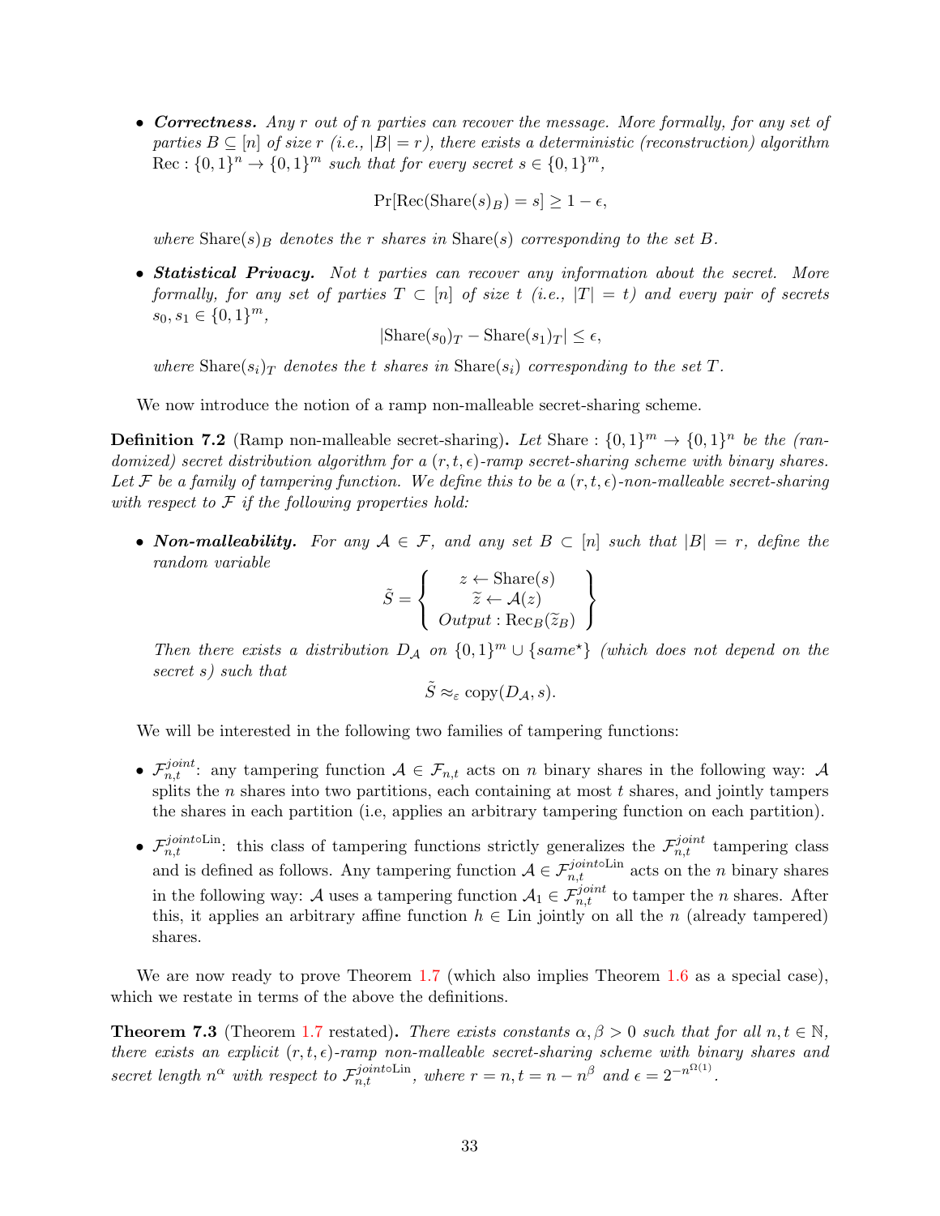- ***Correctness.*** *Any $r$ out of $n$ parties can recover the message. More formally, for any set of parties $B \subseteq [n]$ of size $r$ (i.e., $|B| = r$), there exists a deterministic (reconstruction) algorithm $\mathrm{Rec} : \{0,1\}^n \to \{0,1\}^m$ such that for every secret $s \in \{0,1\}^m$,*

$$\Pr[\mathrm{Rec}(\mathrm{Share}(s)_B) = s] \geq 1 - \epsilon,$$

*where $\mathrm{Share}(s)_B$ denotes the $r$ shares in $\mathrm{Share}(s)$ corresponding to the set $B$.*

- ***Statistical Privacy.*** *Not $t$ parties can recover any information about the secret. More formally, for any set of parties $T \subset [n]$ of size $t$ (i.e., $|T| = t$) and every pair of secrets $s_0, s_1 \in \{0,1\}^m$,*

$$|\mathrm{Share}(s_0)_T - \mathrm{Share}(s_1)_T| \leq \epsilon,$$

*where $\mathrm{Share}(s_i)_T$ denotes the $t$ shares in $\mathrm{Share}(s_i)$ corresponding to the set $T$.*

We now introduce the notion of a ramp non-malleable secret-sharing scheme.

**Definition 7.2** (Ramp non-malleable secret-sharing)**.** *Let $\mathrm{Share} : \{0,1\}^m \to \{0,1\}^n$ be the (randomized) secret distribution algorithm for a $(r, t, \epsilon)$-ramp secret-sharing scheme with binary shares. Let $\mathcal{F}$ be a family of tampering function. We define this to be a $(r, t, \epsilon)$-non-malleable secret-sharing with respect to $\mathcal{F}$ if the following properties hold:*

- ***Non-malleability.*** *For any $\mathcal{A} \in \mathcal{F}$, and any set $B \subset [n]$ such that $|B| = r$, define the random variable*

$$\tilde{S} = \left\{ \begin{array}{c} z \leftarrow \mathrm{Share}(s) \\ \tilde{z} \leftarrow \mathcal{A}(z) \\ \mathit{Output} : \mathrm{Rec}_B(\tilde{z}_B) \end{array} \right\}$$

*Then there exists a distribution $D_{\mathcal{A}}$ on $\{0,1\}^m \cup \{same^\star\}$ (which does not depend on the secret $s$) such that*

$$\tilde{S} \approx_\varepsilon \mathrm{copy}(D_{\mathcal{A}}, s).$$

We will be interested in the following two families of tampering functions:

- $\mathcal{F}^{joint}_{n,t}$: any tampering function $\mathcal{A} \in \mathcal{F}_{n,t}$ acts on $n$ binary shares in the following way: $\mathcal{A}$ splits the $n$ shares into two partitions, each containing at most $t$ shares, and jointly tampers the shares in each partition (i.e, applies an arbitrary tampering function on each partition).
- $\mathcal{F}^{joint \circ \mathrm{Lin}}_{n,t}$: this class of tampering functions strictly generalizes the $\mathcal{F}^{joint}_{n,t}$ tampering class and is defined as follows. Any tampering function $\mathcal{A} \in \mathcal{F}^{joint \circ \mathrm{Lin}}_{n,t}$ acts on the $n$ binary shares in the following way: $\mathcal{A}$ uses a tampering function $\mathcal{A}_1 \in \mathcal{F}^{joint}_{n,t}$ to tamper the $n$ shares. After this, it applies an arbitrary affine function $h \in \mathrm{Lin}$ jointly on all the $n$ (already tampered) shares.

We are now ready to prove Theorem 1.7 (which also implies Theorem 1.6 as a special case), which we restate in terms of the above the definitions.

**Theorem 7.3** (Theorem 1.7 restated)**.** *There exists constants $\alpha, \beta > 0$ such that for all $n, t \in \mathbb{N}$, there exists an explicit $(r, t, \epsilon)$-ramp non-malleable secret-sharing scheme with binary shares and secret length $n^\alpha$ with respect to $\mathcal{F}^{joint \circ \mathrm{Lin}}_{n,t}$, where $r = n, t = n - n^\beta$ and $\epsilon = 2^{-n^{\Omega(1)}}$.*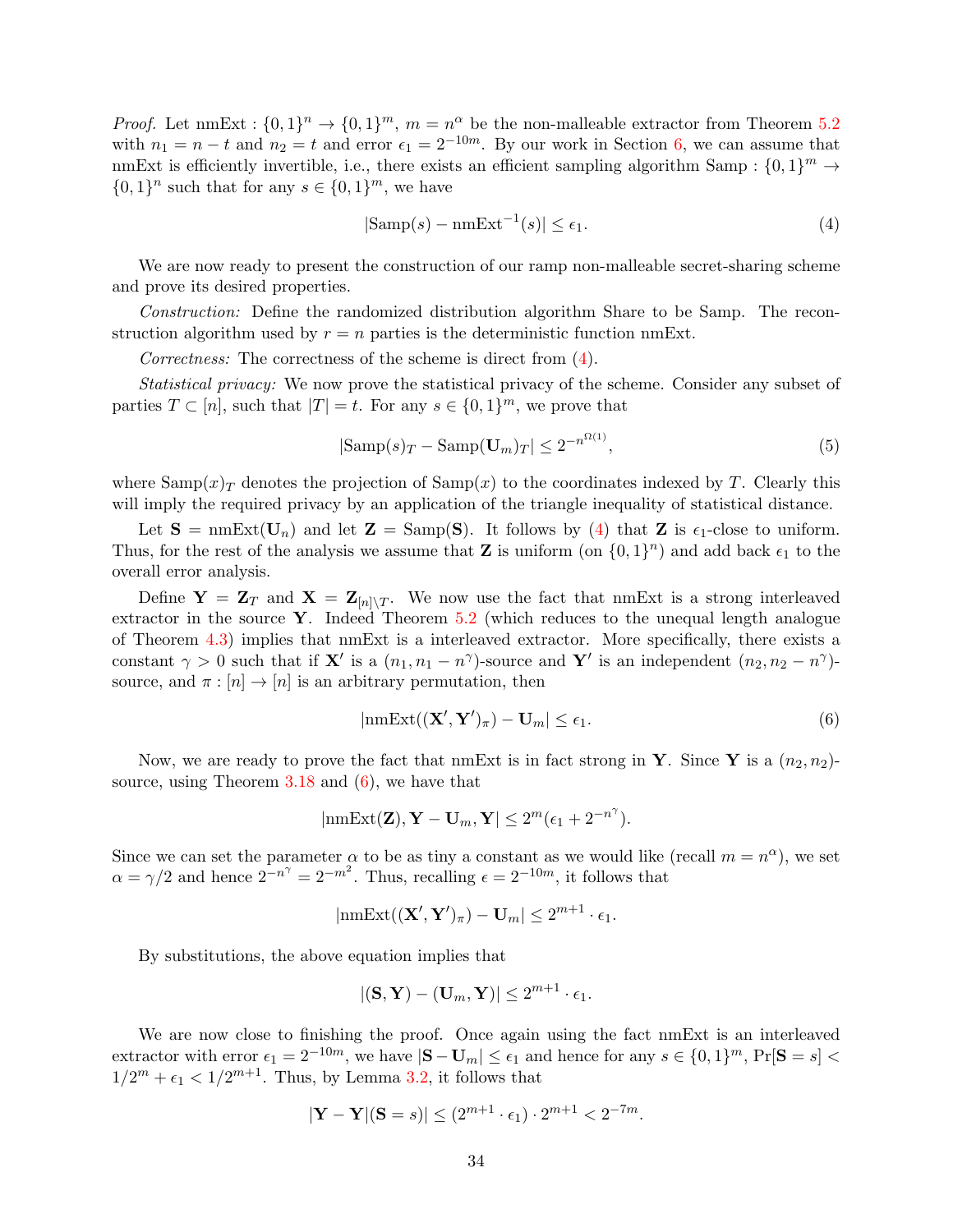*Proof.* Let nmExt : $\{0,1\}^n \to \{0,1\}^m$, $m = n^{\alpha}$ be the non-malleable extractor from Theorem 5.2 with $n_1 = n - t$ and $n_2 = t$ and error $\epsilon_1 = 2^{-10m}$. By our work in Section 6, we can assume that nmExt is efficiently invertible, i.e., there exists an efficient sampling algorithm Samp : $\{0,1\}^m \to \{0,1\}^n$ such that for any $s \in \{0,1\}^m$, we have

$$|\mathrm{Samp}(s) - \mathrm{nmExt}^{-1}(s)| \leq \epsilon_1. \tag{4}$$

We are now ready to present the construction of our ramp non-malleable secret-sharing scheme and prove its desired properties.

*Construction:* Define the randomized distribution algorithm Share to be Samp. The reconstruction algorithm used by $r = n$ parties is the deterministic function nmExt.

*Correctness:* The correctness of the scheme is direct from (4).

*Statistical privacy:* We now prove the statistical privacy of the scheme. Consider any subset of parties $T \subset [n]$, such that $|T| = t$. For any $s \in \{0,1\}^m$, we prove that

$$|\mathrm{Samp}(s)_T - \mathrm{Samp}(\mathbf{U}_m)_T| \leq 2^{-n^{\Omega(1)}}, \tag{5}$$

where $\mathrm{Samp}(x)_T$ denotes the projection of $\mathrm{Samp}(x)$ to the coordinates indexed by $T$. Clearly this will imply the required privacy by an application of the triangle inequality of statistical distance.

Let $\mathbf{S} = \mathrm{nmExt}(\mathbf{U}_n)$ and let $\mathbf{Z} = \mathrm{Samp}(\mathbf{S})$. It follows by (4) that $\mathbf{Z}$ is $\epsilon_1$-close to uniform. Thus, for the rest of the analysis we assume that $\mathbf{Z}$ is uniform (on $\{0,1\}^n$) and add back $\epsilon_1$ to the overall error analysis.

Define $\mathbf{Y} = \mathbf{Z}_T$ and $\mathbf{X} = \mathbf{Z}_{[n]\setminus T}$. We now use the fact that nmExt is a strong interleaved extractor in the source $\mathbf{Y}$. Indeed Theorem 5.2 (which reduces to the unequal length analogue of Theorem 4.3) implies that nmExt is a interleaved extractor. More specifically, there exists a constant $\gamma > 0$ such that if $\mathbf{X}'$ is a $(n_1, n_1 - n^{\gamma})$-source and $\mathbf{Y}'$ is an independent $(n_2, n_2 - n^{\gamma})$-source, and $\pi : [n] \to [n]$ is an arbitrary permutation, then

$$|\mathrm{nmExt}((\mathbf{X}', \mathbf{Y}')_{\pi}) - \mathbf{U}_m| \leq \epsilon_1. \tag{6}$$

Now, we are ready to prove the fact that nmExt is in fact strong in $\mathbf{Y}$. Since $\mathbf{Y}$ is a $(n_2, n_2)$-source, using Theorem 3.18 and (6), we have that

$$|\mathrm{nmExt}(\mathbf{Z}), \mathbf{Y} - \mathbf{U}_m, \mathbf{Y}| \leq 2^m(\epsilon_1 + 2^{-n^{\gamma}}).$$

Since we can set the parameter $\alpha$ to be as tiny a constant as we would like (recall $m = n^{\alpha}$), we set $\alpha = \gamma/2$ and hence $2^{-n^{\gamma}} = 2^{-m^2}$. Thus, recalling $\epsilon = 2^{-10m}$, it follows that

$$|\mathrm{nmExt}((\mathbf{X}', \mathbf{Y}')_{\pi}) - \mathbf{U}_m| \leq 2^{m+1} \cdot \epsilon_1.$$

By substitutions, the above equation implies that

$$|(\mathbf{S}, \mathbf{Y}) - (\mathbf{U}_m, \mathbf{Y})| \leq 2^{m+1} \cdot \epsilon_1.$$

We are now close to finishing the proof. Once again using the fact nmExt is an interleaved extractor with error $\epsilon_1 = 2^{-10m}$, we have $|\mathbf{S} - \mathbf{U}_m| \leq \epsilon_1$ and hence for any $s \in \{0,1\}^m$, $\Pr[\mathbf{S} = s] < 1/2^m + \epsilon_1 < 1/2^{m+1}$. Thus, by Lemma 3.2, it follows that

$$|\mathbf{Y} - \mathbf{Y}|(\mathbf{S} = s)| \leq (2^{m+1} \cdot \epsilon_1) \cdot 2^{m+1} < 2^{-7m}.$$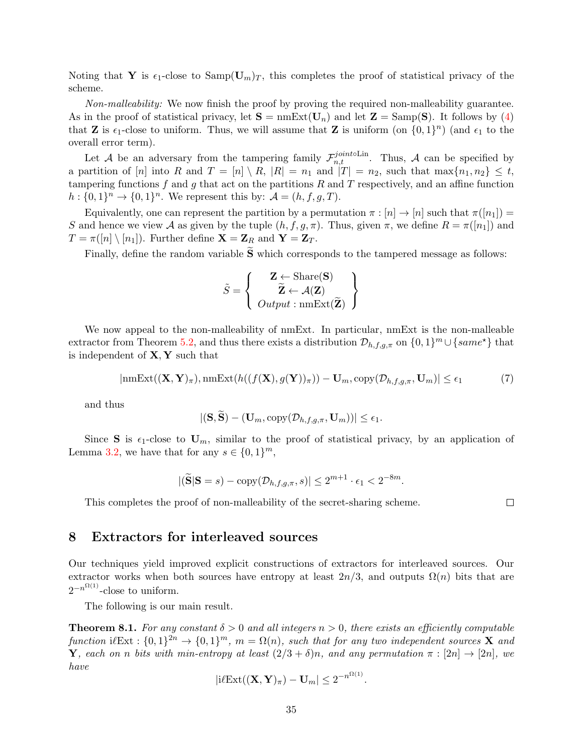Noting that $\mathbf{Y}$ is $\epsilon_1$-close to $\text{Samp}(\mathbf{U}_m)_T$, this completes the proof of statistical privacy of the scheme.

*Non-malleability:* We now finish the proof by proving the required non-malleability guarantee. As in the proof of statistical privacy, let $\mathbf{S} = \text{nmExt}(\mathbf{U}_n)$ and let $\mathbf{Z} = \text{Samp}(\mathbf{S})$. It follows by (4) that $\mathbf{Z}$ is $\epsilon_1$-close to uniform. Thus, we will assume that $\mathbf{Z}$ is uniform (on $\{0,1\}^n$) (and $\epsilon_1$ to the overall error term).

Let $\mathcal{A}$ be an adversary from the tampering family $\mathcal{F}_{n,t}^{joint \circ \text{Lin}}$. Thus, $\mathcal{A}$ can be specified by a partition of $[n]$ into $R$ and $T = [n] \setminus R$, $|R| = n_1$ and $|T| = n_2$, such that $\max\{n_1, n_2\} \leq t$, tampering functions $f$ and $g$ that act on the partitions $R$ and $T$ respectively, and an affine function $h : \{0,1\}^n \to \{0,1\}^n$. We represent this by: $\mathcal{A} = (h, f, g, T)$.

Equivalently, one can represent the partition by a permutation $\pi : [n] \to [n]$ such that $\pi([n_1]) = S$ and hence we view $\mathcal{A}$ as given by the tuple $(h, f, g, \pi)$. Thus, given $\pi$, we define $R = \pi([n_1])$ and $T = \pi([n] \setminus [n_1])$. Further define $\mathbf{X} = \mathbf{Z}_R$ and $\mathbf{Y} = \mathbf{Z}_T$.

Finally, define the random variable $\widetilde{\mathbf{S}}$ which corresponds to the tampered message as follows:

$$\tilde{S} = \left\{ \begin{array}{c} \mathbf{Z} \leftarrow \text{Share}(\mathbf{S}) \\ \widetilde{\mathbf{Z}} \leftarrow \mathcal{A}(\mathbf{Z}) \\ \mathit{Output} : \text{nmExt}(\widetilde{\mathbf{Z}}) \end{array} \right\}$$

We now appeal to the non-malleability of nmExt. In particular, nmExt is the non-malleable extractor from Theorem 5.2, and thus there exists a distribution $\mathcal{D}_{h,f,g,\pi}$ on $\{0,1\}^m \cup \{same^\star\}$ that is independent of $\mathbf{X}, \mathbf{Y}$ such that

$$|\text{nmExt}((\mathbf{X},\mathbf{Y})_\pi), \text{nmExt}(h((f(\mathbf{X}), g(\mathbf{Y}))_\pi)) - \mathbf{U}_m, \text{copy}(\mathcal{D}_{h,f,g,\pi}, \mathbf{U}_m)| \leq \epsilon_1 \tag{7}$$

and thus

$$|(\mathbf{S}, \widetilde{\mathbf{S}}) - (\mathbf{U}_m, \text{copy}(\mathcal{D}_{h,f,g,\pi}, \mathbf{U}_m))| \leq \epsilon_1.$$

Since $\mathbf{S}$ is $\epsilon_1$-close to $\mathbf{U}_m$, similar to the proof of statistical privacy, by an application of Lemma 3.2, we have that for any $s \in \{0,1\}^m$,

$$|(\widetilde{\mathbf{S}}|\mathbf{S} = s) - \text{copy}(\mathcal{D}_{h,f,g,\pi}, s)| \leq 2^{m+1} \cdot \epsilon_1 < 2^{-8m}.$$

This completes the proof of non-malleability of the secret-sharing scheme. $\square$

# 8 Extractors for interleaved sources

Our techniques yield improved explicit constructions of extractors for interleaved sources. Our extractor works when both sources have entropy at least $2n/3$, and outputs $\Omega(n)$ bits that are $2^{-n^{\Omega(1)}}$-close to uniform.

The following is our main result.

**Theorem 8.1.** *For any constant $\delta > 0$ and all integers $n > 0$, there exists an efficiently computable function $\text{i}\ell\text{Ext} : \{0,1\}^{2n} \to \{0,1\}^m$, $m = \Omega(n)$, such that for any two independent sources $\mathbf{X}$ and $\mathbf{Y}$, each on $n$ bits with min-entropy at least $(2/3 + \delta)n$, and any permutation $\pi : [2n] \to [2n]$, we have*

$$|\text{i}\ell\text{Ext}((\mathbf{X},\mathbf{Y})_\pi) - \mathbf{U}_m| \leq 2^{-n^{\Omega(1)}}.$$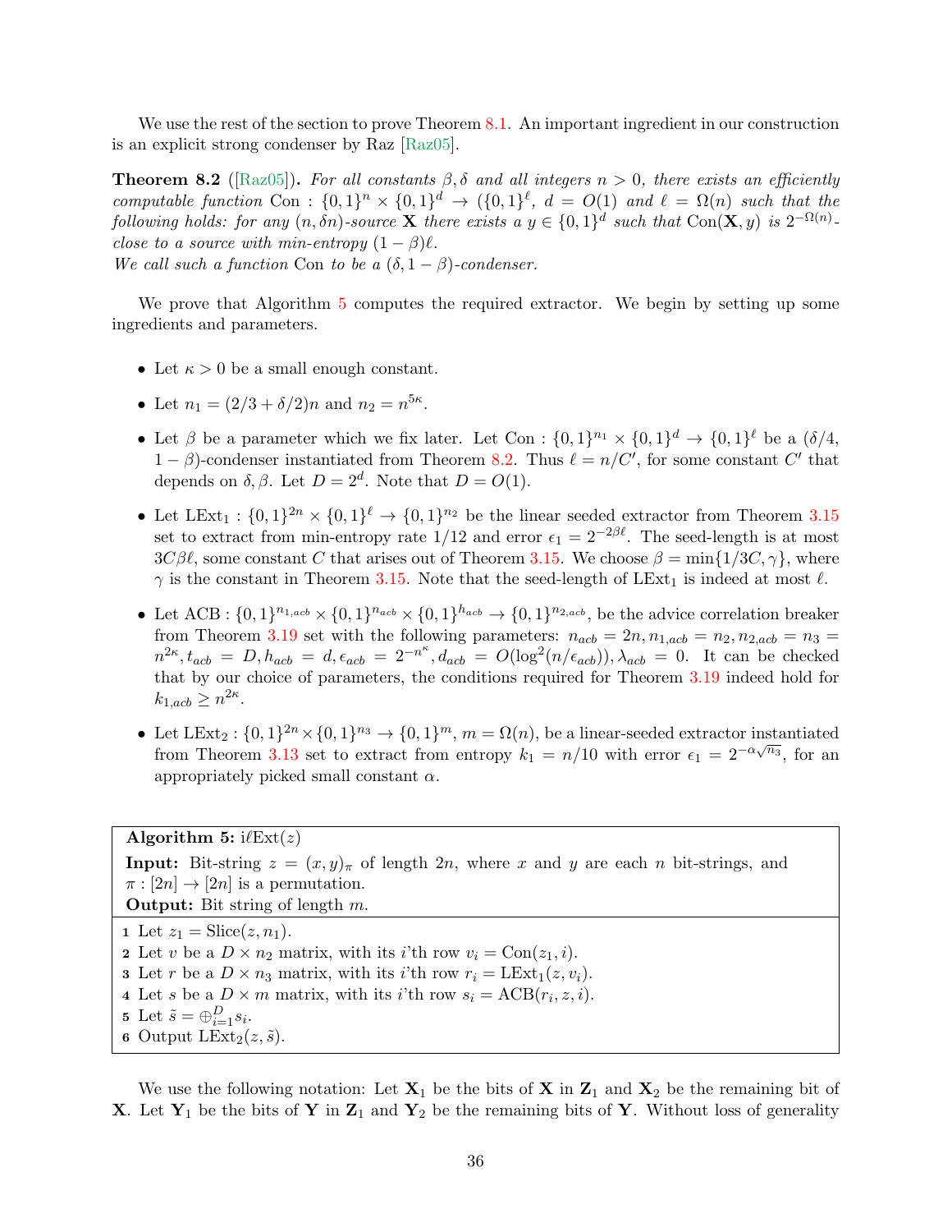We use the rest of the section to prove Theorem 8.1. An important ingredient in our construction is an explicit strong condenser by Raz [Raz05].

**Theorem 8.2** ([Raz05]). *For all constants $\beta, \delta$ and all integers $n > 0$, there exists an efficiently computable function* Con : $\{0,1\}^n \times \{0,1\}^d \to (\{0,1\}^\ell$, $d = O(1)$ *and* $\ell = \Omega(n)$ *such that the following holds: for any $(n, \delta n)$-source* $\mathbf{X}$ *there exists a* $y \in \{0,1\}^d$ *such that* $\text{Con}(\mathbf{X}, y)$ *is* $2^{-\Omega(n)}$-*close to a source with min-entropy* $(1-\beta)\ell$.
*We call such a function* Con *to be a* $(\delta, 1-\beta)$-*condenser.*

We prove that Algorithm 5 computes the required extractor. We begin by setting up some ingredients and parameters.

- Let $\kappa > 0$ be a small enough constant.
- Let $n_1 = (2/3 + \delta/2)n$ and $n_2 = n^{5\kappa}$.
- Let $\beta$ be a parameter which we fix later. Let $\text{Con} : \{0,1\}^{n_1} \times \{0,1\}^d \to \{0,1\}^\ell$ be a $(\delta/4, 1-\beta)$-condenser instantiated from Theorem 8.2. Thus $\ell = n/C'$, for some constant $C'$ that depends on $\delta, \beta$. Let $D = 2^d$. Note that $D = O(1)$.
- Let $\text{LExt}_1 : \{0,1\}^{2n} \times \{0,1\}^\ell \to \{0,1\}^{n_2}$ be the linear seeded extractor from Theorem 3.15 set to extract from min-entropy rate $1/12$ and error $\epsilon_1 = 2^{-2\beta\ell}$. The seed-length is at most $3C\beta\ell$, some constant $C$ that arises out of Theorem 3.15. We choose $\beta = \min\{1/3C, \gamma\}$, where $\gamma$ is the constant in Theorem 3.15. Note that the seed-length of $\text{LExt}_1$ is indeed at most $\ell$.
- Let $\text{ACB} : \{0,1\}^{n_{1,acb}} \times \{0,1\}^{n_{acb}} \times \{0,1\}^{h_{acb}} \to \{0,1\}^{n_{2,acb}}$, be the advice correlation breaker from Theorem 3.19 set with the following parameters: $n_{acb} = 2n, n_{1,acb} = n_2, n_{2,acb} = n_3 = n^{2\kappa}, t_{acb} = D, h_{acb} = d, \epsilon_{acb} = 2^{-n^\kappa}, d_{acb} = O(\log^2(n/\epsilon_{acb})), \lambda_{acb} = 0$. It can be checked that by our choice of parameters, the conditions required for Theorem 3.19 indeed hold for $k_{1,acb} \geq n^{2\kappa}$.
- Let $\text{LExt}_2 : \{0,1\}^{2n} \times \{0,1\}^{n_3} \to \{0,1\}^m$, $m = \Omega(n)$, be a linear-seeded extractor instantiated from Theorem 3.13 set to extract from entropy $k_1 = n/10$ with error $\epsilon_1 = 2^{-\alpha\sqrt{n_3}}$, for an appropriately picked small constant $\alpha$.

---

**Algorithm 5:** i$\ell$Ext$(z)$

**Input:** Bit-string $z = (x, y)_\pi$ of length $2n$, where $x$ and $y$ are each $n$ bit-strings, and $\pi : [2n] \to [2n]$ is a permutation.
**Output:** Bit string of length $m$.

1. Let $z_1 = \text{Slice}(z, n_1)$.
2. Let $v$ be a $D \times n_2$ matrix, with its $i$'th row $v_i = \text{Con}(z_1, i)$.
3. Let $r$ be a $D \times n_3$ matrix, with its $i$'th row $r_i = \text{LExt}_1(z, v_i)$.
4. Let $s$ be a $D \times m$ matrix, with its $i$'th row $s_i = \text{ACB}(r_i, z, i)$.
5. Let $\tilde{s} = \oplus_{i=1}^{D} s_i$.
6. Output $\text{LExt}_2(z, \tilde{s})$.

---

We use the following notation: Let $\mathbf{X}_1$ be the bits of $\mathbf{X}$ in $\mathbf{Z}_1$ and $\mathbf{X}_2$ be the remaining bit of $\mathbf{X}$. Let $\mathbf{Y}_1$ be the bits of $\mathbf{Y}$ in $\mathbf{Z}_1$ and $\mathbf{Y}_2$ be the remaining bits of $\mathbf{Y}$. Without loss of generality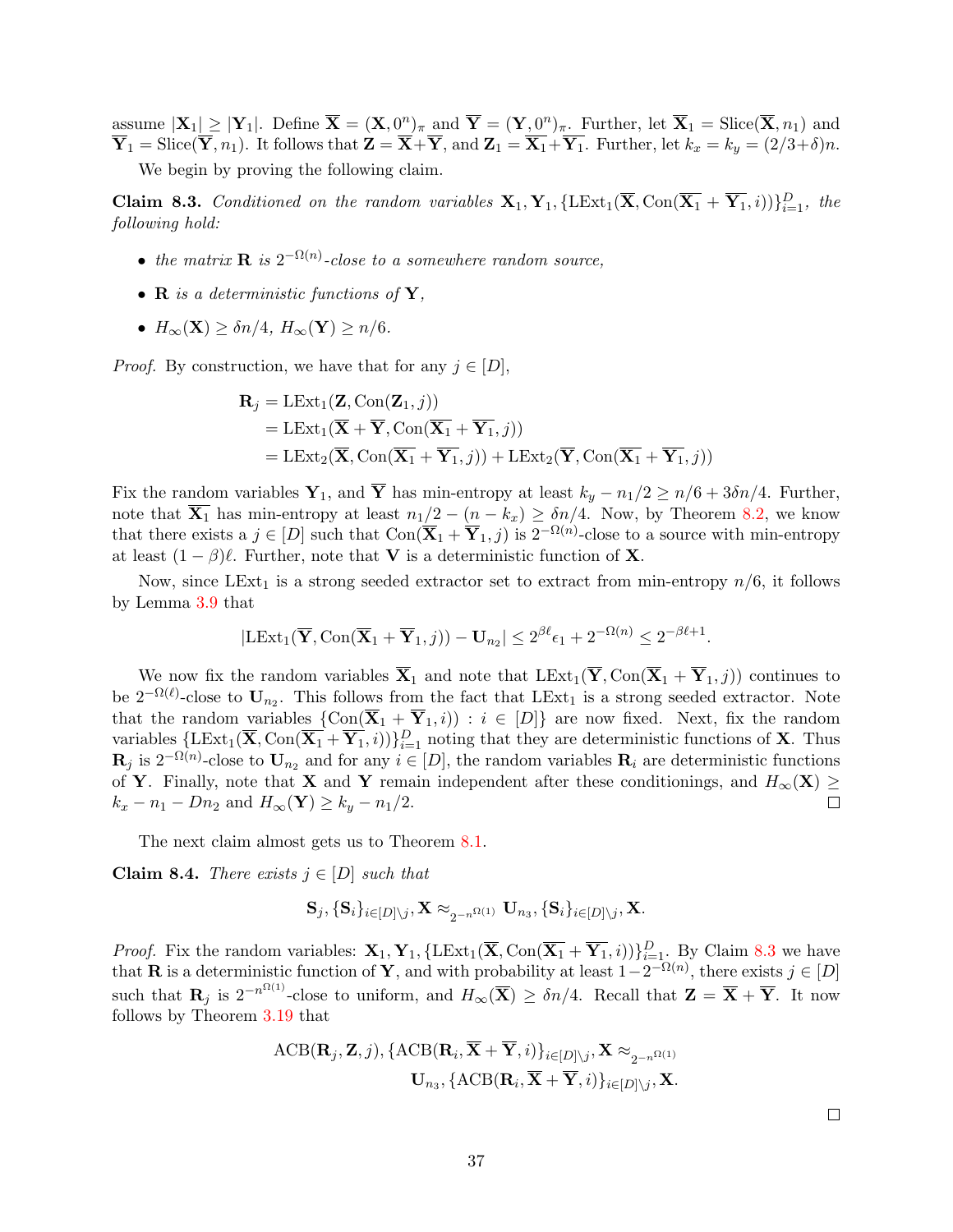assume $|\mathbf{X}_1| \geq |\mathbf{Y}_1|$. Define $\overline{\mathbf{X}} = (\mathbf{X}, 0^n)_\pi$ and $\overline{\mathbf{Y}} = (\mathbf{Y}, 0^n)_\pi$. Further, let $\overline{\mathbf{X}}_1 = \text{Slice}(\overline{\mathbf{X}}, n_1)$ and $\overline{\mathbf{Y}}_1 = \text{Slice}(\overline{\mathbf{Y}}, n_1)$. It follows that $\mathbf{Z} = \overline{\mathbf{X}} + \overline{\mathbf{Y}}$, and $\mathbf{Z}_1 = \overline{\mathbf{X}_1} + \overline{\mathbf{Y}_1}$. Further, let $k_x = k_y = (2/3 + \delta)n$.

We begin by proving the following claim.

**Claim 8.3.** *Conditioned on the random variables $\mathbf{X}_1, \mathbf{Y}_1, \{\text{LExt}_1(\overline{\mathbf{X}}, \text{Con}(\overline{\mathbf{X}_1} + \overline{\mathbf{Y}}_1, i))\}_{i=1}^{D}$, the following hold:*

- *the matrix $\mathbf{R}$ is $2^{-\Omega(n)}$-close to a somewhere random source,*
- *$\mathbf{R}$ is a deterministic functions of $\mathbf{Y}$,*
- *$H_\infty(\mathbf{X}) \geq \delta n/4$, $H_\infty(\mathbf{Y}) \geq n/6$.*

*Proof.* By construction, we have that for any $j \in [D]$,

$$\begin{aligned}
\mathbf{R}_j &= \text{LExt}_1(\mathbf{Z}, \text{Con}(\mathbf{Z}_1, j)) \\
&= \text{LExt}_1(\overline{\mathbf{X}} + \overline{\mathbf{Y}}, \text{Con}(\overline{\mathbf{X}_1} + \overline{\mathbf{Y}_1}, j)) \\
&= \text{LExt}_2(\overline{\mathbf{X}}, \text{Con}(\overline{\mathbf{X}_1} + \overline{\mathbf{Y}_1}, j)) + \text{LExt}_2(\overline{\mathbf{Y}}, \text{Con}(\overline{\mathbf{X}_1} + \overline{\mathbf{Y}_1}, j))
\end{aligned}$$

Fix the random variables $\mathbf{Y}_1$, and $\overline{\mathbf{Y}}$ has min-entropy at least $k_y - n_1/2 \geq n/6 + 3\delta n/4$. Further, note that $\overline{\mathbf{X}_1}$ has min-entropy at least $n_1/2 - (n - k_x) \geq \delta n/4$. Now, by Theorem 8.2, we know that there exists a $j \in [D]$ such that $\text{Con}(\overline{\mathbf{X}}_1 + \overline{\mathbf{Y}}_1, j)$ is $2^{-\Omega(n)}$-close to a source with min-entropy at least $(1-\beta)\ell$. Further, note that $\mathbf{V}$ is a deterministic function of $\mathbf{X}$.

Now, since $\text{LExt}_1$ is a strong seeded extractor set to extract from min-entropy $n/6$, it follows by Lemma 3.9 that

$$|\text{LExt}_1(\overline{\mathbf{Y}}, \text{Con}(\overline{\mathbf{X}_1} + \overline{\mathbf{Y}}_1, j)) - \mathbf{U}_{n_2}| \leq 2^{\beta\ell}\epsilon_1 + 2^{-\Omega(n)} \leq 2^{-\beta\ell+1}.$$

We now fix the random variables $\overline{\mathbf{X}}_1$ and note that $\text{LExt}_1(\overline{\mathbf{Y}}, \text{Con}(\overline{\mathbf{X}}_1 + \overline{\mathbf{Y}}_1, j))$ continues to be $2^{-\Omega(\ell)}$-close to $\mathbf{U}_{n_2}$. This follows from the fact that $\text{LExt}_1$ is a strong seeded extractor. Note that the random variables $\{\text{Con}(\overline{\mathbf{X}}_1 + \overline{\mathbf{Y}}_1, i)) : i \in [D]\}$ are now fixed. Next, fix the random variables $\{\text{LExt}_1(\overline{\mathbf{X}}, \text{Con}(\overline{\mathbf{X}_1} + \overline{\mathbf{Y}}_1, i))\}_{i=1}^{D}$ noting that they are deterministic functions of $\mathbf{X}$. Thus $\mathbf{R}_j$ is $2^{-\Omega(n)}$-close to $\mathbf{U}_{n_2}$ and for any $i \in [D]$, the random variables $\mathbf{R}_i$ are deterministic functions of $\mathbf{Y}$. Finally, note that $\mathbf{X}$ and $\mathbf{Y}$ remain independent after these conditionings, and $H_\infty(\mathbf{X}) \geq k_x - n_1 - Dn_2$ and $H_\infty(\mathbf{Y}) \geq k_y - n_1/2$. $\square$

The next claim almost gets us to Theorem 8.1.

**Claim 8.4.** *There exists $j \in [D]$ such that*

$$\mathbf{S}_j, \{\mathbf{S}_i\}_{i \in [D] \setminus j}, \mathbf{X} \approx_{2^{-n^{\Omega(1)}}} \mathbf{U}_{n_3}, \{\mathbf{S}_i\}_{i \in [D] \setminus j}, \mathbf{X}.$$

*Proof.* Fix the random variables: $\mathbf{X}_1, \mathbf{Y}_1, \{\text{LExt}_1(\overline{\mathbf{X}}, \text{Con}(\overline{\mathbf{X}_1} + \overline{\mathbf{Y}}_1, i))\}_{i=1}^{D}$. By Claim 8.3 we have that $\mathbf{R}$ is a deterministic function of $\mathbf{Y}$, and with probability at least $1 - 2^{-\Omega(n)}$, there exists $j \in [D]$ such that $\mathbf{R}_j$ is $2^{-n^{\Omega(1)}}$-close to uniform, and $H_\infty(\overline{\mathbf{X}}) \geq \delta n/4$. Recall that $\mathbf{Z} = \overline{\mathbf{X}} + \overline{\mathbf{Y}}$. It now follows by Theorem 3.19 that

$$\begin{aligned}
\text{ACB}(\mathbf{R}_j, \mathbf{Z}, j), \{\text{ACB}(\mathbf{R}_i, \overline{\mathbf{X}} + \overline{\mathbf{Y}}, i)\}_{i \in [D] \setminus j}, \mathbf{X} \approx_{2^{-n^{\Omega(1)}}}& \\
\mathbf{U}_{n_3}, \{\text{ACB}(\mathbf{R}_i, \overline{\mathbf{X}} + \overline{\mathbf{Y}}, i)\}_{i \in [D] \setminus j}, \mathbf{X}&.
\end{aligned}$$

$\square$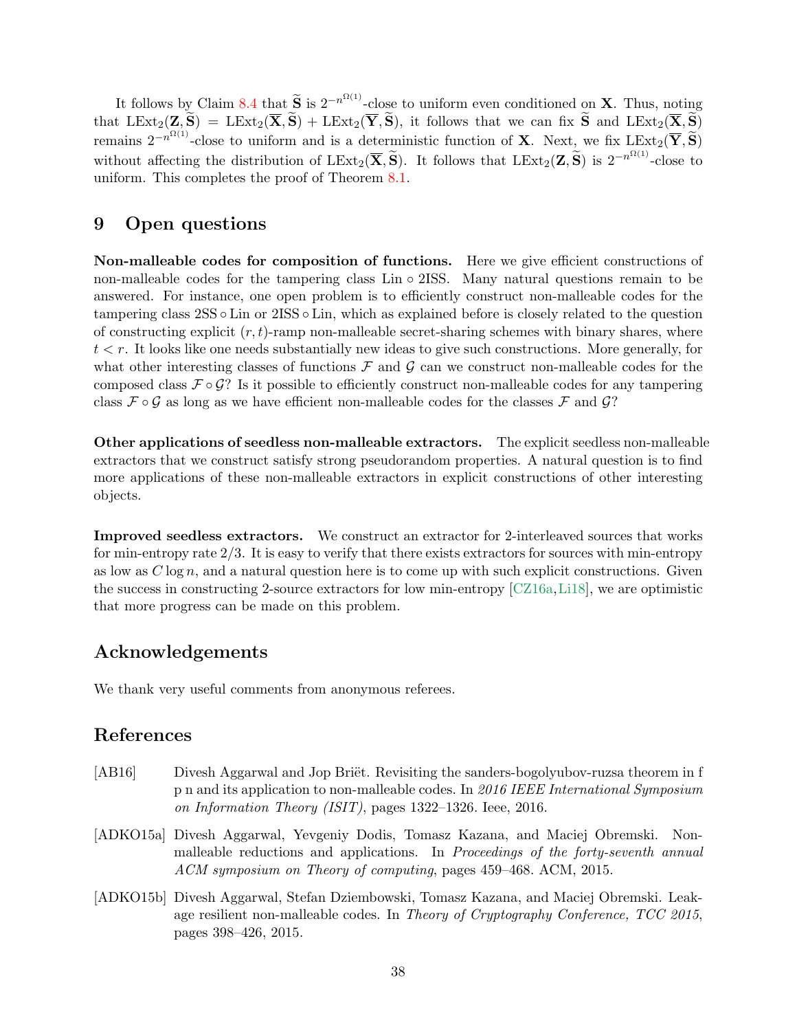It follows by Claim 8.4 that $\widetilde{\mathbf{S}}$ is $2^{-n^{\Omega(1)}}$-close to uniform even conditioned on $\mathbf{X}$. Thus, noting that $\mathrm{LExt}_2(\mathbf{Z}, \widetilde{\mathbf{S}}) = \mathrm{LExt}_2(\overline{\mathbf{X}}, \widetilde{\mathbf{S}}) + \mathrm{LExt}_2(\overline{\mathbf{Y}}, \widetilde{\mathbf{S}})$, it follows that we can fix $\widetilde{\mathbf{S}}$ and $\mathrm{LExt}_2(\overline{\mathbf{X}}, \widetilde{\mathbf{S}})$ remains $2^{-n^{\Omega(1)}}$-close to uniform and is a deterministic function of $\mathbf{X}$. Next, we fix $\mathrm{LExt}_2(\overline{\mathbf{Y}}, \widetilde{\mathbf{S}})$ without affecting the distribution of $\mathrm{LExt}_2(\overline{\mathbf{X}}, \widetilde{\mathbf{S}})$. It follows that $\mathrm{LExt}_2(\mathbf{Z}, \widetilde{\mathbf{S}})$ is $2^{-n^{\Omega(1)}}$-close to uniform. This completes the proof of Theorem 8.1.

## 9 Open questions

**Non-malleable codes for composition of functions.** Here we give efficient constructions of non-malleable codes for the tampering class $\mathrm{Lin} \circ 2\mathrm{ISS}$. Many natural questions remain to be answered. For instance, one open problem is to efficiently construct non-malleable codes for the tampering class $2\mathrm{SS} \circ \mathrm{Lin}$ or $2\mathrm{ISS} \circ \mathrm{Lin}$, which as explained before is closely related to the question of constructing explicit $(r, t)$-ramp non-malleable secret-sharing schemes with binary shares, where $t < r$. It looks like one needs substantially new ideas to give such constructions. More generally, for what other interesting classes of functions $\mathcal{F}$ and $\mathcal{G}$ can we construct non-malleable codes for the composed class $\mathcal{F} \circ \mathcal{G}$? Is it possible to efficiently construct non-malleable codes for any tampering class $\mathcal{F} \circ \mathcal{G}$ as long as we have efficient non-malleable codes for the classes $\mathcal{F}$ and $\mathcal{G}$?

**Other applications of seedless non-malleable extractors.** The explicit seedless non-malleable extractors that we construct satisfy strong pseudorandom properties. A natural question is to find more applications of these non-malleable extractors in explicit constructions of other interesting objects.

**Improved seedless extractors.** We construct an extractor for 2-interleaved sources that works for min-entropy rate $2/3$. It is easy to verify that there exists extractors for sources with min-entropy as low as $C \log n$, and a natural question here is to come up with such explicit constructions. Given the success in constructing 2-source extractors for low min-entropy [CZ16a, Li18], we are optimistic that more progress can be made on this problem.

## Acknowledgements

We thank very useful comments from anonymous referees.

## References

[AB16] Divesh Aggarwal and Jop Briët. Revisiting the sanders-bogolyubov-ruzsa theorem in f p n and its application to non-malleable codes. In *2016 IEEE International Symposium on Information Theory (ISIT)*, pages 1322–1326. Ieee, 2016.

[ADKO15a] Divesh Aggarwal, Yevgeniy Dodis, Tomasz Kazana, and Maciej Obremski. Non-malleable reductions and applications. In *Proceedings of the forty-seventh annual ACM symposium on Theory of computing*, pages 459–468. ACM, 2015.

[ADKO15b] Divesh Aggarwal, Stefan Dziembowski, Tomasz Kazana, and Maciej Obremski. Leakage resilient non-malleable codes. In *Theory of Cryptography Conference, TCC 2015*, pages 398–426, 2015.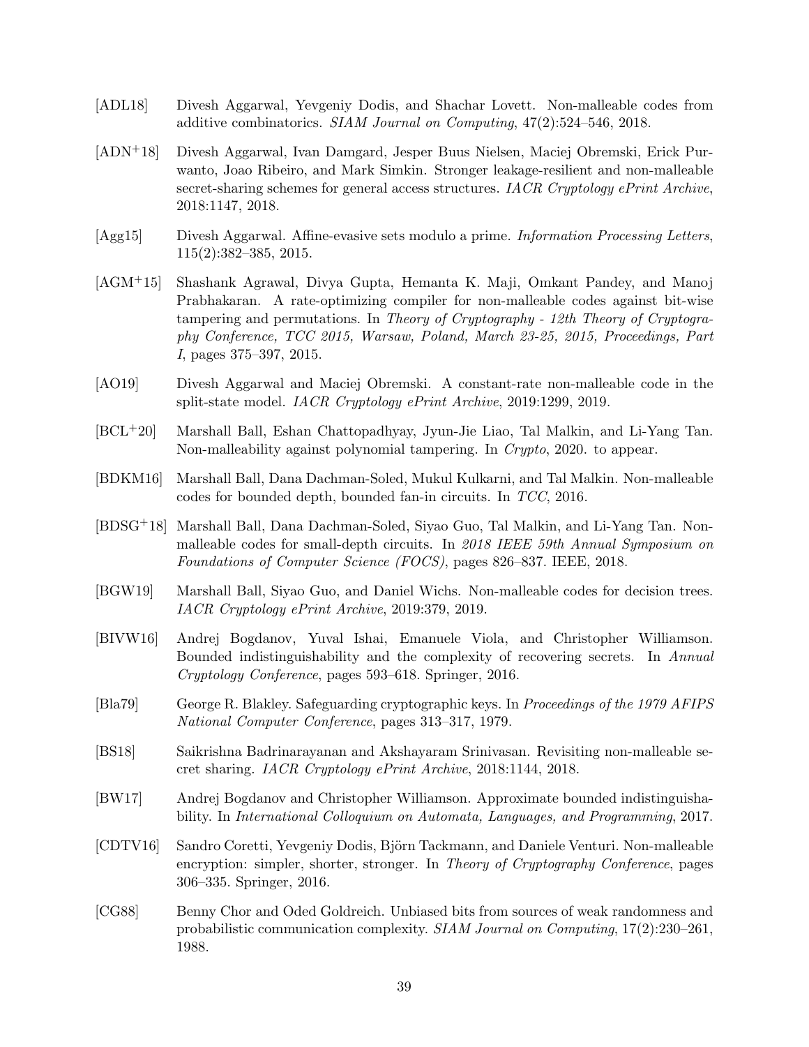[ADL18] Divesh Aggarwal, Yevgeniy Dodis, and Shachar Lovett. Non-malleable codes from additive combinatorics. *SIAM Journal on Computing*, 47(2):524–546, 2018.

[ADN+18] Divesh Aggarwal, Ivan Damgard, Jesper Buus Nielsen, Maciej Obremski, Erick Purwanto, Joao Ribeiro, and Mark Simkin. Stronger leakage-resilient and non-malleable secret-sharing schemes for general access structures. *IACR Cryptology ePrint Archive*, 2018:1147, 2018.

[Agg15] Divesh Aggarwal. Affine-evasive sets modulo a prime. *Information Processing Letters*, 115(2):382–385, 2015.

[AGM+15] Shashank Agrawal, Divya Gupta, Hemanta K. Maji, Omkant Pandey, and Manoj Prabhakaran. A rate-optimizing compiler for non-malleable codes against bit-wise tampering and permutations. In *Theory of Cryptography - 12th Theory of Cryptography Conference, TCC 2015, Warsaw, Poland, March 23-25, 2015, Proceedings, Part I*, pages 375–397, 2015.

[AO19] Divesh Aggarwal and Maciej Obremski. A constant-rate non-malleable code in the split-state model. *IACR Cryptology ePrint Archive*, 2019:1299, 2019.

[BCL+20] Marshall Ball, Eshan Chattopadhyay, Jyun-Jie Liao, Tal Malkin, and Li-Yang Tan. Non-malleability against polynomial tampering. In *Crypto*, 2020. to appear.

[BDKM16] Marshall Ball, Dana Dachman-Soled, Mukul Kulkarni, and Tal Malkin. Non-malleable codes for bounded depth, bounded fan-in circuits. In *TCC*, 2016.

[BDSG+18] Marshall Ball, Dana Dachman-Soled, Siyao Guo, Tal Malkin, and Li-Yang Tan. Non-malleable codes for small-depth circuits. In *2018 IEEE 59th Annual Symposium on Foundations of Computer Science (FOCS)*, pages 826–837. IEEE, 2018.

[BGW19] Marshall Ball, Siyao Guo, and Daniel Wichs. Non-malleable codes for decision trees. *IACR Cryptology ePrint Archive*, 2019:379, 2019.

[BIVW16] Andrej Bogdanov, Yuval Ishai, Emanuele Viola, and Christopher Williamson. Bounded indistinguishability and the complexity of recovering secrets. In *Annual Cryptology Conference*, pages 593–618. Springer, 2016.

[Bla79] George R. Blakley. Safeguarding cryptographic keys. In *Proceedings of the 1979 AFIPS National Computer Conference*, pages 313–317, 1979.

[BS18] Saikrishna Badrinarayanan and Akshayaram Srinivasan. Revisiting non-malleable secret sharing. *IACR Cryptology ePrint Archive*, 2018:1144, 2018.

[BW17] Andrej Bogdanov and Christopher Williamson. Approximate bounded indistinguishability. In *International Colloquium on Automata, Languages, and Programming*, 2017.

[CDTV16] Sandro Coretti, Yevgeniy Dodis, Björn Tackmann, and Daniele Venturi. Non-malleable encryption: simpler, shorter, stronger. In *Theory of Cryptography Conference*, pages 306–335. Springer, 2016.

[CG88] Benny Chor and Oded Goldreich. Unbiased bits from sources of weak randomness and probabilistic communication complexity. *SIAM Journal on Computing*, 17(2):230–261, 1988.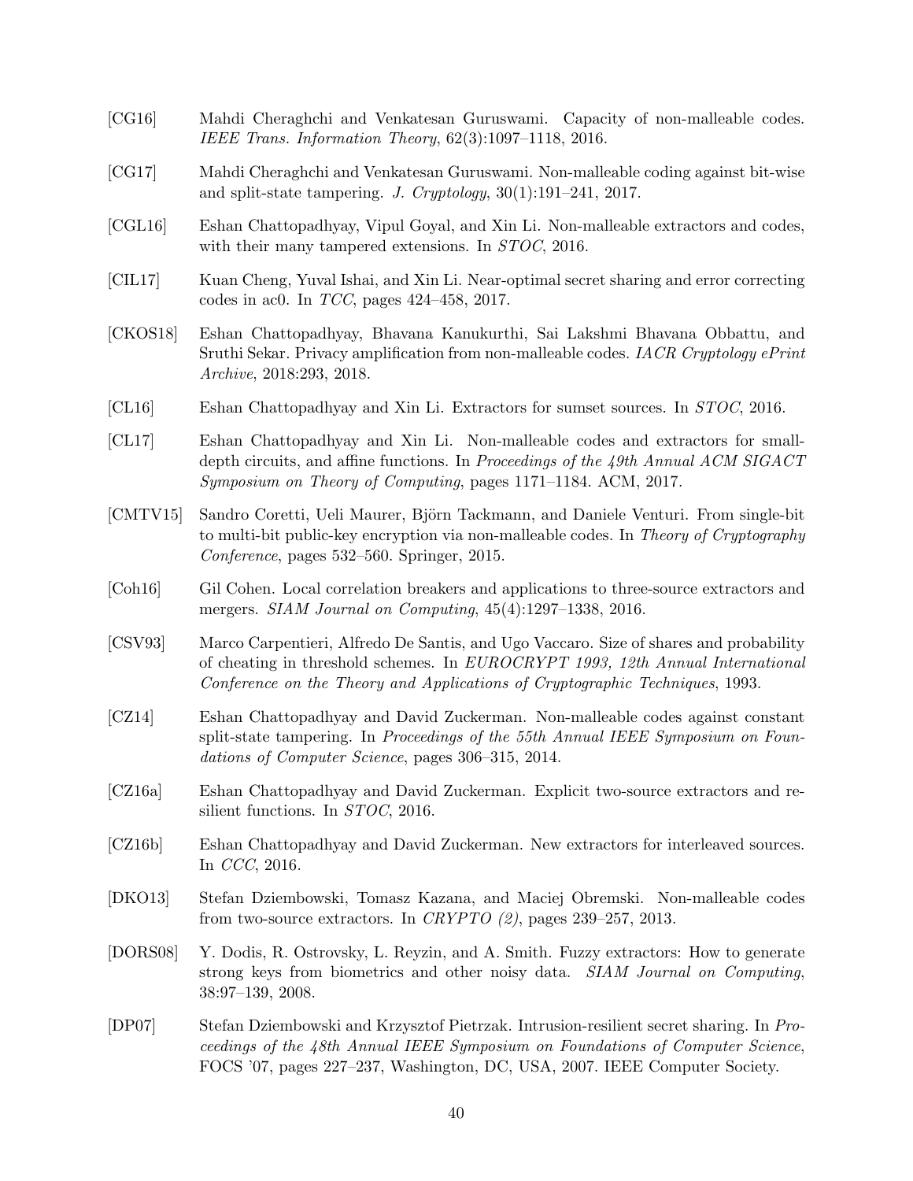[CG16] Mahdi Cheraghchi and Venkatesan Guruswami. Capacity of non-malleable codes. *IEEE Trans. Information Theory*, 62(3):1097–1118, 2016.

[CG17] Mahdi Cheraghchi and Venkatesan Guruswami. Non-malleable coding against bit-wise and split-state tampering. *J. Cryptology*, 30(1):191–241, 2017.

[CGL16] Eshan Chattopadhyay, Vipul Goyal, and Xin Li. Non-malleable extractors and codes, with their many tampered extensions. In *STOC*, 2016.

[CIL17] Kuan Cheng, Yuval Ishai, and Xin Li. Near-optimal secret sharing and error correcting codes in ac0. In *TCC*, pages 424–458, 2017.

[CKOS18] Eshan Chattopadhyay, Bhavana Kanukurthi, Sai Lakshmi Bhavana Obbattu, and Sruthi Sekar. Privacy amplification from non-malleable codes. *IACR Cryptology ePrint Archive*, 2018:293, 2018.

[CL16] Eshan Chattopadhyay and Xin Li. Extractors for sumset sources. In *STOC*, 2016.

[CL17] Eshan Chattopadhyay and Xin Li. Non-malleable codes and extractors for small-depth circuits, and affine functions. In *Proceedings of the 49th Annual ACM SIGACT Symposium on Theory of Computing*, pages 1171–1184. ACM, 2017.

[CMTV15] Sandro Coretti, Ueli Maurer, Björn Tackmann, and Daniele Venturi. From single-bit to multi-bit public-key encryption via non-malleable codes. In *Theory of Cryptography Conference*, pages 532–560. Springer, 2015.

[Coh16] Gil Cohen. Local correlation breakers and applications to three-source extractors and mergers. *SIAM Journal on Computing*, 45(4):1297–1338, 2016.

[CSV93] Marco Carpentieri, Alfredo De Santis, and Ugo Vaccaro. Size of shares and probability of cheating in threshold schemes. In *EUROCRYPT 1993, 12th Annual International Conference on the Theory and Applications of Cryptographic Techniques*, 1993.

[CZ14] Eshan Chattopadhyay and David Zuckerman. Non-malleable codes against constant split-state tampering. In *Proceedings of the 55th Annual IEEE Symposium on Foundations of Computer Science*, pages 306–315, 2014.

[CZ16a] Eshan Chattopadhyay and David Zuckerman. Explicit two-source extractors and resilient functions. In *STOC*, 2016.

[CZ16b] Eshan Chattopadhyay and David Zuckerman. New extractors for interleaved sources. In *CCC*, 2016.

[DKO13] Stefan Dziembowski, Tomasz Kazana, and Maciej Obremski. Non-malleable codes from two-source extractors. In *CRYPTO (2)*, pages 239–257, 2013.

[DORS08] Y. Dodis, R. Ostrovsky, L. Reyzin, and A. Smith. Fuzzy extractors: How to generate strong keys from biometrics and other noisy data. *SIAM Journal on Computing*, 38:97–139, 2008.

[DP07] Stefan Dziembowski and Krzysztof Pietrzak. Intrusion-resilient secret sharing. In *Proceedings of the 48th Annual IEEE Symposium on Foundations of Computer Science*, FOCS '07, pages 227–237, Washington, DC, USA, 2007. IEEE Computer Society.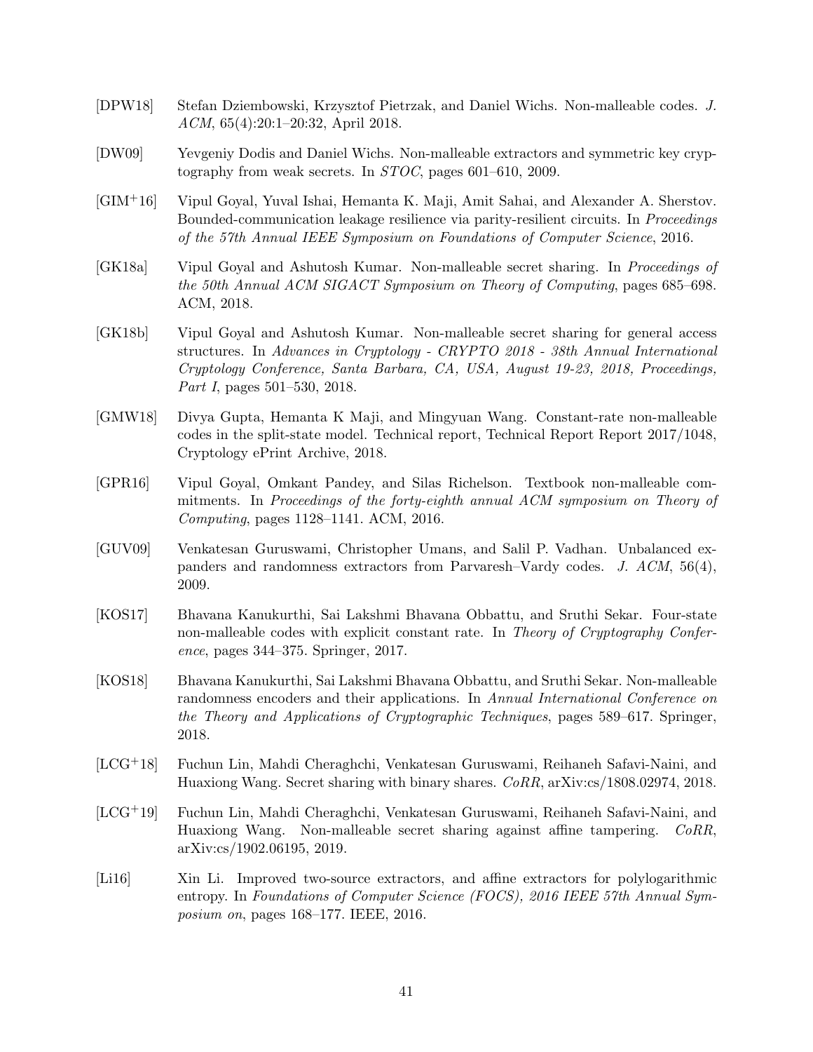[DPW18] Stefan Dziembowski, Krzysztof Pietrzak, and Daniel Wichs. Non-malleable codes. *J. ACM*, 65(4):20:1–20:32, April 2018.

[DW09] Yevgeniy Dodis and Daniel Wichs. Non-malleable extractors and symmetric key cryptography from weak secrets. In *STOC*, pages 601–610, 2009.

[GIM+16] Vipul Goyal, Yuval Ishai, Hemanta K. Maji, Amit Sahai, and Alexander A. Sherstov. Bounded-communication leakage resilience via parity-resilient circuits. In *Proceedings of the 57th Annual IEEE Symposium on Foundations of Computer Science*, 2016.

[GK18a] Vipul Goyal and Ashutosh Kumar. Non-malleable secret sharing. In *Proceedings of the 50th Annual ACM SIGACT Symposium on Theory of Computing*, pages 685–698. ACM, 2018.

[GK18b] Vipul Goyal and Ashutosh Kumar. Non-malleable secret sharing for general access structures. In *Advances in Cryptology - CRYPTO 2018 - 38th Annual International Cryptology Conference, Santa Barbara, CA, USA, August 19-23, 2018, Proceedings, Part I*, pages 501–530, 2018.

[GMW18] Divya Gupta, Hemanta K Maji, and Mingyuan Wang. Constant-rate non-malleable codes in the split-state model. Technical report, Technical Report Report 2017/1048, Cryptology ePrint Archive, 2018.

[GPR16] Vipul Goyal, Omkant Pandey, and Silas Richelson. Textbook non-malleable commitments. In *Proceedings of the forty-eighth annual ACM symposium on Theory of Computing*, pages 1128–1141. ACM, 2016.

[GUV09] Venkatesan Guruswami, Christopher Umans, and Salil P. Vadhan. Unbalanced expanders and randomness extractors from Parvaresh–Vardy codes. *J. ACM*, 56(4), 2009.

[KOS17] Bhavana Kanukurthi, Sai Lakshmi Bhavana Obbattu, and Sruthi Sekar. Four-state non-malleable codes with explicit constant rate. In *Theory of Cryptography Conference*, pages 344–375. Springer, 2017.

[KOS18] Bhavana Kanukurthi, Sai Lakshmi Bhavana Obbattu, and Sruthi Sekar. Non-malleable randomness encoders and their applications. In *Annual International Conference on the Theory and Applications of Cryptographic Techniques*, pages 589–617. Springer, 2018.

[LCG+18] Fuchun Lin, Mahdi Cheraghchi, Venkatesan Guruswami, Reihaneh Safavi-Naini, and Huaxiong Wang. Secret sharing with binary shares. *CoRR*, arXiv:cs/1808.02974, 2018.

[LCG+19] Fuchun Lin, Mahdi Cheraghchi, Venkatesan Guruswami, Reihaneh Safavi-Naini, and Huaxiong Wang. Non-malleable secret sharing against affine tampering. *CoRR*, arXiv:cs/1902.06195, 2019.

[Li16] Xin Li. Improved two-source extractors, and affine extractors for polylogarithmic entropy. In *Foundations of Computer Science (FOCS), 2016 IEEE 57th Annual Symposium on*, pages 168–177. IEEE, 2016.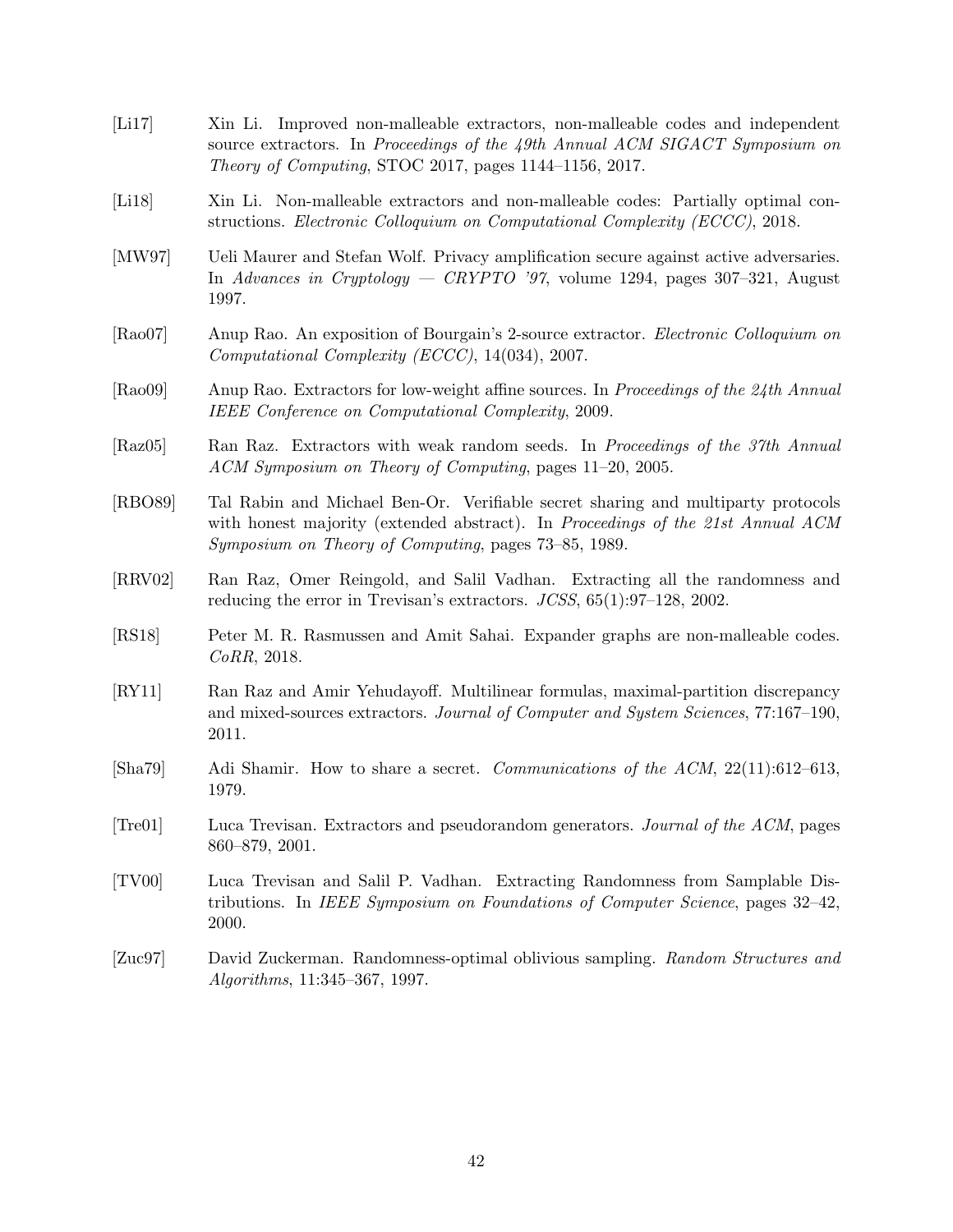[Li17] Xin Li. Improved non-malleable extractors, non-malleable codes and independent source extractors. In *Proceedings of the 49th Annual ACM SIGACT Symposium on Theory of Computing*, STOC 2017, pages 1144–1156, 2017.

[Li18] Xin Li. Non-malleable extractors and non-malleable codes: Partially optimal constructions. *Electronic Colloquium on Computational Complexity (ECCC)*, 2018.

[MW97] Ueli Maurer and Stefan Wolf. Privacy amplification secure against active adversaries. In *Advances in Cryptology — CRYPTO '97*, volume 1294, pages 307–321, August 1997.

[Rao07] Anup Rao. An exposition of Bourgain's 2-source extractor. *Electronic Colloquium on Computational Complexity (ECCC)*, 14(034), 2007.

[Rao09] Anup Rao. Extractors for low-weight affine sources. In *Proceedings of the 24th Annual IEEE Conference on Computational Complexity*, 2009.

[Raz05] Ran Raz. Extractors with weak random seeds. In *Proceedings of the 37th Annual ACM Symposium on Theory of Computing*, pages 11–20, 2005.

[RBO89] Tal Rabin and Michael Ben-Or. Verifiable secret sharing and multiparty protocols with honest majority (extended abstract). In *Proceedings of the 21st Annual ACM Symposium on Theory of Computing*, pages 73–85, 1989.

[RRV02] Ran Raz, Omer Reingold, and Salil Vadhan. Extracting all the randomness and reducing the error in Trevisan's extractors. *JCSS*, 65(1):97–128, 2002.

[RS18] Peter M. R. Rasmussen and Amit Sahai. Expander graphs are non-malleable codes. *CoRR*, 2018.

[RY11] Ran Raz and Amir Yehudayoff. Multilinear formulas, maximal-partition discrepancy and mixed-sources extractors. *Journal of Computer and System Sciences*, 77:167–190, 2011.

[Sha79] Adi Shamir. How to share a secret. *Communications of the ACM*, 22(11):612–613, 1979.

[Tre01] Luca Trevisan. Extractors and pseudorandom generators. *Journal of the ACM*, pages 860–879, 2001.

[TV00] Luca Trevisan and Salil P. Vadhan. Extracting Randomness from Samplable Distributions. In *IEEE Symposium on Foundations of Computer Science*, pages 32–42, 2000.

[Zuc97] David Zuckerman. Randomness-optimal oblivious sampling. *Random Structures and Algorithms*, 11:345–367, 1997.